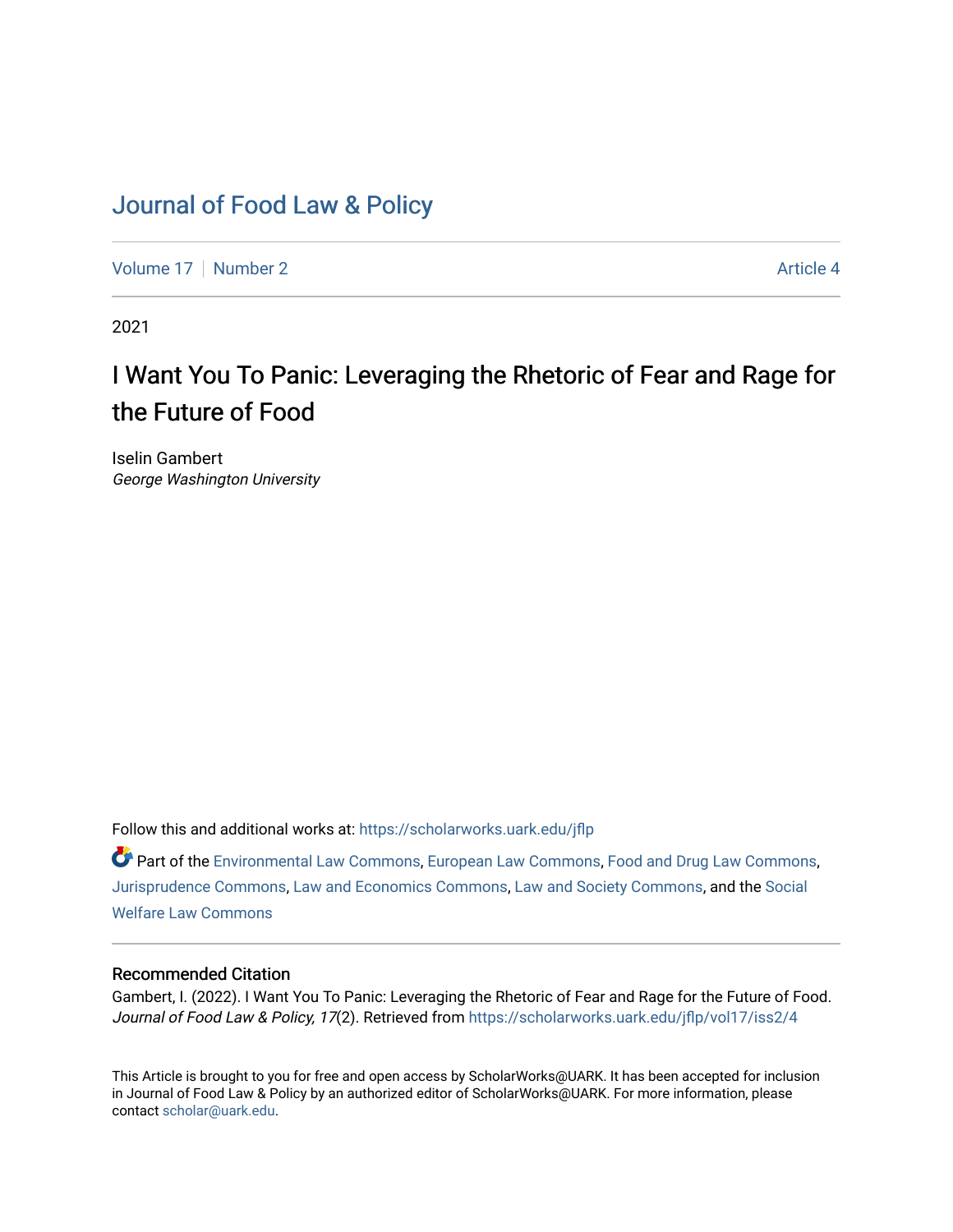# Journal of Food Law & Policy

Volume 17 | Number 2 | Article 4

2021

## I Want You To Panic: Leveraging the Rhetoric of Fear and Rage for the Future of Food

Iselin Gambert
*George Washington University*

Follow this and additional works at: https://scholarworks.uark.edu/jflp

Part of the Environmental Law Commons, European Law Commons, Food and Drug Law Commons, Jurisprudence Commons, Law and Economics Commons, Law and Society Commons, and the Social Welfare Law Commons

### Recommended Citation

Gambert, I. (2022). I Want You To Panic: Leveraging the Rhetoric of Fear and Rage for the Future of Food. *Journal of Food Law & Policy, 17*(2). Retrieved from https://scholarworks.uark.edu/jflp/vol17/iss2/4

This Article is brought to you for free and open access by ScholarWorks@UARK. It has been accepted for inclusion in Journal of Food Law & Policy by an authorized editor of ScholarWorks@UARK. For more information, please contact scholar@uark.edu.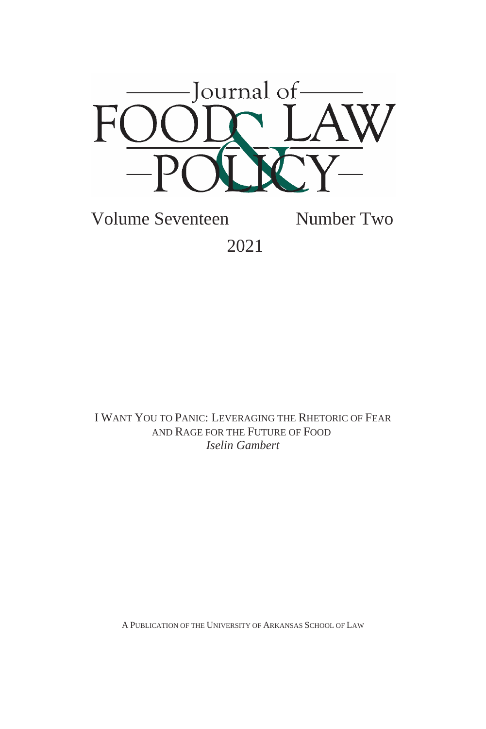# Journal of FOOD & LAW POLICY

Volume Seventeen Number Two

2021

I WANT YOU TO PANIC: LEVERAGING THE RHETORIC OF FEAR AND RAGE FOR THE FUTURE OF FOOD
*Iselin Gambert*

A PUBLICATION OF THE UNIVERSITY OF ARKANSAS SCHOOL OF LAW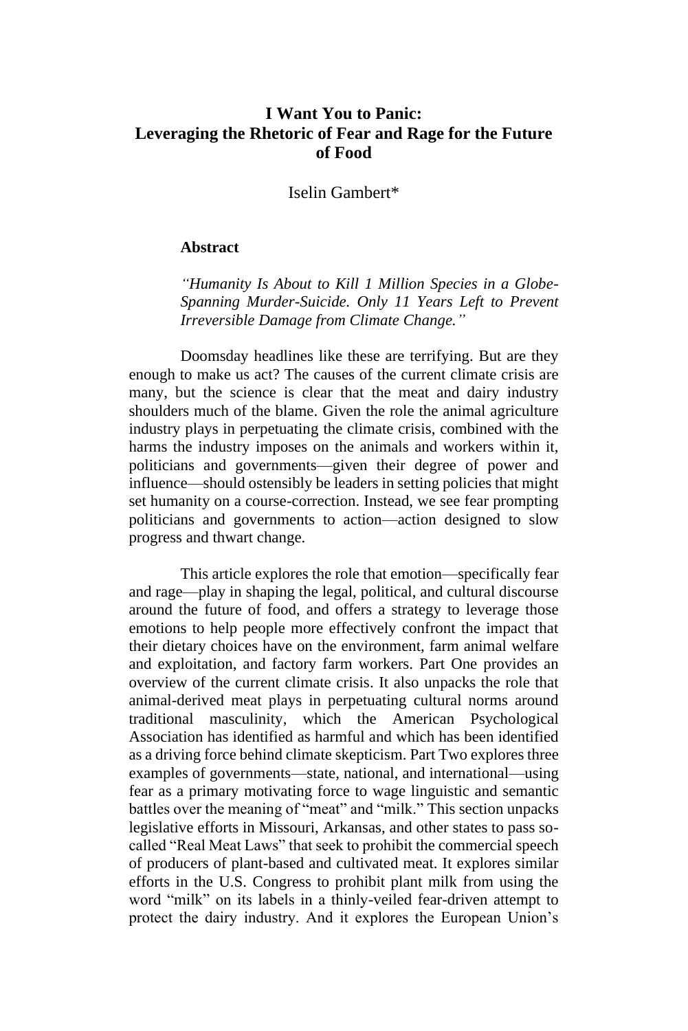# I Want You to Panic: Leveraging the Rhetoric of Fear and Rage for the Future of Food

Iselin Gambert*

**Abstract**

*"Humanity Is About to Kill 1 Million Species in a Globe-Spanning Murder-Suicide. Only 11 Years Left to Prevent Irreversible Damage from Climate Change."*

Doomsday headlines like these are terrifying. But are they enough to make us act? The causes of the current climate crisis are many, but the science is clear that the meat and dairy industry shoulders much of the blame. Given the role the animal agriculture industry plays in perpetuating the climate crisis, combined with the harms the industry imposes on the animals and workers within it, politicians and governments—given their degree of power and influence—should ostensibly be leaders in setting policies that might set humanity on a course-correction. Instead, we see fear prompting politicians and governments to action—action designed to slow progress and thwart change.

This article explores the role that emotion—specifically fear and rage—play in shaping the legal, political, and cultural discourse around the future of food, and offers a strategy to leverage those emotions to help people more effectively confront the impact that their dietary choices have on the environment, farm animal welfare and exploitation, and factory farm workers. Part One provides an overview of the current climate crisis. It also unpacks the role that animal-derived meat plays in perpetuating cultural norms around traditional masculinity, which the American Psychological Association has identified as harmful and which has been identified as a driving force behind climate skepticism. Part Two explores three examples of governments—state, national, and international—using fear as a primary motivating force to wage linguistic and semantic battles over the meaning of "meat" and "milk." This section unpacks legislative efforts in Missouri, Arkansas, and other states to pass so-called "Real Meat Laws" that seek to prohibit the commercial speech of producers of plant-based and cultivated meat. It explores similar efforts in the U.S. Congress to prohibit plant milk from using the word "milk" on its labels in a thinly-veiled fear-driven attempt to protect the dairy industry. And it explores the European Union's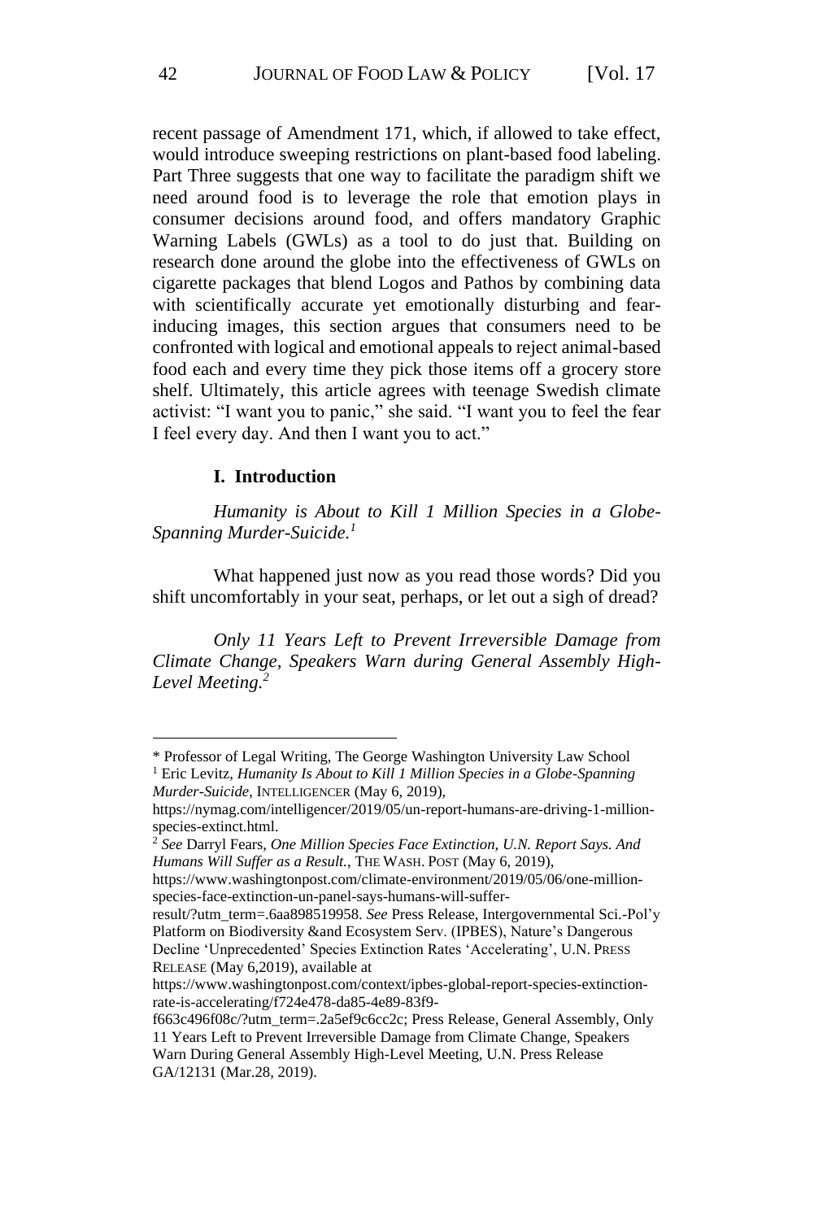recent passage of Amendment 171, which, if allowed to take effect, would introduce sweeping restrictions on plant-based food labeling. Part Three suggests that one way to facilitate the paradigm shift we need around food is to leverage the role that emotion plays in consumer decisions around food, and offers mandatory Graphic Warning Labels (GWLs) as a tool to do just that. Building on research done around the globe into the effectiveness of GWLs on cigarette packages that blend Logos and Pathos by combining data with scientifically accurate yet emotionally disturbing and fear-inducing images, this section argues that consumers need to be confronted with logical and emotional appeals to reject animal-based food each and every time they pick those items off a grocery store shelf. Ultimately, this article agrees with teenage Swedish climate activist: "I want you to panic," she said. "I want you to feel the fear I feel every day. And then I want you to act."

## I. Introduction

*Humanity is About to Kill 1 Million Species in a Globe-Spanning Murder-Suicide.*[1]

What happened just now as you read those words? Did you shift uncomfortably in your seat, perhaps, or let out a sigh of dread?

*Only 11 Years Left to Prevent Irreversible Damage from Climate Change, Speakers Warn during General Assembly High-Level Meeting.*[2]

---

\* Professor of Legal Writing, The George Washington University Law School

[1] Eric Levitz, *Humanity Is About to Kill 1 Million Species in a Globe-Spanning Murder-Suicide*, INTELLIGENCER (May 6, 2019), https://nymag.com/intelligencer/2019/05/un-report-humans-are-driving-1-million-species-extinct.html.

[2] *See* Darryl Fears, *One Million Species Face Extinction, U.N. Report Says. And Humans Will Suffer as a Result.*, THE WASH. POST (May 6, 2019), https://www.washingtonpost.com/climate-environment/2019/05/06/one-million-species-face-extinction-un-panel-says-humans-will-suffer-result/?utm_term=.6aa898519958. *See* Press Release, Intergovernmental Sci.-Pol'y Platform on Biodiversity &and Ecosystem Serv. (IPBES), Nature's Dangerous Decline 'Unprecedented' Species Extinction Rates 'Accelerating', U.N. PRESS RELEASE (May 6,2019), available at https://www.washingtonpost.com/context/ipbes-global-report-species-extinction-rate-is-accelerating/f724e478-da85-4e89-83f9-f663c496f08c/?utm_term=.2a5ef9c6cc2c; Press Release, General Assembly, Only 11 Years Left to Prevent Irreversible Damage from Climate Change, Speakers Warn During General Assembly High-Level Meeting, U.N. Press Release GA/12131 (Mar.28, 2019).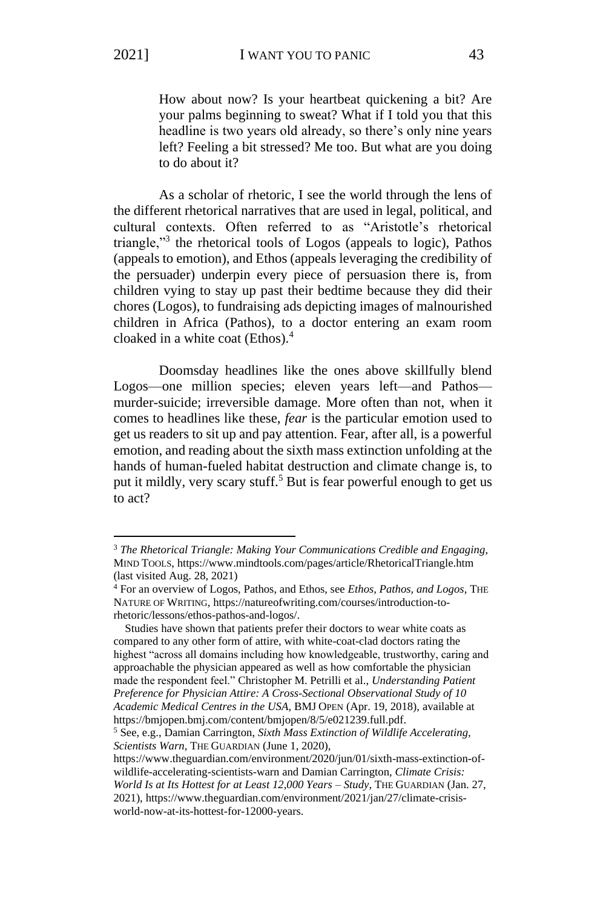> How about now? Is your heartbeat quickening a bit? Are your palms beginning to sweat? What if I told you that this headline is two years old already, so there's only nine years left? Feeling a bit stressed? Me too. But what are you doing to do about it?

As a scholar of rhetoric, I see the world through the lens of the different rhetorical narratives that are used in legal, political, and cultural contexts. Often referred to as "Aristotle's rhetorical triangle,"[3] the rhetorical tools of Logos (appeals to logic), Pathos (appeals to emotion), and Ethos (appeals leveraging the credibility of the persuader) underpin every piece of persuasion there is, from children vying to stay up past their bedtime because they did their chores (Logos), to fundraising ads depicting images of malnourished children in Africa (Pathos), to a doctor entering an exam room cloaked in a white coat (Ethos).[4]

Doomsday headlines like the ones above skillfully blend Logos—one million species; eleven years left—and Pathos—murder-suicide; irreversible damage. More often than not, when it comes to headlines like these, *fear* is the particular emotion used to get us readers to sit up and pay attention. Fear, after all, is a powerful emotion, and reading about the sixth mass extinction unfolding at the hands of human-fueled habitat destruction and climate change is, to put it mildly, very scary stuff.[5] But is fear powerful enough to get us to act?

---

[3] *The Rhetorical Triangle: Making Your Communications Credible and Engaging*, MIND TOOLS, https://www.mindtools.com/pages/article/RhetoricalTriangle.htm (last visited Aug. 28, 2021)

[4] For an overview of Logos, Pathos, and Ethos, see *Ethos, Pathos, and Logos*, THE NATURE OF WRITING, https://natureofwriting.com/courses/introduction-to-rhetoric/lessons/ethos-pathos-and-logos/.

Studies have shown that patients prefer their doctors to wear white coats as compared to any other form of attire, with white-coat-clad doctors rating the highest "across all domains including how knowledgeable, trustworthy, caring and approachable the physician appeared as well as how comfortable the physician made the respondent feel." Christopher M. Petrilli et al., *Understanding Patient Preference for Physician Attire: A Cross-Sectional Observational Study of 10 Academic Medical Centres in the USA*, BMJ OPEN (Apr. 19, 2018), available at https://bmjopen.bmj.com/content/bmjopen/8/5/e021239.full.pdf.

[5] See, e.g., Damian Carrington, *Sixth Mass Extinction of Wildlife Accelerating, Scientists Warn*, THE GUARDIAN (June 1, 2020), https://www.theguardian.com/environment/2020/jun/01/sixth-mass-extinction-of-wildlife-accelerating-scientists-warn and Damian Carrington, *Climate Crisis: World Is at Its Hottest for at Least 12,000 Years – Study*, THE GUARDIAN (Jan. 27, 2021), https://www.theguardian.com/environment/2021/jan/27/climate-crisis-world-now-at-its-hottest-for-12000-years.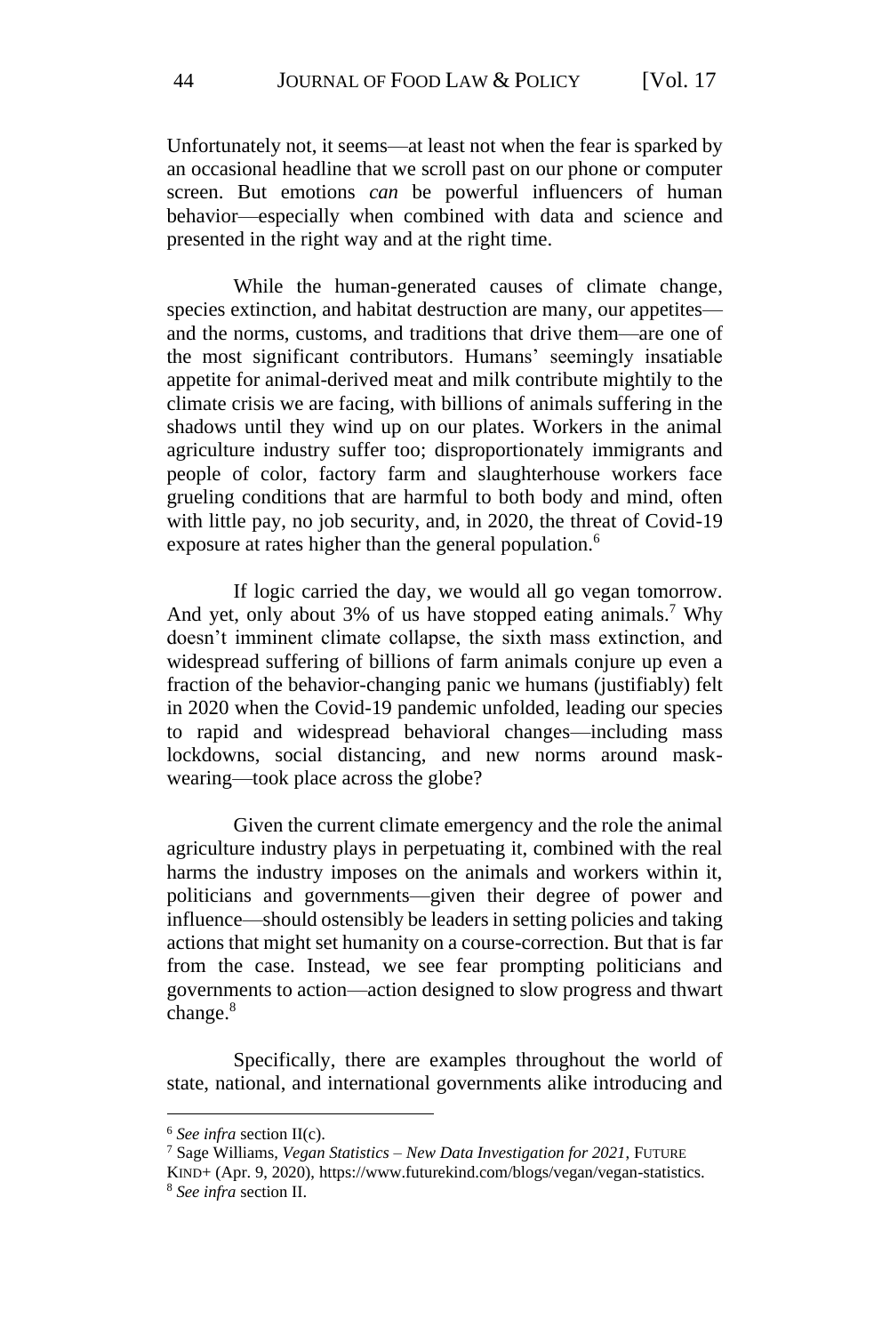Unfortunately not, it seems—at least not when the fear is sparked by an occasional headline that we scroll past on our phone or computer screen. But emotions *can* be powerful influencers of human behavior—especially when combined with data and science and presented in the right way and at the right time.

While the human-generated causes of climate change, species extinction, and habitat destruction are many, our appetites—and the norms, customs, and traditions that drive them—are one of the most significant contributors. Humans' seemingly insatiable appetite for animal-derived meat and milk contribute mightily to the climate crisis we are facing, with billions of animals suffering in the shadows until they wind up on our plates. Workers in the animal agriculture industry suffer too; disproportionately immigrants and people of color, factory farm and slaughterhouse workers face grueling conditions that are harmful to both body and mind, often with little pay, no job security, and, in 2020, the threat of Covid-19 exposure at rates higher than the general population.[6]

If logic carried the day, we would all go vegan tomorrow. And yet, only about 3% of us have stopped eating animals.[7] Why doesn't imminent climate collapse, the sixth mass extinction, and widespread suffering of billions of farm animals conjure up even a fraction of the behavior-changing panic we humans (justifiably) felt in 2020 when the Covid-19 pandemic unfolded, leading our species to rapid and widespread behavioral changes—including mass lockdowns, social distancing, and new norms around mask-wearing—took place across the globe?

Given the current climate emergency and the role the animal agriculture industry plays in perpetuating it, combined with the real harms the industry imposes on the animals and workers within it, politicians and governments—given their degree of power and influence—should ostensibly be leaders in setting policies and taking actions that might set humanity on a course-correction. But that is far from the case. Instead, we see fear prompting politicians and governments to action—action designed to slow progress and thwart change.[8]

Specifically, there are examples throughout the world of state, national, and international governments alike introducing and

---

[6] *See infra* section II(c).

[7] Sage Williams, *Vegan Statistics – New Data Investigation for 2021*, FUTURE KIND+ (Apr. 9, 2020), https://www.futurekind.com/blogs/vegan/vegan-statistics.

[8] *See infra* section II.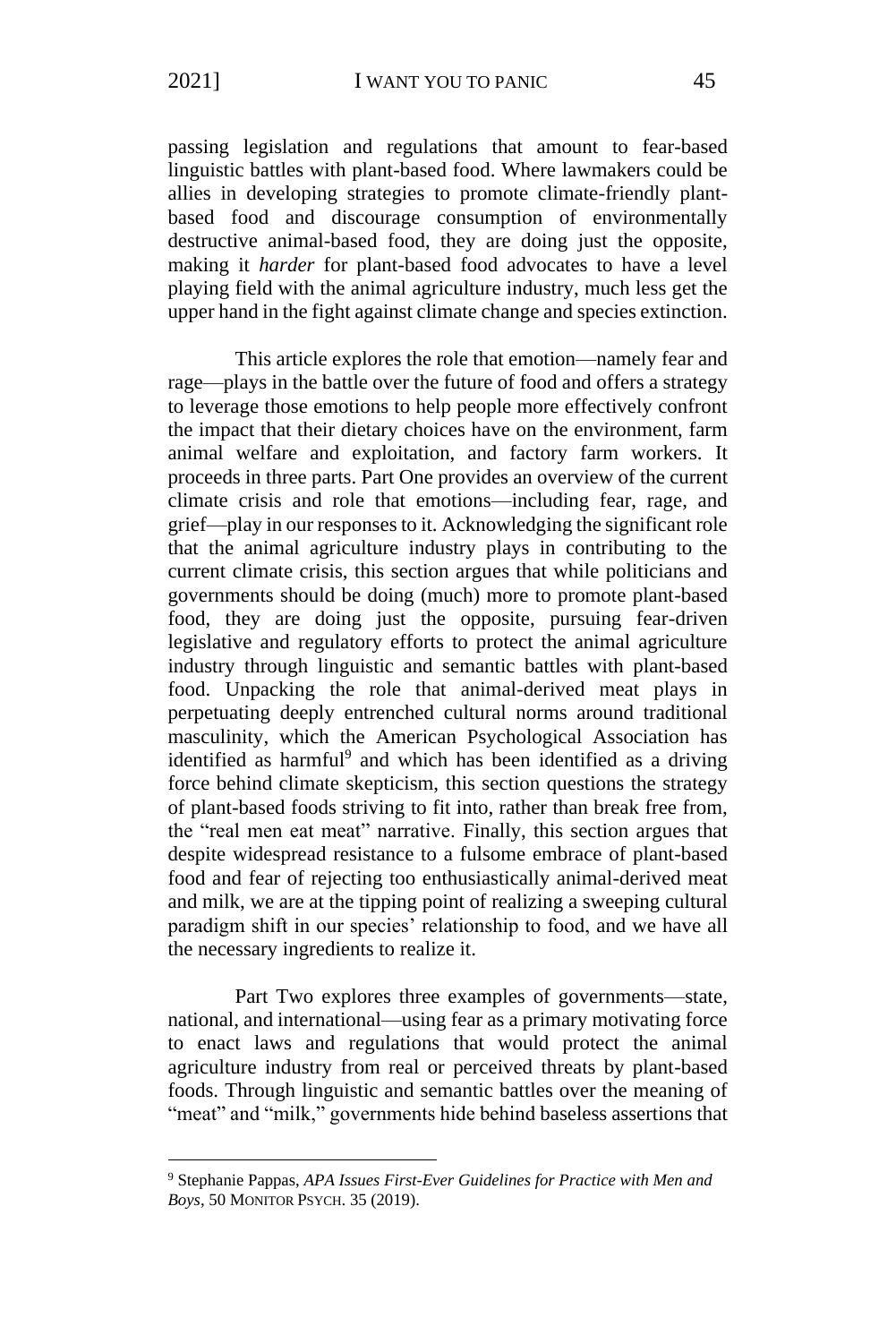passing legislation and regulations that amount to fear-based linguistic battles with plant-based food. Where lawmakers could be allies in developing strategies to promote climate-friendly plant-based food and discourage consumption of environmentally destructive animal-based food, they are doing just the opposite, making it *harder* for plant-based food advocates to have a level playing field with the animal agriculture industry, much less get the upper hand in the fight against climate change and species extinction.

This article explores the role that emotion—namely fear and rage—plays in the battle over the future of food and offers a strategy to leverage those emotions to help people more effectively confront the impact that their dietary choices have on the environment, farm animal welfare and exploitation, and factory farm workers. It proceeds in three parts. Part One provides an overview of the current climate crisis and role that emotions—including fear, rage, and grief—play in our responses to it. Acknowledging the significant role that the animal agriculture industry plays in contributing to the current climate crisis, this section argues that while politicians and governments should be doing (much) more to promote plant-based food, they are doing just the opposite, pursuing fear-driven legislative and regulatory efforts to protect the animal agriculture industry through linguistic and semantic battles with plant-based food. Unpacking the role that animal-derived meat plays in perpetuating deeply entrenched cultural norms around traditional masculinity, which the American Psychological Association has identified as harmful[9] and which has been identified as a driving force behind climate skepticism, this section questions the strategy of plant-based foods striving to fit into, rather than break free from, the "real men eat meat" narrative. Finally, this section argues that despite widespread resistance to a fulsome embrace of plant-based food and fear of rejecting too enthusiastically animal-derived meat and milk, we are at the tipping point of realizing a sweeping cultural paradigm shift in our species' relationship to food, and we have all the necessary ingredients to realize it.

Part Two explores three examples of governments—state, national, and international—using fear as a primary motivating force to enact laws and regulations that would protect the animal agriculture industry from real or perceived threats by plant-based foods. Through linguistic and semantic battles over the meaning of "meat" and "milk," governments hide behind baseless assertions that

---

[9] Stephanie Pappas, *APA Issues First-Ever Guidelines for Practice with Men and Boys*, 50 MONITOR PSYCH. 35 (2019).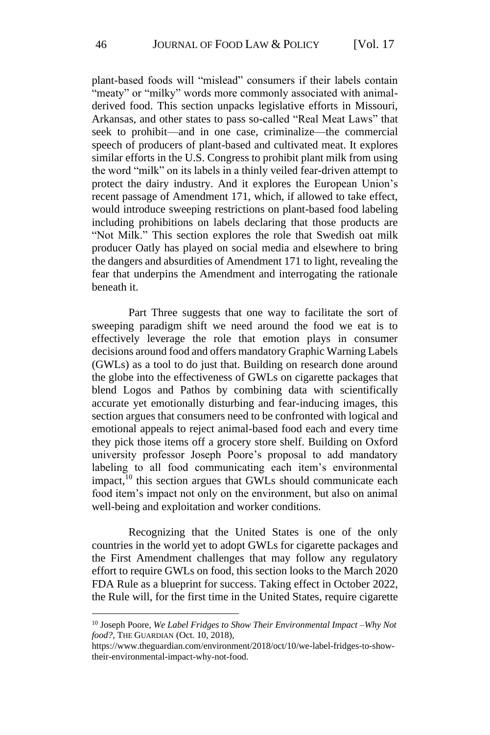plant-based foods will "mislead" consumers if their labels contain "meaty" or "milky" words more commonly associated with animal-derived food. This section unpacks legislative efforts in Missouri, Arkansas, and other states to pass so-called "Real Meat Laws" that seek to prohibit—and in one case, criminalize—the commercial speech of producers of plant-based and cultivated meat. It explores similar efforts in the U.S. Congress to prohibit plant milk from using the word "milk" on its labels in a thinly veiled fear-driven attempt to protect the dairy industry. And it explores the European Union's recent passage of Amendment 171, which, if allowed to take effect, would introduce sweeping restrictions on plant-based food labeling including prohibitions on labels declaring that those products are "Not Milk." This section explores the role that Swedish oat milk producer Oatly has played on social media and elsewhere to bring the dangers and absurdities of Amendment 171 to light, revealing the fear that underpins the Amendment and interrogating the rationale beneath it.

Part Three suggests that one way to facilitate the sort of sweeping paradigm shift we need around the food we eat is to effectively leverage the role that emotion plays in consumer decisions around food and offers mandatory Graphic Warning Labels (GWLs) as a tool to do just that. Building on research done around the globe into the effectiveness of GWLs on cigarette packages that blend Logos and Pathos by combining data with scientifically accurate yet emotionally disturbing and fear-inducing images, this section argues that consumers need to be confronted with logical and emotional appeals to reject animal-based food each and every time they pick those items off a grocery store shelf. Building on Oxford university professor Joseph Poore's proposal to add mandatory labeling to all food communicating each item's environmental impact,[10] this section argues that GWLs should communicate each food item's impact not only on the environment, but also on animal well-being and exploitation and worker conditions.

Recognizing that the United States is one of the only countries in the world yet to adopt GWLs for cigarette packages and the First Amendment challenges that may follow any regulatory effort to require GWLs on food, this section looks to the March 2020 FDA Rule as a blueprint for success. Taking effect in October 2022, the Rule will, for the first time in the United States, require cigarette

---

[10] Joseph Poore, *We Label Fridges to Show Their Environmental Impact –Why Not food?*, THE GUARDIAN (Oct. 10, 2018), https://www.theguardian.com/environment/2018/oct/10/we-label-fridges-to-show-their-environmental-impact-why-not-food.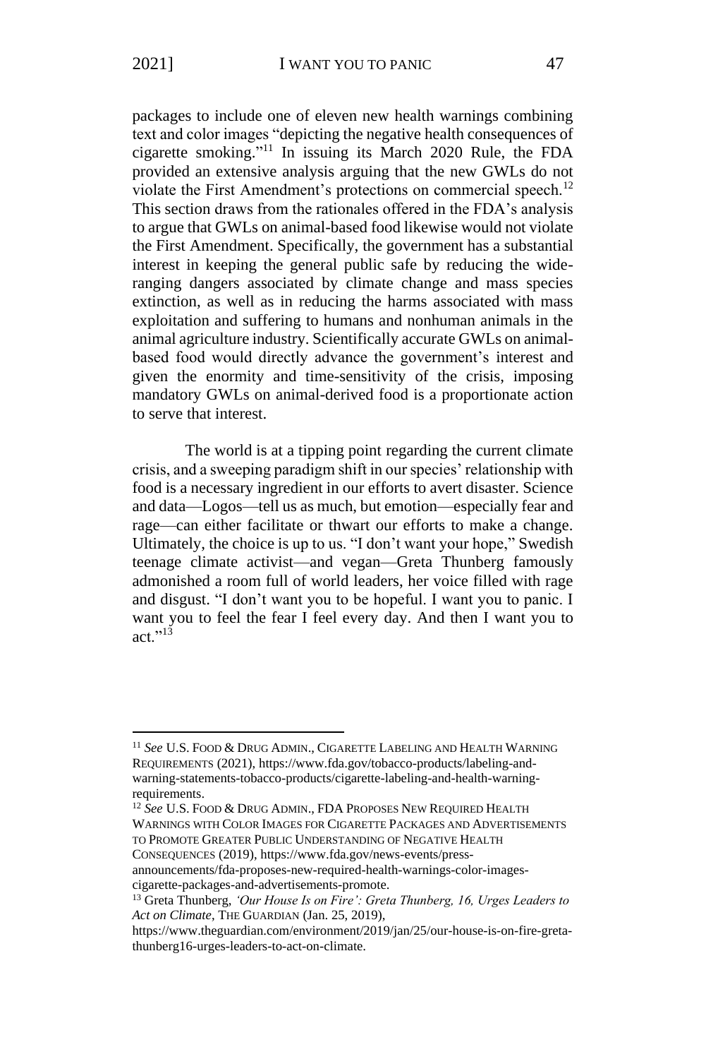packages to include one of eleven new health warnings combining text and color images "depicting the negative health consequences of cigarette smoking."[11] In issuing its March 2020 Rule, the FDA provided an extensive analysis arguing that the new GWLs do not violate the First Amendment's protections on commercial speech.[12] This section draws from the rationales offered in the FDA's analysis to argue that GWLs on animal-based food likewise would not violate the First Amendment. Specifically, the government has a substantial interest in keeping the general public safe by reducing the wide-ranging dangers associated by climate change and mass species extinction, as well as in reducing the harms associated with mass exploitation and suffering to humans and nonhuman animals in the animal agriculture industry. Scientifically accurate GWLs on animal-based food would directly advance the government's interest and given the enormity and time-sensitivity of the crisis, imposing mandatory GWLs on animal-derived food is a proportionate action to serve that interest.

The world is at a tipping point regarding the current climate crisis, and a sweeping paradigm shift in our species' relationship with food is a necessary ingredient in our efforts to avert disaster. Science and data—Logos—tell us as much, but emotion—especially fear and rage—can either facilitate or thwart our efforts to make a change. Ultimately, the choice is up to us. "I don't want your hope," Swedish teenage climate activist—and vegan—Greta Thunberg famously admonished a room full of world leaders, her voice filled with rage and disgust. "I don't want you to be hopeful. I want you to panic. I want you to feel the fear I feel every day. And then I want you to act."[13]

---

[11] *See* U.S. FOOD & DRUG ADMIN., CIGARETTE LABELING AND HEALTH WARNING REQUIREMENTS (2021), https://www.fda.gov/tobacco-products/labeling-and-warning-statements-tobacco-products/cigarette-labeling-and-health-warning-requirements.

[12] *See* U.S. FOOD & DRUG ADMIN., FDA PROPOSES NEW REQUIRED HEALTH WARNINGS WITH COLOR IMAGES FOR CIGARETTE PACKAGES AND ADVERTISEMENTS TO PROMOTE GREATER PUBLIC UNDERSTANDING OF NEGATIVE HEALTH CONSEQUENCES (2019), https://www.fda.gov/news-events/press-announcements/fda-proposes-new-required-health-warnings-color-images-cigarette-packages-and-advertisements-promote.

[13] Greta Thunberg, *'Our House Is on Fire': Greta Thunberg, 16, Urges Leaders to Act on Climate*, THE GUARDIAN (Jan. 25, 2019), https://www.theguardian.com/environment/2019/jan/25/our-house-is-on-fire-greta-thunberg16-urges-leaders-to-act-on-climate.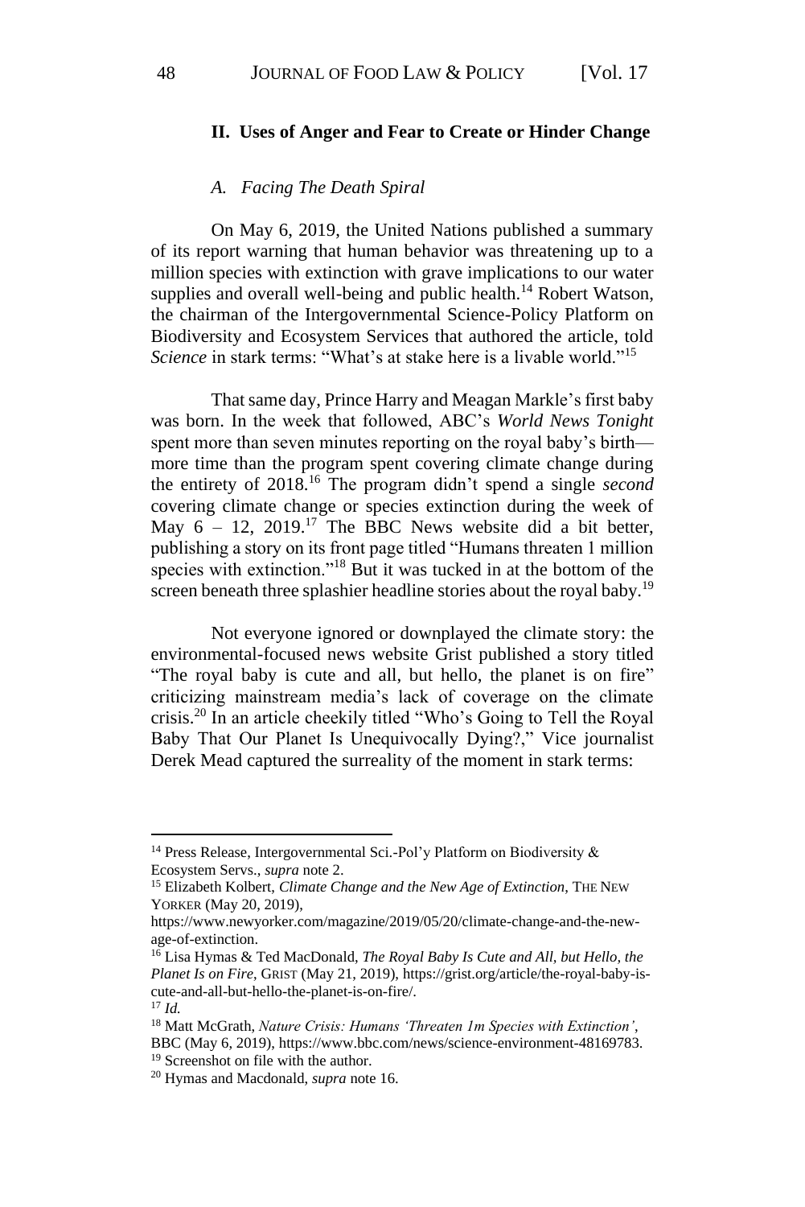## II. Uses of Anger and Fear to Create or Hinder Change

### *A. Facing The Death Spiral*

On May 6, 2019, the United Nations published a summary of its report warning that human behavior was threatening up to a million species with extinction with grave implications to our water supplies and overall well-being and public health.[14] Robert Watson, the chairman of the Intergovernmental Science-Policy Platform on Biodiversity and Ecosystem Services that authored the article, told *Science* in stark terms: "What's at stake here is a livable world."[15]

That same day, Prince Harry and Meagan Markle's first baby was born. In the week that followed, ABC's *World News Tonight* spent more than seven minutes reporting on the royal baby's birth—more time than the program spent covering climate change during the entirety of 2018.[16] The program didn't spend a single *second* covering climate change or species extinction during the week of May 6 – 12, 2019.[17] The BBC News website did a bit better, publishing a story on its front page titled "Humans threaten 1 million species with extinction."[18] But it was tucked in at the bottom of the screen beneath three splashier headline stories about the royal baby.[19]

Not everyone ignored or downplayed the climate story: the environmental-focused news website Grist published a story titled "The royal baby is cute and all, but hello, the planet is on fire" criticizing mainstream media's lack of coverage on the climate crisis.[20] In an article cheekily titled "Who's Going to Tell the Royal Baby That Our Planet Is Unequivocally Dying?," Vice journalist Derek Mead captured the surreality of the moment in stark terms:

---

[14] Press Release, Intergovernmental Sci.-Pol'y Platform on Biodiversity & Ecosystem Servs., *supra* note 2.

[15] Elizabeth Kolbert, *Climate Change and the New Age of Extinction*, THE NEW YORKER (May 20, 2019), https://www.newyorker.com/magazine/2019/05/20/climate-change-and-the-new-age-of-extinction.

[16] Lisa Hymas & Ted MacDonald, *The Royal Baby Is Cute and All, but Hello, the Planet Is on Fire*, GRIST (May 21, 2019), https://grist.org/article/the-royal-baby-is-cute-and-all-but-hello-the-planet-is-on-fire/.

[17] *Id.*

[18] Matt McGrath, *Nature Crisis: Humans 'Threaten 1m Species with Extinction'*, BBC (May 6, 2019), https://www.bbc.com/news/science-environment-48169783.

[19] Screenshot on file with the author.

[20] Hymas and Macdonald, *supra* note 16.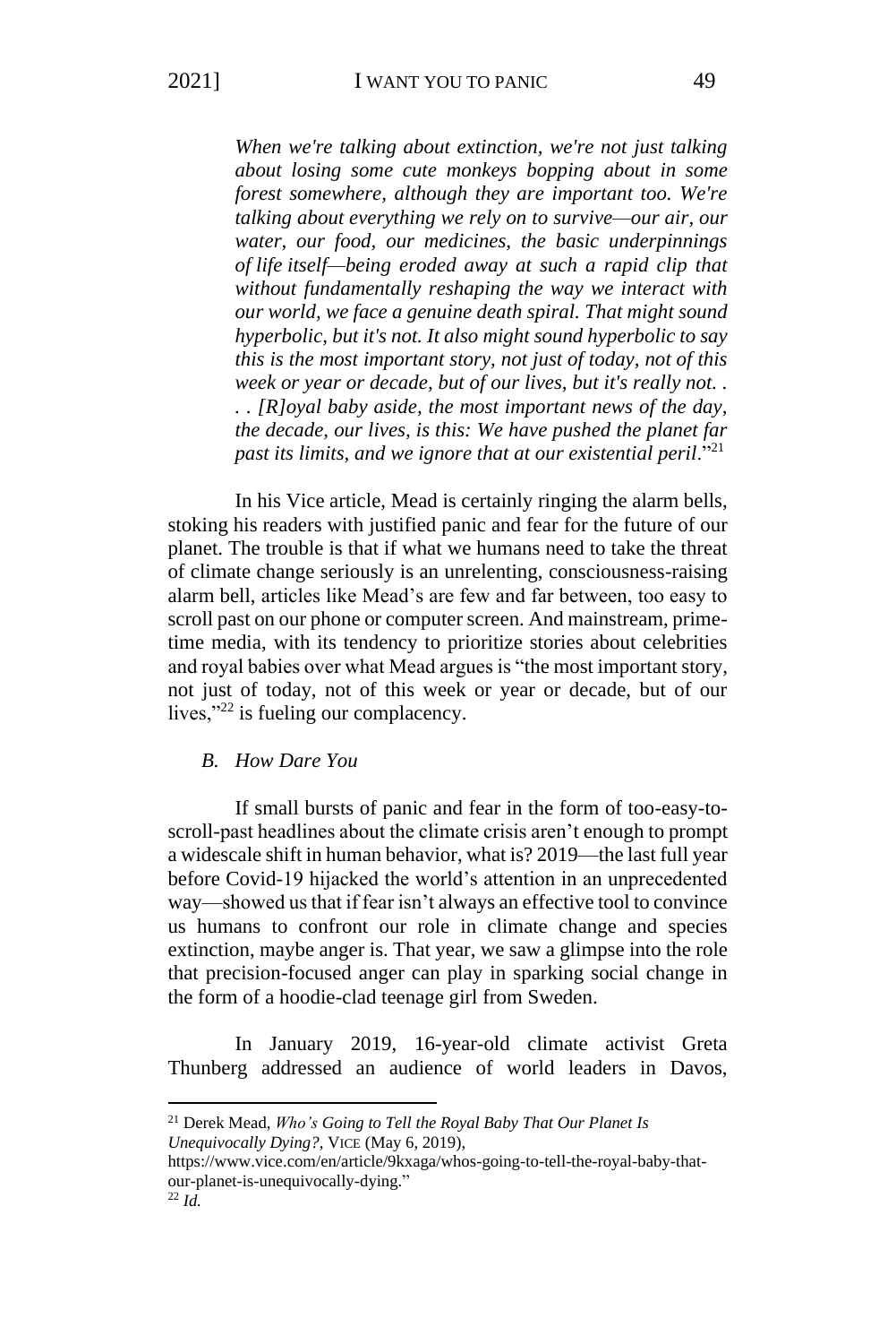*When we're talking about extinction, we're not just talking about losing some cute monkeys bopping about in some forest somewhere, although they are important too. We're talking about everything we rely on to survive—our air, our water, our food, our medicines, the basic underpinnings of life itself—being eroded away at such a rapid clip that without fundamentally reshaping the way we interact with our world, we face a genuine death spiral. That might sound hyperbolic, but it's not. It also might sound hyperbolic to say this is the most important story, not just of today, not of this week or year or decade, but of our lives, but it's really not. . . . [R]oyal baby aside, the most important news of the day, the decade, our lives, is this: We have pushed the planet far past its limits, and we ignore that at our existential peril*."[21]

In his Vice article, Mead is certainly ringing the alarm bells, stoking his readers with justified panic and fear for the future of our planet. The trouble is that if what we humans need to take the threat of climate change seriously is an unrelenting, consciousness-raising alarm bell, articles like Mead's are few and far between, too easy to scroll past on our phone or computer screen. And mainstream, prime-time media, with its tendency to prioritize stories about celebrities and royal babies over what Mead argues is "the most important story, not just of today, not of this week or year or decade, but of our lives,"[22] is fueling our complacency.

### *B. How Dare You*

If small bursts of panic and fear in the form of too-easy-to-scroll-past headlines about the climate crisis aren't enough to prompt a widescale shift in human behavior, what is? 2019—the last full year before Covid-19 hijacked the world's attention in an unprecedented way—showed us that if fear isn't always an effective tool to convince us humans to confront our role in climate change and species extinction, maybe anger is. That year, we saw a glimpse into the role that precision-focused anger can play in sparking social change in the form of a hoodie-clad teenage girl from Sweden.

In January 2019, 16-year-old climate activist Greta Thunberg addressed an audience of world leaders in Davos,

---

[21] Derek Mead, *Who's Going to Tell the Royal Baby That Our Planet Is Unequivocally Dying?*, VICE (May 6, 2019), https://www.vice.com/en/article/9kxaga/whos-going-to-tell-the-royal-baby-that-our-planet-is-unequivocally-dying."

[22] *Id.*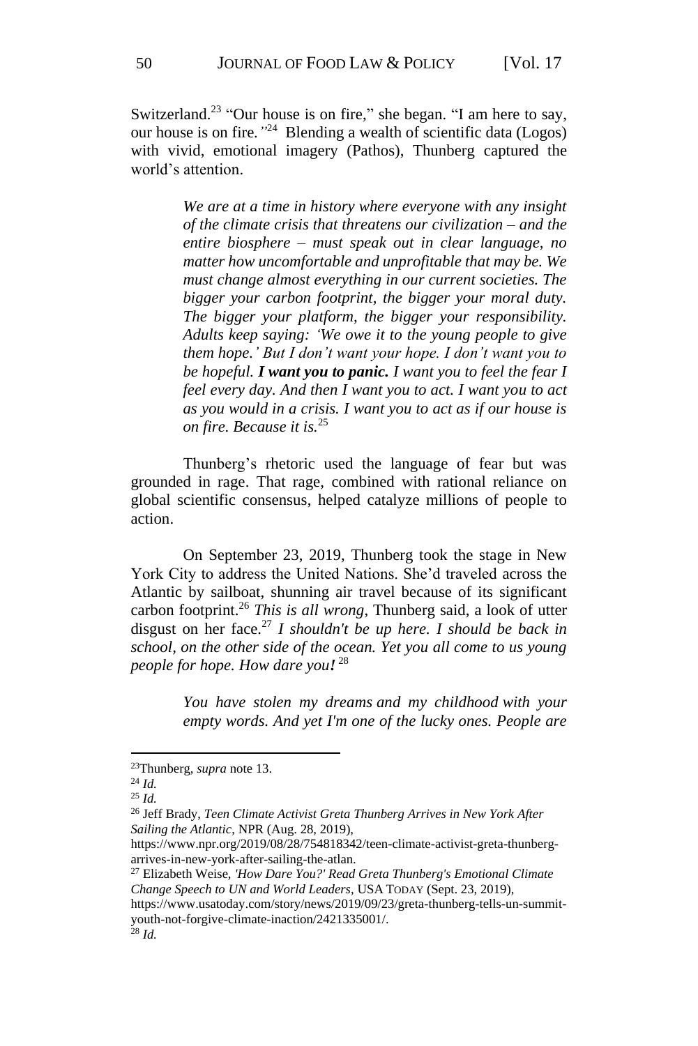Switzerland.[23] "Our house is on fire," she began. "I am here to say, our house is on fire."[24] Blending a wealth of scientific data (Logos) with vivid, emotional imagery (Pathos), Thunberg captured the world's attention.

> *We are at a time in history where everyone with any insight of the climate crisis that threatens our civilization – and the entire biosphere – must speak out in clear language, no matter how uncomfortable and unprofitable that may be. We must change almost everything in our current societies. The bigger your carbon footprint, the bigger your moral duty. The bigger your platform, the bigger your responsibility. Adults keep saying: 'We owe it to the young people to give them hope.' But I don't want your hope. I don't want you to be hopeful.* ***I want you to panic.*** *I want you to feel the fear I feel every day. And then I want you to act. I want you to act as you would in a crisis. I want you to act as if our house is on fire. Because it is.*[25]

Thunberg's rhetoric used the language of fear but was grounded in rage. That rage, combined with rational reliance on global scientific consensus, helped catalyze millions of people to action.

On September 23, 2019, Thunberg took the stage in New York City to address the United Nations. She'd traveled across the Atlantic by sailboat, shunning air travel because of its significant carbon footprint.[26] *This is all wrong*, Thunberg said, a look of utter disgust on her face.[27] *I shouldn't be up here. I should be back in school, on the other side of the ocean. Yet you all come to us young people for hope. How dare you!*[28]

> *You have stolen my dreams and my childhood with your empty words. And yet I'm one of the lucky ones. People are*

---

[23] Thunberg, *supra* note 13.

[24] *Id.*

[25] *Id.*

[26] Jeff Brady, *Teen Climate Activist Greta Thunberg Arrives in New York After Sailing the Atlantic*, NPR (Aug. 28, 2019), https://www.npr.org/2019/08/28/754818342/teen-climate-activist-greta-thunberg-arrives-in-new-york-after-sailing-the-atlan.

[27] Elizabeth Weise, *'How Dare You?' Read Greta Thunberg's Emotional Climate Change Speech to UN and World Leaders*, USA TODAY (Sept. 23, 2019), https://www.usatoday.com/story/news/2019/09/23/greta-thunberg-tells-un-summit-youth-not-forgive-climate-inaction/2421335001/.

[28] *Id.*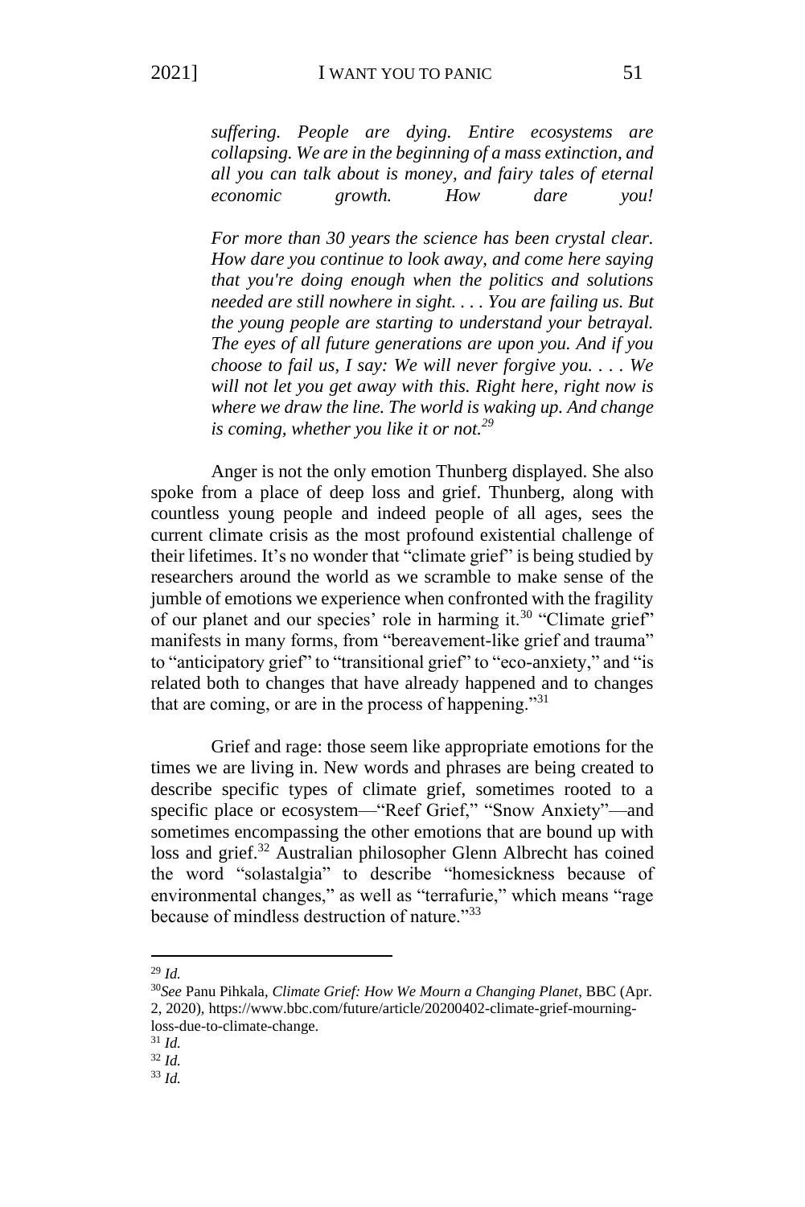> *suffering. People are dying. Entire ecosystems are collapsing. We are in the beginning of a mass extinction, and all you can talk about is money, and fairy tales of eternal economic growth. How dare you!*
>
> *For more than 30 years the science has been crystal clear. How dare you continue to look away, and come here saying that you're doing enough when the politics and solutions needed are still nowhere in sight. . . . You are failing us. But the young people are starting to understand your betrayal. The eyes of all future generations are upon you. And if you choose to fail us, I say: We will never forgive you. . . . We will not let you get away with this. Right here, right now is where we draw the line. The world is waking up. And change is coming, whether you like it or not.*[29]

Anger is not the only emotion Thunberg displayed. She also spoke from a place of deep loss and grief. Thunberg, along with countless young people and indeed people of all ages, sees the current climate crisis as the most profound existential challenge of their lifetimes. It's no wonder that "climate grief" is being studied by researchers around the world as we scramble to make sense of the jumble of emotions we experience when confronted with the fragility of our planet and our species' role in harming it.[30] "Climate grief" manifests in many forms, from "bereavement-like grief and trauma" to "anticipatory grief" to "transitional grief" to "eco-anxiety," and "is related both to changes that have already happened and to changes that are coming, or are in the process of happening."[31]

Grief and rage: those seem like appropriate emotions for the times we are living in. New words and phrases are being created to describe specific types of climate grief, sometimes rooted to a specific place or ecosystem—"Reef Grief," "Snow Anxiety"—and sometimes encompassing the other emotions that are bound up with loss and grief.[32] Australian philosopher Glenn Albrecht has coined the word "solastalgia" to describe "homesickness because of environmental changes," as well as "terrafurie," which means "rage because of mindless destruction of nature."[33]

---

[29] *Id.*

[30] *See* Panu Pihkala, *Climate Grief: How We Mourn a Changing Planet*, BBC (Apr. 2, 2020), https://www.bbc.com/future/article/20200402-climate-grief-mourning-loss-due-to-climate-change.

[31] *Id.*

[32] *Id.*

[33] *Id.*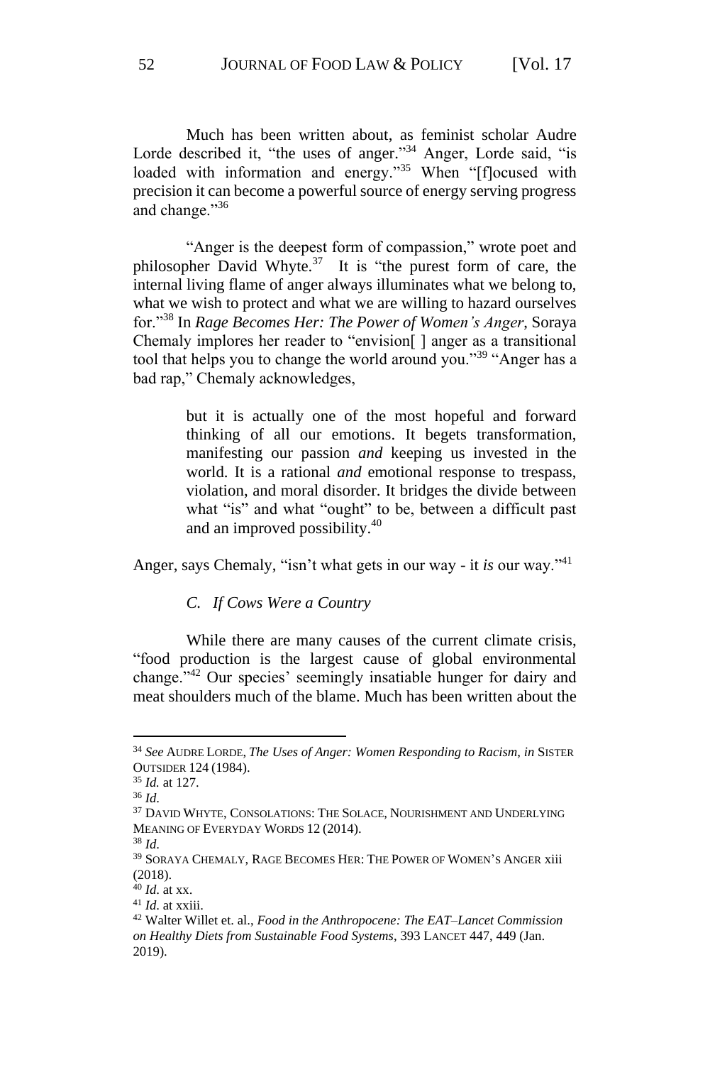Much has been written about, as feminist scholar Audre Lorde described it, "the uses of anger."[34] Anger, Lorde said, "is loaded with information and energy."[35] When "[f]ocused with precision it can become a powerful source of energy serving progress and change."[36]

"Anger is the deepest form of compassion," wrote poet and philosopher David Whyte.[37] It is "the purest form of care, the internal living flame of anger always illuminates what we belong to, what we wish to protect and what we are willing to hazard ourselves for."[38] In *Rage Becomes Her: The Power of Women's Anger*, Soraya Chemaly implores her reader to "envision[ ] anger as a transitional tool that helps you to change the world around you."[39] "Anger has a bad rap," Chemaly acknowledges,

> but it is actually one of the most hopeful and forward thinking of all our emotions. It begets transformation, manifesting our passion *and* keeping us invested in the world. It is a rational *and* emotional response to trespass, violation, and moral disorder. It bridges the divide between what "is" and what "ought" to be, between a difficult past and an improved possibility.[40]

Anger, says Chemaly, "isn't what gets in our way - it *is* our way."[41]

### *C. If Cows Were a Country*

While there are many causes of the current climate crisis, "food production is the largest cause of global environmental change."[42] Our species' seemingly insatiable hunger for dairy and meat shoulders much of the blame. Much has been written about the

---

[34] *See* AUDRE LORDE, *The Uses of Anger: Women Responding to Racism*, *in* SISTER OUTSIDER 124 (1984).

[35] *Id.* at 127.

[36] *Id*.

[37] DAVID WHYTE, CONSOLATIONS: THE SOLACE, NOURISHMENT AND UNDERLYING MEANING OF EVERYDAY WORDS 12 (2014).

[38] *Id*.

[39] SORAYA CHEMALY, RAGE BECOMES HER: THE POWER OF WOMEN'S ANGER xiii (2018).

[40] *Id*. at xx.

[41] *Id.* at xxiii.

[42] Walter Willet et. al., *Food in the Anthropocene: The EAT–Lancet Commission on Healthy Diets from Sustainable Food Systems*, 393 LANCET 447, 449 (Jan. 2019).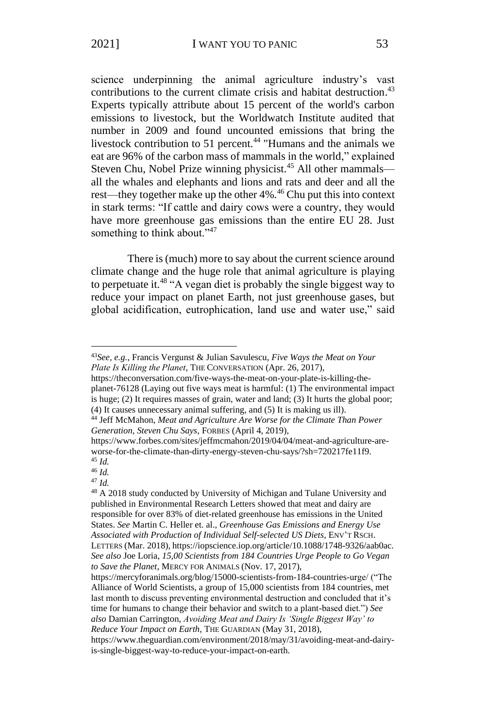science underpinning the animal agriculture industry's vast contributions to the current climate crisis and habitat destruction.[43] Experts typically attribute about 15 percent of the world's carbon emissions to livestock, but the Worldwatch Institute audited that number in 2009 and found uncounted emissions that bring the livestock contribution to 51 percent.[44] "Humans and the animals we eat are 96% of the carbon mass of mammals in the world," explained Steven Chu, Nobel Prize winning physicist.[45] All other mammals—all the whales and elephants and lions and rats and deer and all the rest—they together make up the other 4%.[46] Chu put this into context in stark terms: "If cattle and dairy cows were a country, they would have more greenhouse gas emissions than the entire EU 28. Just something to think about."[47]

There is (much) more to say about the current science around climate change and the huge role that animal agriculture is playing to perpetuate it.[48] "A vegan diet is probably the single biggest way to reduce your impact on planet Earth, not just greenhouse gases, but global acidification, eutrophication, land use and water use," said

---

[43] *See, e.g.*, Francis Vergunst & Julian Savulescu, *Five Ways the Meat on Your Plate Is Killing the Planet*, THE CONVERSATION (Apr. 26, 2017), https://theconversation.com/five-ways-the-meat-on-your-plate-is-killing-the-planet-76128 (Laying out five ways meat is harmful: (1) The environmental impact is huge; (2) It requires masses of grain, water and land; (3) It hurts the global poor; (4) It causes unnecessary animal suffering, and (5) It is making us ill).

[44] Jeff McMahon, *Meat and Agriculture Are Worse for the Climate Than Power Generation, Steven Chu Says*, FORBES (April 4, 2019), https://www.forbes.com/sites/jeffmcmahon/2019/04/04/meat-and-agriculture-are-worse-for-the-climate-than-dirty-energy-steven-chu-says/?sh=720217fe11f9.

[45] *Id.*

[46] *Id.*

[47] *Id.*

[48] A 2018 study conducted by University of Michigan and Tulane University and published in Environmental Research Letters showed that meat and dairy are responsible for over 83% of diet-related greenhouse has emissions in the United States. *See* Martin C. Heller et. al., *Greenhouse Gas Emissions and Energy Use Associated with Production of Individual Self-selected US Diets*, ENV'T RSCH. LETTERS (Mar. 2018), https://iopscience.iop.org/article/10.1088/1748-9326/aab0ac. *See also* Joe Loria, *15,00 Scientists from 184 Countries Urge People to Go Vegan to Save the Planet*, MERCY FOR ANIMALS (Nov. 17, 2017), https://mercyforanimals.org/blog/15000-scientists-from-184-countries-urge/ ("The Alliance of World Scientists, a group of 15,000 scientists from 184 countries, met last month to discuss preventing environmental destruction and concluded that it's time for humans to change their behavior and switch to a plant-based diet.") *See also* Damian Carrington, *Avoiding Meat and Dairy Is 'Single Biggest Way' to Reduce Your Impact on Earth*, THE GUARDIAN (May 31, 2018), https://www.theguardian.com/environment/2018/may/31/avoiding-meat-and-dairy-is-single-biggest-way-to-reduce-your-impact-on-earth.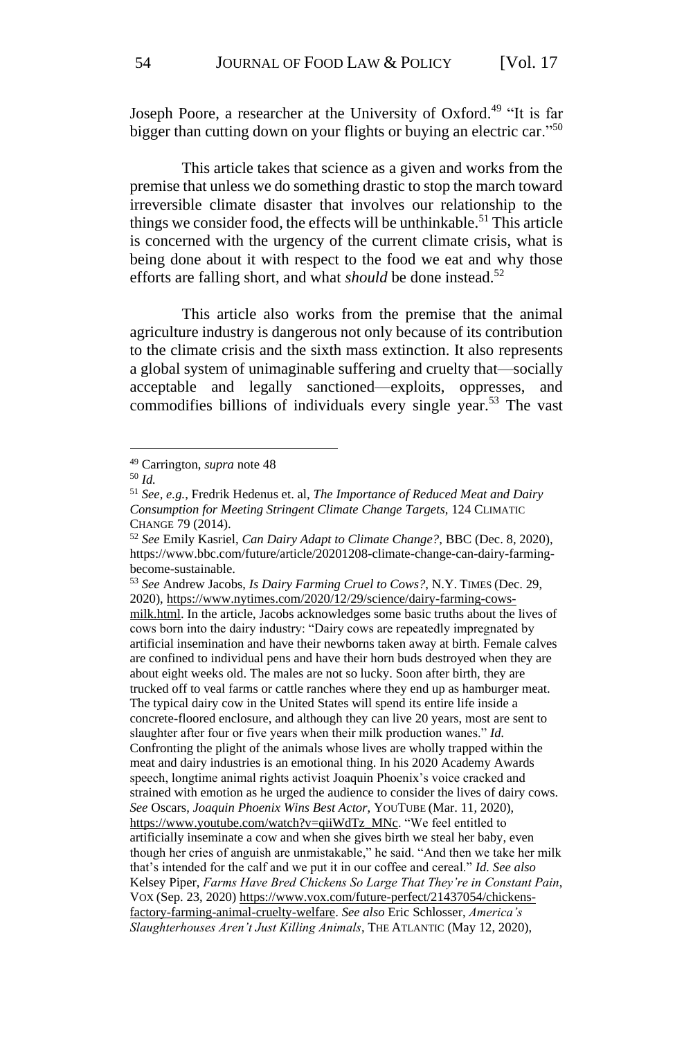Joseph Poore, a researcher at the University of Oxford.[49] "It is far bigger than cutting down on your flights or buying an electric car."[50]

This article takes that science as a given and works from the premise that unless we do something drastic to stop the march toward irreversible climate disaster that involves our relationship to the things we consider food, the effects will be unthinkable.[51] This article is concerned with the urgency of the current climate crisis, what is being done about it with respect to the food we eat and why those efforts are falling short, and what *should* be done instead.[52]

This article also works from the premise that the animal agriculture industry is dangerous not only because of its contribution to the climate crisis and the sixth mass extinction. It also represents a global system of unimaginable suffering and cruelty that—socially acceptable and legally sanctioned—exploits, oppresses, and commodifies billions of individuals every single year.[53] The vast

---

[49] Carrington, *supra* note 48

[50] *Id.*

[51] *See, e.g.*, Fredrik Hedenus et. al, *The Importance of Reduced Meat and Dairy Consumption for Meeting Stringent Climate Change Targets*, 124 CLIMATIC CHANGE 79 (2014).

[52] *See* Emily Kasriel, *Can Dairy Adapt to Climate Change?*, BBC (Dec. 8, 2020), https://www.bbc.com/future/article/20201208-climate-change-can-dairy-farming-become-sustainable.

[53] *See* Andrew Jacobs, *Is Dairy Farming Cruel to Cows?*, N.Y. TIMES (Dec. 29, 2020), https://www.nytimes.com/2020/12/29/science/dairy-farming-cows-milk.html. In the article, Jacobs acknowledges some basic truths about the lives of cows born into the dairy industry: "Dairy cows are repeatedly impregnated by artificial insemination and have their newborns taken away at birth. Female calves are confined to individual pens and have their horn buds destroyed when they are about eight weeks old. The males are not so lucky. Soon after birth, they are trucked off to veal farms or cattle ranches where they end up as hamburger meat. The typical dairy cow in the United States will spend its entire life inside a concrete-floored enclosure, and although they can live 20 years, most are sent to slaughter after four or five years when their milk production wanes." *Id.* Confronting the plight of the animals whose lives are wholly trapped within the meat and dairy industries is an emotional thing. In his 2020 Academy Awards speech, longtime animal rights activist Joaquin Phoenix's voice cracked and strained with emotion as he urged the audience to consider the lives of dairy cows. *See* Oscars, *Joaquin Phoenix Wins Best Actor*, YOUTUBE (Mar. 11, 2020), https://www.youtube.com/watch?v=qiiWdTz_MNc. "We feel entitled to artificially inseminate a cow and when she gives birth we steal her baby, even though her cries of anguish are unmistakable," he said. "And then we take her milk that's intended for the calf and we put it in our coffee and cereal." *Id. See also* Kelsey Piper, *Farms Have Bred Chickens So Large That They're in Constant Pain*, VOX (Sep. 23, 2020) https://www.vox.com/future-perfect/21437054/chickens-factory-farming-animal-cruelty-welfare. *See also* Eric Schlosser, *America's Slaughterhouses Aren't Just Killing Animals*, THE ATLANTIC (May 12, 2020),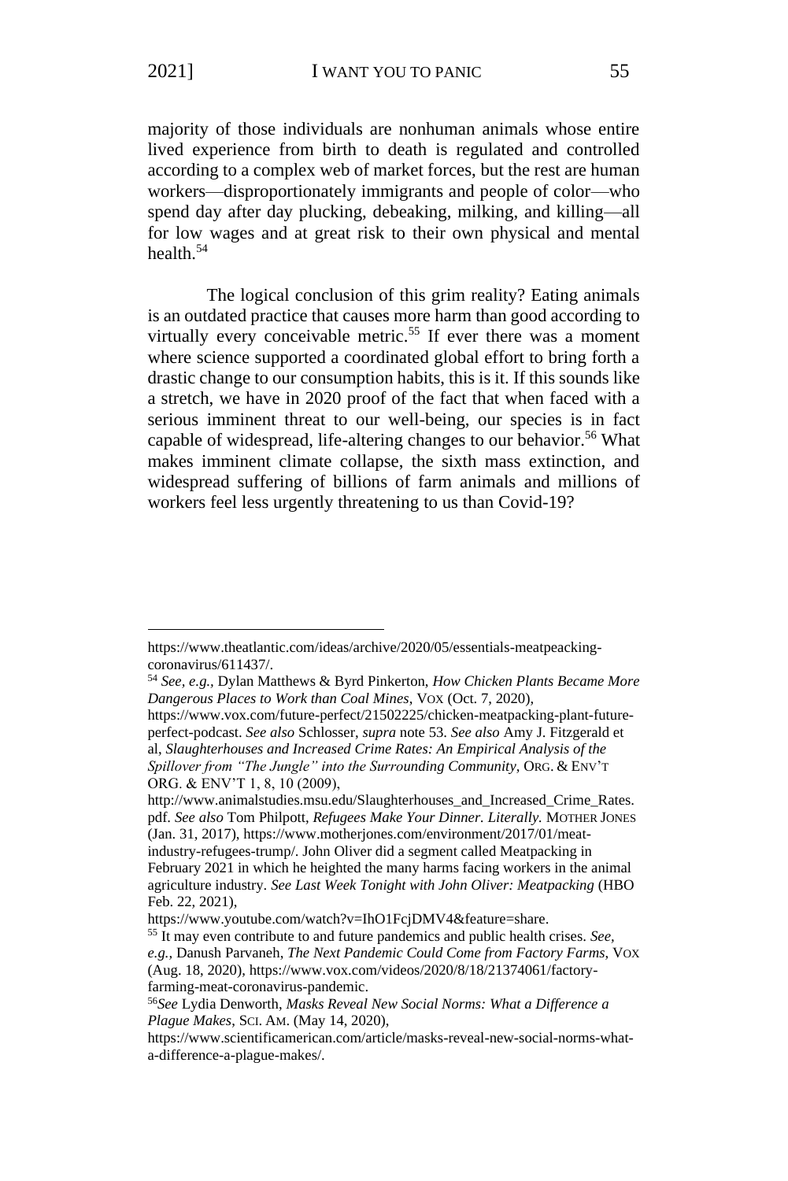majority of those individuals are nonhuman animals whose entire lived experience from birth to death is regulated and controlled according to a complex web of market forces, but the rest are human workers—disproportionately immigrants and people of color—who spend day after day plucking, debeaking, milking, and killing—all for low wages and at great risk to their own physical and mental health.[54]

The logical conclusion of this grim reality? Eating animals is an outdated practice that causes more harm than good according to virtually every conceivable metric.[55] If ever there was a moment where science supported a coordinated global effort to bring forth a drastic change to our consumption habits, this is it. If this sounds like a stretch, we have in 2020 proof of the fact that when faced with a serious imminent threat to our well-being, our species is in fact capable of widespread, life-altering changes to our behavior.[56] What makes imminent climate collapse, the sixth mass extinction, and widespread suffering of billions of farm animals and millions of workers feel less urgently threatening to us than Covid-19?

---

https://www.theatlantic.com/ideas/archive/2020/05/essentials-meatpeacking-coronavirus/611437/.

[54] *See, e.g.*, Dylan Matthews & Byrd Pinkerton, *How Chicken Plants Became More Dangerous Places to Work than Coal Mines*, VOX (Oct. 7, 2020), https://www.vox.com/future-perfect/21502225/chicken-meatpacking-plant-future-perfect-podcast. *See also* Schlosser, *supra* note 53. *See also* Amy J. Fitzgerald et al, *Slaughterhouses and Increased Crime Rates: An Empirical Analysis of the Spillover from "The Jungle" into the Surrounding Community*, ORG. & ENV'T ORG. & ENV'T 1, 8, 10 (2009), http://www.animalstudies.msu.edu/Slaughterhouses_and_Increased_Crime_Rates.pdf. *See also* Tom Philpott, *Refugees Make Your Dinner. Literally.* MOTHER JONES (Jan. 31, 2017), https://www.motherjones.com/environment/2017/01/meat-industry-refugees-trump/. John Oliver did a segment called Meatpacking in February 2021 in which he heighted the many harms facing workers in the animal agriculture industry. *See Last Week Tonight with John Oliver: Meatpacking* (HBO Feb. 22, 2021), https://www.youtube.com/watch?v=IhO1FcjDMV4&feature=share.

[55] It may even contribute to and future pandemics and public health crises. *See, e.g.,* Danush Parvaneh, *The Next Pandemic Could Come from Factory Farms*, VOX (Aug. 18, 2020), https://www.vox.com/videos/2020/8/18/21374061/factory-farming-meat-coronavirus-pandemic.

[56] *See* Lydia Denworth, *Masks Reveal New Social Norms: What a Difference a Plague Makes*, SCI. AM. (May 14, 2020), https://www.scientificamerican.com/article/masks-reveal-new-social-norms-what-a-difference-a-plague-makes/.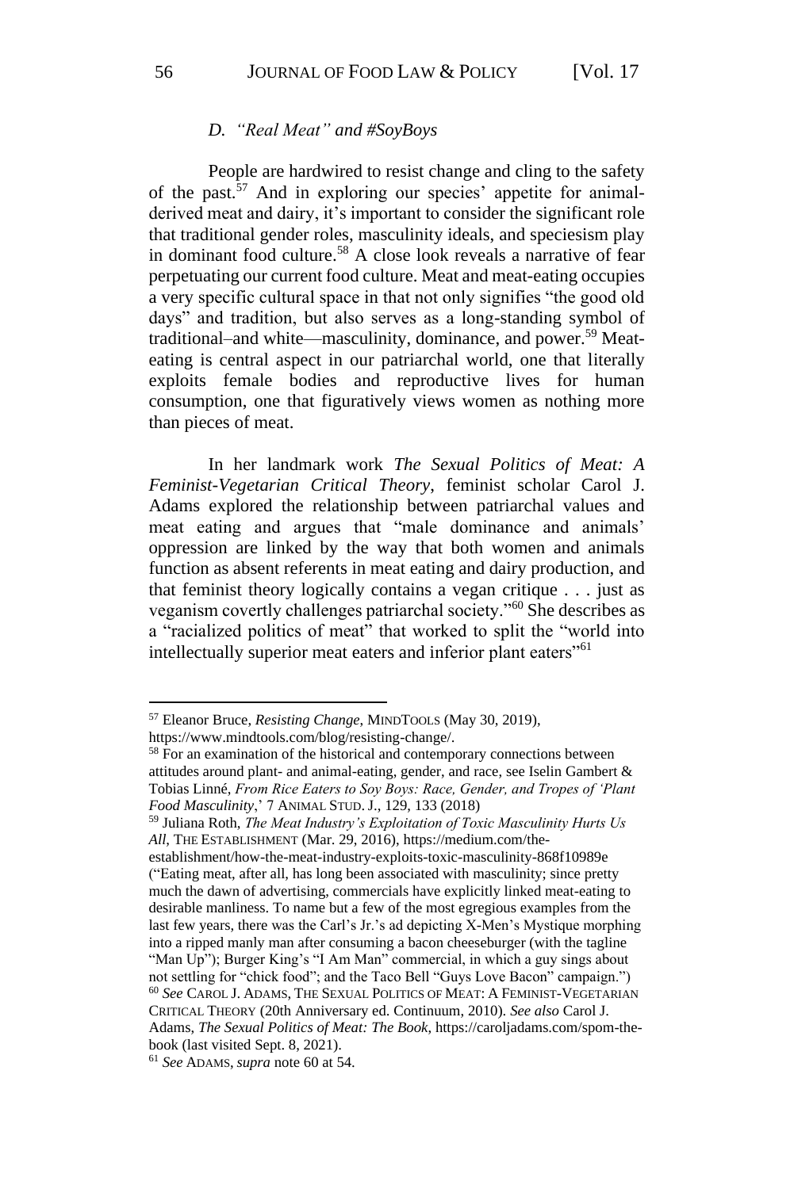### D. *"Real Meat" and #SoyBoys*

People are hardwired to resist change and cling to the safety of the past.[57] And in exploring our species' appetite for animal-derived meat and dairy, it's important to consider the significant role that traditional gender roles, masculinity ideals, and speciesism play in dominant food culture.[58] A close look reveals a narrative of fear perpetuating our current food culture. Meat and meat-eating occupies a very specific cultural space in that not only signifies "the good old days" and tradition, but also serves as a long-standing symbol of traditional–and white—masculinity, dominance, and power.[59] Meat-eating is central aspect in our patriarchal world, one that literally exploits female bodies and reproductive lives for human consumption, one that figuratively views women as nothing more than pieces of meat.

In her landmark work *The Sexual Politics of Meat: A Feminist-Vegetarian Critical Theory*, feminist scholar Carol J. Adams explored the relationship between patriarchal values and meat eating and argues that "male dominance and animals' oppression are linked by the way that both women and animals function as absent referents in meat eating and dairy production, and that feminist theory logically contains a vegan critique . . . just as veganism covertly challenges patriarchal society."[60] She describes as a "racialized politics of meat" that worked to split the "world into intellectually superior meat eaters and inferior plant eaters"[61]

---

[57] Eleanor Bruce, *Resisting Change*, MINDTOOLS (May 30, 2019), https://www.mindtools.com/blog/resisting-change/.

[58] For an examination of the historical and contemporary connections between attitudes around plant- and animal-eating, gender, and race, see Iselin Gambert & Tobias Linné, *From Rice Eaters to Soy Boys: Race, Gender, and Tropes of 'Plant Food Masculinity*,' 7 ANIMAL STUD. J., 129, 133 (2018)

[59] Juliana Roth, *The Meat Industry's Exploitation of Toxic Masculinity Hurts Us All*, THE ESTABLISHMENT (Mar. 29, 2016), https://medium.com/the-establishment/how-the-meat-industry-exploits-toxic-masculinity-868f10989e ("Eating meat, after all, has long been associated with masculinity; since pretty much the dawn of advertising, commercials have explicitly linked meat-eating to desirable manliness. To name but a few of the most egregious examples from the last few years, there was the Carl's Jr.'s ad depicting X-Men's Mystique morphing into a ripped manly man after consuming a bacon cheeseburger (with the tagline "Man Up"); Burger King's "I Am Man" commercial, in which a guy sings about not settling for "chick food"; and the Taco Bell "Guys Love Bacon" campaign.")

[60] *See* CAROL J. ADAMS, THE SEXUAL POLITICS OF MEAT: A FEMINIST-VEGETARIAN CRITICAL THEORY (20th Anniversary ed. Continuum, 2010). *See also* Carol J. Adams, *The Sexual Politics of Meat: The Book*, https://caroljadams.com/spom-the-book (last visited Sept. 8, 2021).

[61] *See* ADAMS, *supra* note 60 at 54.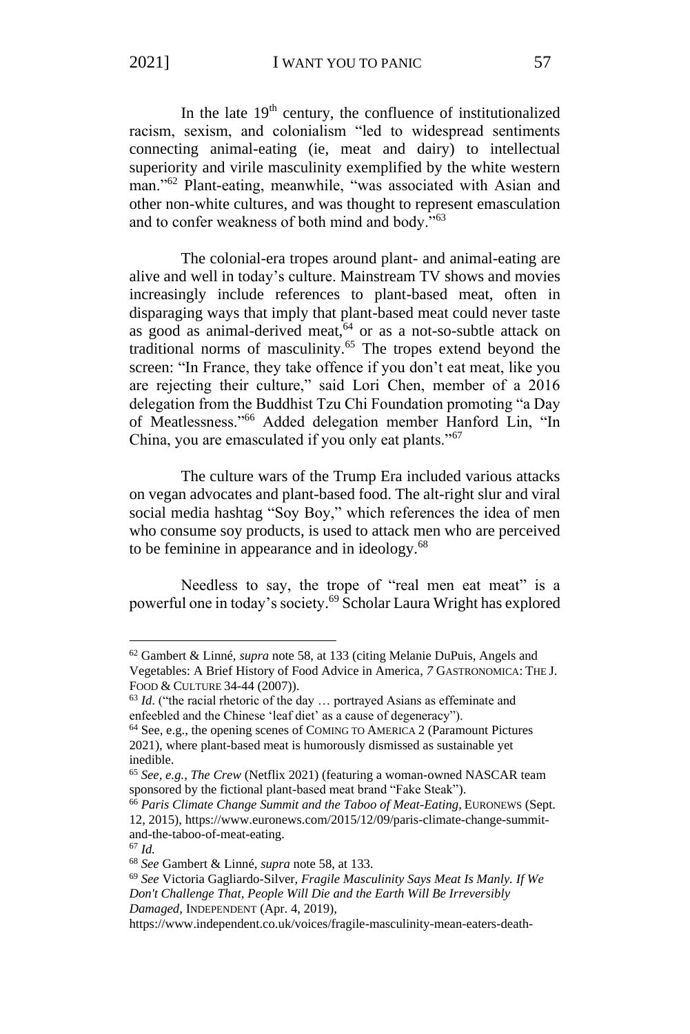In the late 19th century, the confluence of institutionalized racism, sexism, and colonialism "led to widespread sentiments connecting animal-eating (ie, meat and dairy) to intellectual superiority and virile masculinity exemplified by the white western man."[62] Plant-eating, meanwhile, "was associated with Asian and other non-white cultures, and was thought to represent emasculation and to confer weakness of both mind and body."[63]

The colonial-era tropes around plant- and animal-eating are alive and well in today's culture. Mainstream TV shows and movies increasingly include references to plant-based meat, often in disparaging ways that imply that plant-based meat could never taste as good as animal-derived meat,[64] or as a not-so-subtle attack on traditional norms of masculinity.[65] The tropes extend beyond the screen: "In France, they take offence if you don't eat meat, like you are rejecting their culture," said Lori Chen, member of a 2016 delegation from the Buddhist Tzu Chi Foundation promoting "a Day of Meatlessness."[66] Added delegation member Hanford Lin, "In China, you are emasculated if you only eat plants."[67]

The culture wars of the Trump Era included various attacks on vegan advocates and plant-based food. The alt-right slur and viral social media hashtag "Soy Boy," which references the idea of men who consume soy products, is used to attack men who are perceived to be feminine in appearance and in ideology.[68]

Needless to say, the trope of "real men eat meat" is a powerful one in today's society.[69] Scholar Laura Wright has explored

---

[62] Gambert & Linné, *supra* note 58, at 133 (citing Melanie DuPuis, Angels and Vegetables: A Brief History of Food Advice in America, *7* GASTRONOMICA: THE J. FOOD & CULTURE 34-44 (2007)).

[63] *Id.* ("the racial rhetoric of the day … portrayed Asians as effeminate and enfeebled and the Chinese 'leaf diet' as a cause of degeneracy").

[64] See, e.g., the opening scenes of COMING TO AMERICA 2 (Paramount Pictures 2021), where plant-based meat is humorously dismissed as sustainable yet inedible.

[65] *See, e.g.*, *The Crew* (Netflix 2021) (featuring a woman-owned NASCAR team sponsored by the fictional plant-based meat brand "Fake Steak").

[66] *Paris Climate Change Summit and the Taboo of Meat-Eating*, EURONEWS (Sept. 12, 2015), https://www.euronews.com/2015/12/09/paris-climate-change-summit-and-the-taboo-of-meat-eating.

[67] *Id.*

[68] *See* Gambert & Linné, *supra* note 58, at 133.

[69] *See* Victoria Gagliardo-Silver, *Fragile Masculinity Says Meat Is Manly. If We Don't Challenge That, People Will Die and the Earth Will Be Irreversibly Damaged*, INDEPENDENT (Apr. 4, 2019), https://www.independent.co.uk/voices/fragile-masculinity-mean-eaters-death-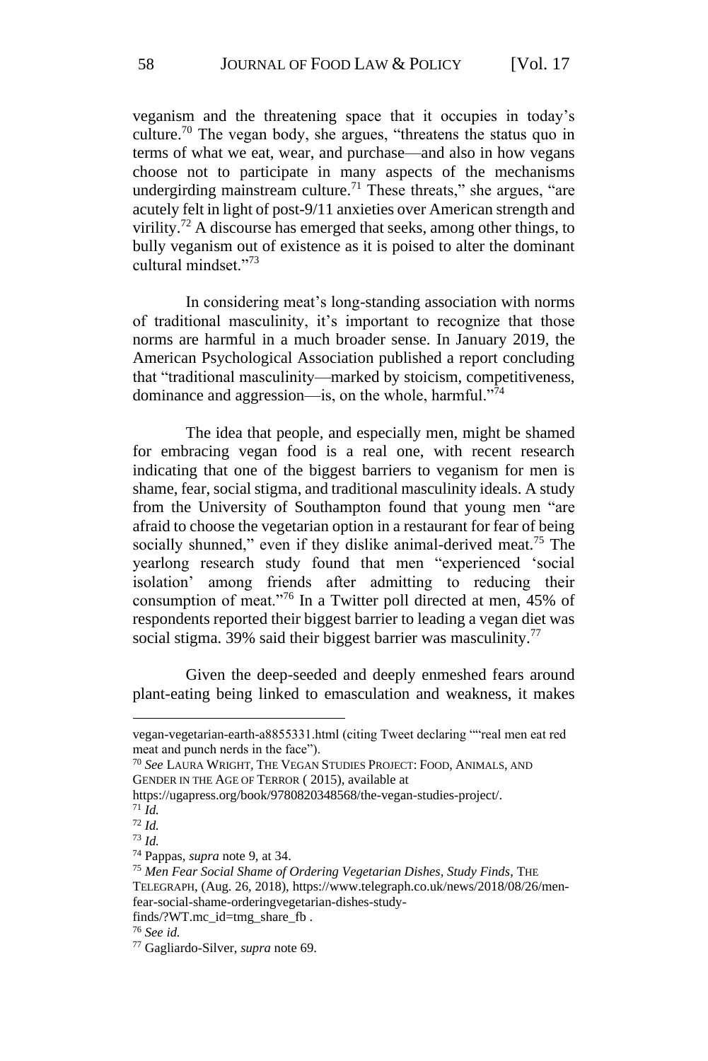veganism and the threatening space that it occupies in today's culture.[70] The vegan body, she argues, "threatens the status quo in terms of what we eat, wear, and purchase—and also in how vegans choose not to participate in many aspects of the mechanisms undergirding mainstream culture.[71] These threats," she argues, "are acutely felt in light of post-9/11 anxieties over American strength and virility.[72] A discourse has emerged that seeks, among other things, to bully veganism out of existence as it is poised to alter the dominant cultural mindset."[73]

In considering meat's long-standing association with norms of traditional masculinity, it's important to recognize that those norms are harmful in a much broader sense. In January 2019, the American Psychological Association published a report concluding that "traditional masculinity—marked by stoicism, competitiveness, dominance and aggression—is, on the whole, harmful."[74]

The idea that people, and especially men, might be shamed for embracing vegan food is a real one, with recent research indicating that one of the biggest barriers to veganism for men is shame, fear, social stigma, and traditional masculinity ideals. A study from the University of Southampton found that young men "are afraid to choose the vegetarian option in a restaurant for fear of being socially shunned," even if they dislike animal-derived meat.[75] The yearlong research study found that men "experienced 'social isolation' among friends after admitting to reducing their consumption of meat."[76] In a Twitter poll directed at men, 45% of respondents reported their biggest barrier to leading a vegan diet was social stigma. 39% said their biggest barrier was masculinity.[77]

Given the deep-seeded and deeply enmeshed fears around plant-eating being linked to emasculation and weakness, it makes

---

vegan-vegetarian-earth-a8855331.html (citing Tweet declaring ""real men eat red meat and punch nerds in the face").

[70] *See* LAURA WRIGHT, THE VEGAN STUDIES PROJECT: FOOD, ANIMALS, AND GENDER IN THE AGE OF TERROR ( 2015), available at https://ugapress.org/book/9780820348568/the-vegan-studies-project/.

[71] *Id.*

[72] *Id.*

[73] *Id.*

[74] Pappas, *supra* note 9, at 34.

[75] *Men Fear Social Shame of Ordering Vegetarian Dishes, Study Finds*, THE TELEGRAPH, (Aug. 26, 2018), https://www.telegraph.co.uk/news/2018/08/26/men-fear-social-shame-orderingvegetarian-dishes-study-finds/?WT.mc_id=tmg_share_fb .

[76] *See id.*

[77] Gagliardo-Silver, *supra* note 69.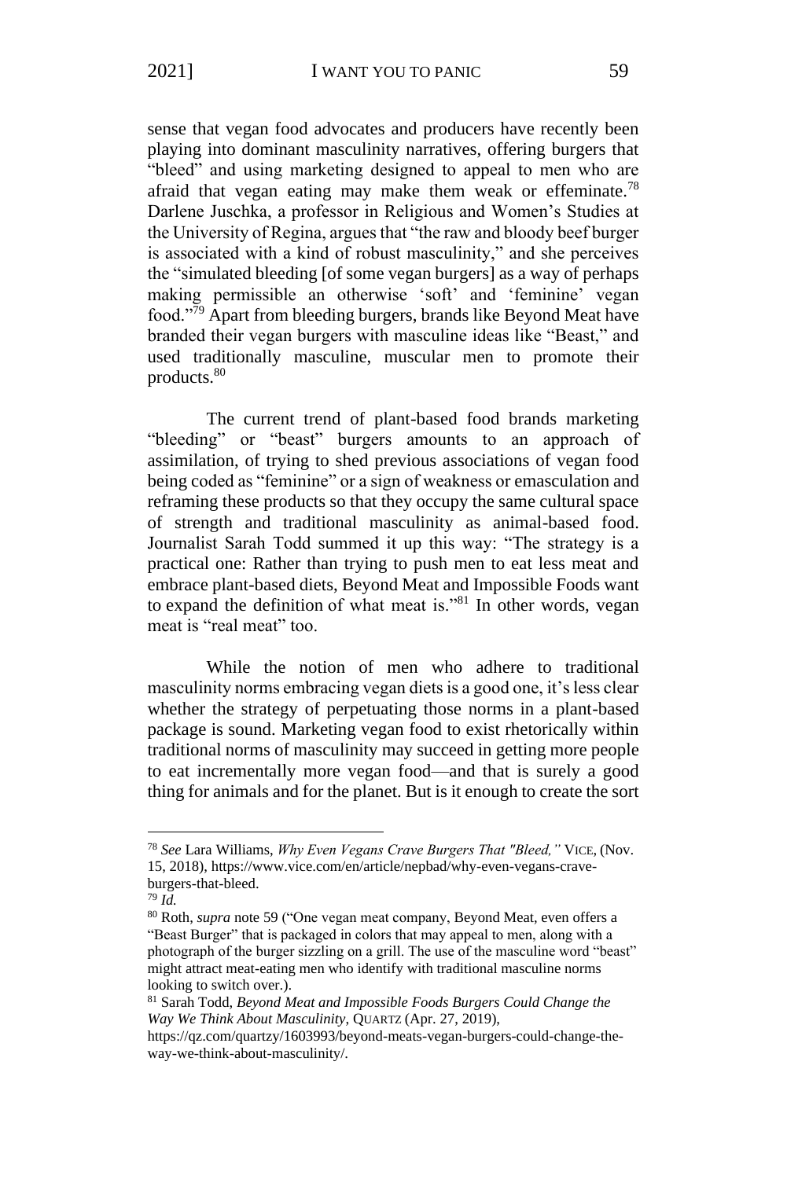sense that vegan food advocates and producers have recently been playing into dominant masculinity narratives, offering burgers that "bleed" and using marketing designed to appeal to men who are afraid that vegan eating may make them weak or effeminate.[78] Darlene Juschka, a professor in Religious and Women's Studies at the University of Regina, argues that "the raw and bloody beef burger is associated with a kind of robust masculinity," and she perceives the "simulated bleeding [of some vegan burgers] as a way of perhaps making permissible an otherwise 'soft' and 'feminine' vegan food."[79] Apart from bleeding burgers, brands like Beyond Meat have branded their vegan burgers with masculine ideas like "Beast," and used traditionally masculine, muscular men to promote their products.[80]

The current trend of plant-based food brands marketing "bleeding" or "beast" burgers amounts to an approach of assimilation, of trying to shed previous associations of vegan food being coded as "feminine" or a sign of weakness or emasculation and reframing these products so that they occupy the same cultural space of strength and traditional masculinity as animal-based food. Journalist Sarah Todd summed it up this way: "The strategy is a practical one: Rather than trying to push men to eat less meat and embrace plant-based diets, Beyond Meat and Impossible Foods want to expand the definition of what meat is."[81] In other words, vegan meat is "real meat" too.

While the notion of men who adhere to traditional masculinity norms embracing vegan diets is a good one, it's less clear whether the strategy of perpetuating those norms in a plant-based package is sound. Marketing vegan food to exist rhetorically within traditional norms of masculinity may succeed in getting more people to eat incrementally more vegan food—and that is surely a good thing for animals and for the planet. But is it enough to create the sort

---

[78] *See* Lara Williams, *Why Even Vegans Crave Burgers That "Bleed,"* VICE, (Nov. 15, 2018), https://www.vice.com/en/article/nepbad/why-even-vegans-crave-burgers-that-bleed.

[79] *Id.*

[80] Roth, *supra* note 59 ("One vegan meat company, Beyond Meat, even offers a "Beast Burger" that is packaged in colors that may appeal to men, along with a photograph of the burger sizzling on a grill. The use of the masculine word "beast" might attract meat-eating men who identify with traditional masculine norms looking to switch over.).

[81] Sarah Todd, *Beyond Meat and Impossible Foods Burgers Could Change the Way We Think About Masculinity*, QUARTZ (Apr. 27, 2019), https://qz.com/quartzy/1603993/beyond-meats-vegan-burgers-could-change-the-way-we-think-about-masculinity/.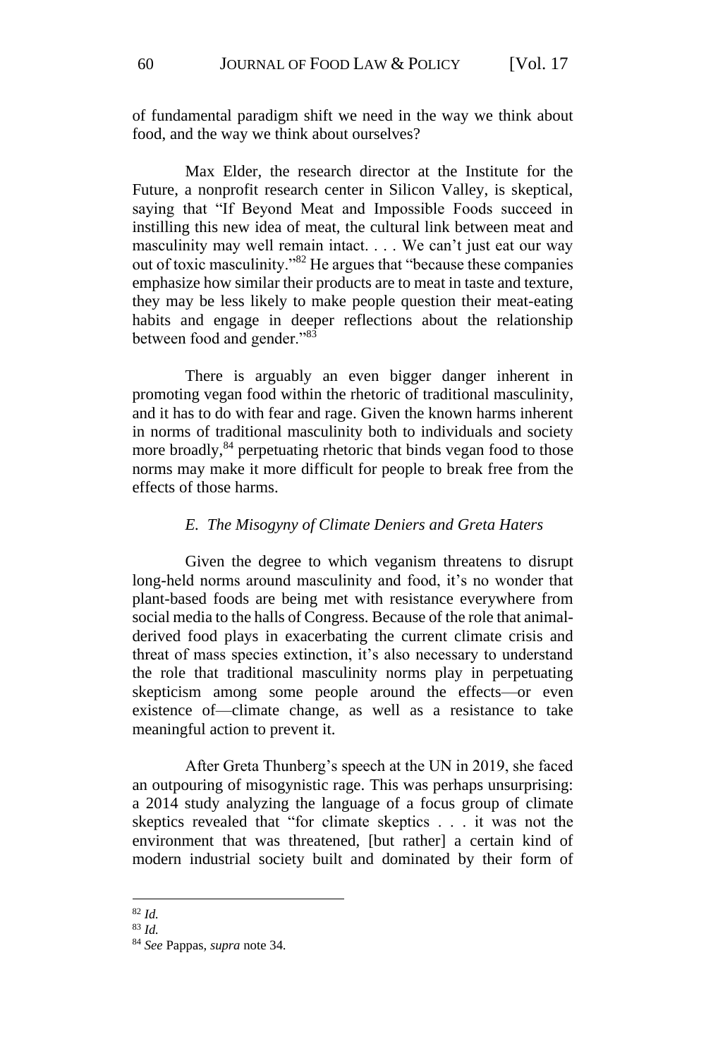of fundamental paradigm shift we need in the way we think about food, and the way we think about ourselves?

Max Elder, the research director at the Institute for the Future, a nonprofit research center in Silicon Valley, is skeptical, saying that "If Beyond Meat and Impossible Foods succeed in instilling this new idea of meat, the cultural link between meat and masculinity may well remain intact. . . . We can't just eat our way out of toxic masculinity."[82] He argues that "because these companies emphasize how similar their products are to meat in taste and texture, they may be less likely to make people question their meat-eating habits and engage in deeper reflections about the relationship between food and gender."[83]

There is arguably an even bigger danger inherent in promoting vegan food within the rhetoric of traditional masculinity, and it has to do with fear and rage. Given the known harms inherent in norms of traditional masculinity both to individuals and society more broadly,[84] perpetuating rhetoric that binds vegan food to those norms may make it more difficult for people to break free from the effects of those harms.

### *E. The Misogyny of Climate Deniers and Greta Haters*

Given the degree to which veganism threatens to disrupt long-held norms around masculinity and food, it's no wonder that plant-based foods are being met with resistance everywhere from social media to the halls of Congress. Because of the role that animal-derived food plays in exacerbating the current climate crisis and threat of mass species extinction, it's also necessary to understand the role that traditional masculinity norms play in perpetuating skepticism among some people around the effects—or even existence of—climate change, as well as a resistance to take meaningful action to prevent it.

After Greta Thunberg's speech at the UN in 2019, she faced an outpouring of misogynistic rage. This was perhaps unsurprising: a 2014 study analyzing the language of a focus group of climate skeptics revealed that "for climate skeptics . . . it was not the environment that was threatened, [but rather] a certain kind of modern industrial society built and dominated by their form of

---

[82] *Id.*

[83] *Id.*

[84] *See* Pappas, *supra* note 34.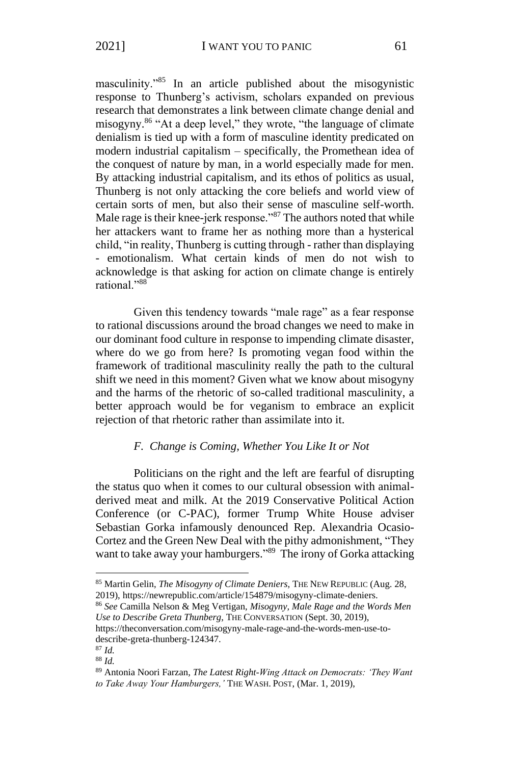masculinity."[85] In an article published about the misogynistic response to Thunberg's activism, scholars expanded on previous research that demonstrates a link between climate change denial and misogyny.[86] "At a deep level," they wrote, "the language of climate denialism is tied up with a form of masculine identity predicated on modern industrial capitalism – specifically, the Promethean idea of the conquest of nature by man, in a world especially made for men. By attacking industrial capitalism, and its ethos of politics as usual, Thunberg is not only attacking the core beliefs and world view of certain sorts of men, but also their sense of masculine self-worth. Male rage is their knee-jerk response."[87] The authors noted that while her attackers want to frame her as nothing more than a hysterical child, "in reality, Thunberg is cutting through - rather than displaying - emotionalism. What certain kinds of men do not wish to acknowledge is that asking for action on climate change is entirely rational."[88]

Given this tendency towards "male rage" as a fear response to rational discussions around the broad changes we need to make in our dominant food culture in response to impending climate disaster, where do we go from here? Is promoting vegan food within the framework of traditional masculinity really the path to the cultural shift we need in this moment? Given what we know about misogyny and the harms of the rhetoric of so-called traditional masculinity, a better approach would be for veganism to embrace an explicit rejection of that rhetoric rather than assimilate into it.

### *F. Change is Coming, Whether You Like It or Not*

Politicians on the right and the left are fearful of disrupting the status quo when it comes to our cultural obsession with animal-derived meat and milk. At the 2019 Conservative Political Action Conference (or C-PAC), former Trump White House adviser Sebastian Gorka infamously denounced Rep. Alexandria Ocasio-Cortez and the Green New Deal with the pithy admonishment, "They want to take away your hamburgers."[89] The irony of Gorka attacking

---

[85] Martin Gelin, *The Misogyny of Climate Deniers*, THE NEW REPUBLIC (Aug. 28, 2019), https://newrepublic.com/article/154879/misogyny-climate-deniers.

[86] *See* Camilla Nelson & Meg Vertigan, *Misogyny, Male Rage and the Words Men Use to Describe Greta Thunberg*, THE CONVERSATION (Sept. 30, 2019), https://theconversation.com/misogyny-male-rage-and-the-words-men-use-to-describe-greta-thunberg-124347.

[87] *Id.*

[88] *Id.*

[89] Antonia Noori Farzan, *The Latest Right-Wing Attack on Democrats: 'They Want to Take Away Your Hamburgers,'* THE WASH. POST, (Mar. 1, 2019),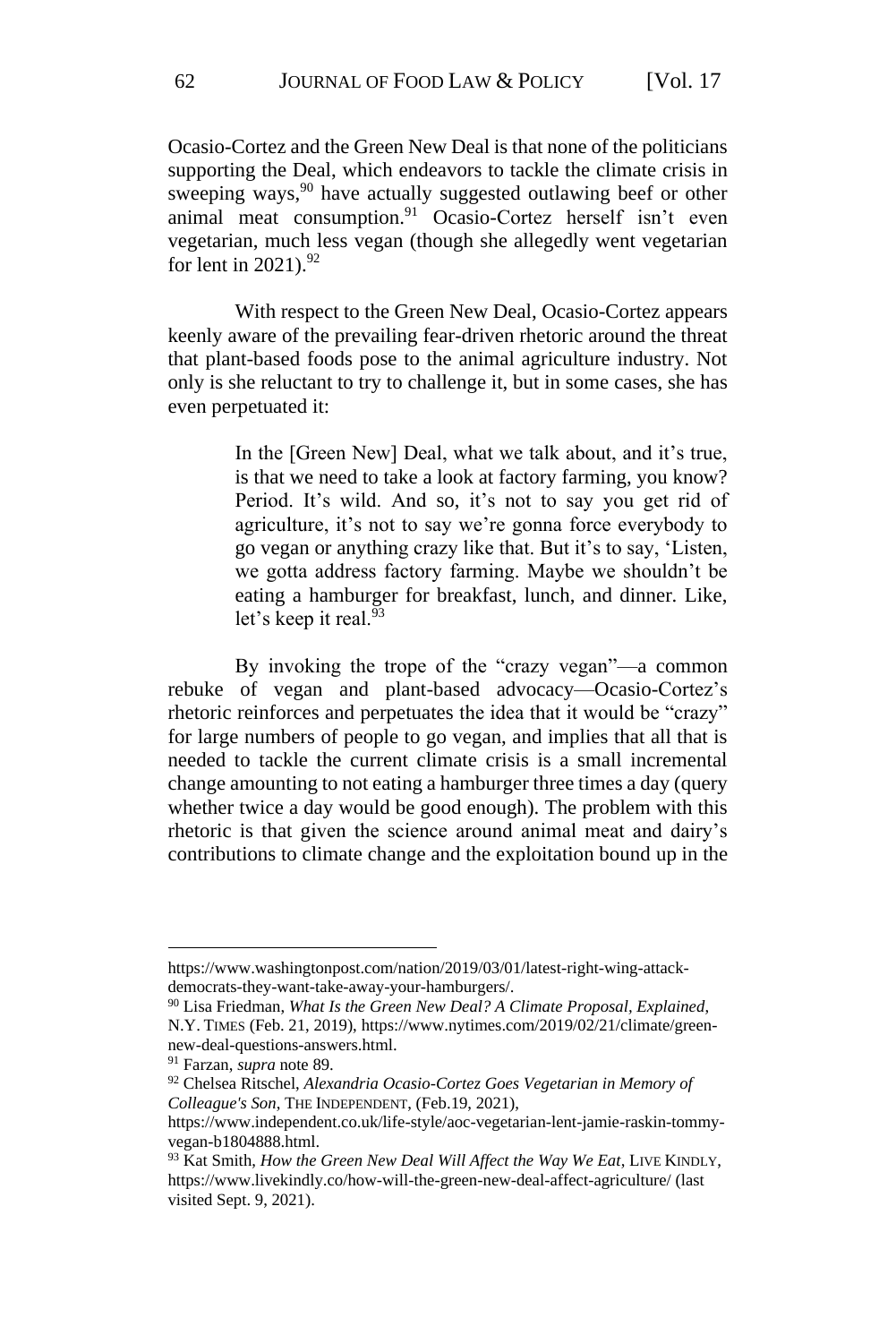Ocasio-Cortez and the Green New Deal is that none of the politicians supporting the Deal, which endeavors to tackle the climate crisis in sweeping ways,[90] have actually suggested outlawing beef or other animal meat consumption.[91] Ocasio-Cortez herself isn't even vegetarian, much less vegan (though she allegedly went vegetarian for lent in 2021).[92]

With respect to the Green New Deal, Ocasio-Cortez appears keenly aware of the prevailing fear-driven rhetoric around the threat that plant-based foods pose to the animal agriculture industry. Not only is she reluctant to try to challenge it, but in some cases, she has even perpetuated it:

> In the [Green New] Deal, what we talk about, and it's true, is that we need to take a look at factory farming, you know? Period. It's wild. And so, it's not to say you get rid of agriculture, it's not to say we're gonna force everybody to go vegan or anything crazy like that. But it's to say, 'Listen, we gotta address factory farming. Maybe we shouldn't be eating a hamburger for breakfast, lunch, and dinner. Like, let's keep it real.[93]

By invoking the trope of the "crazy vegan"—a common rebuke of vegan and plant-based advocacy—Ocasio-Cortez's rhetoric reinforces and perpetuates the idea that it would be "crazy" for large numbers of people to go vegan, and implies that all that is needed to tackle the current climate crisis is a small incremental change amounting to not eating a hamburger three times a day (query whether twice a day would be good enough). The problem with this rhetoric is that given the science around animal meat and dairy's contributions to climate change and the exploitation bound up in the

---

https://www.washingtonpost.com/nation/2019/03/01/latest-right-wing-attack-democrats-they-want-take-away-your-hamburgers/.

[90] Lisa Friedman, *What Is the Green New Deal? A Climate Proposal, Explained*, N.Y. TIMES (Feb. 21, 2019), https://www.nytimes.com/2019/02/21/climate/green-new-deal-questions-answers.html.

[91] Farzan, *supra* note 89.

[92] Chelsea Ritschel, *Alexandria Ocasio-Cortez Goes Vegetarian in Memory of Colleague's Son*, THE INDEPENDENT, (Feb.19, 2021), https://www.independent.co.uk/life-style/aoc-vegetarian-lent-jamie-raskin-tommy-vegan-b1804888.html.

[93] Kat Smith, *How the Green New Deal Will Affect the Way We Eat*, LIVE KINDLY, https://www.livekindly.co/how-will-the-green-new-deal-affect-agriculture/ (last visited Sept. 9, 2021).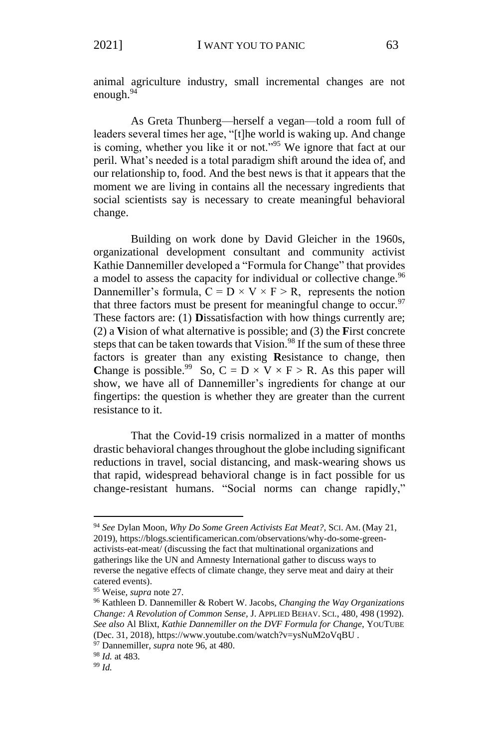animal agriculture industry, small incremental changes are not enough.[94]

As Greta Thunberg—herself a vegan—told a room full of leaders several times her age, "[t]he world is waking up. And change is coming, whether you like it or not."[95] We ignore that fact at our peril. What's needed is a total paradigm shift around the idea of, and our relationship to, food. And the best news is that it appears that the moment we are living in contains all the necessary ingredients that social scientists say is necessary to create meaningful behavioral change.

Building on work done by David Gleicher in the 1960s, organizational development consultant and community activist Kathie Dannemiller developed a "Formula for Change" that provides a model to assess the capacity for individual or collective change.[96] Dannemiller's formula, $C = D \times V \times F > R$, represents the notion that three factors must be present for meaningful change to occur.[97] These factors are: (1) **D**issatisfaction with how things currently are; (2) a **V**ision of what alternative is possible; and (3) the **F**irst concrete steps that can be taken towards that Vision.[98] If the sum of these three factors is greater than any existing **R**esistance to change, then **C**hange is possible.[99] So, $C = D \times V \times F > R$. As this paper will show, we have all of Dannemiller's ingredients for change at our fingertips: the question is whether they are greater than the current resistance to it.

That the Covid-19 crisis normalized in a matter of months drastic behavioral changes throughout the globe including significant reductions in travel, social distancing, and mask-wearing shows us that rapid, widespread behavioral change is in fact possible for us change-resistant humans. "Social norms can change rapidly,"

---

[94] *See* Dylan Moon, *Why Do Some Green Activists Eat Meat?*, SCI. AM. (May 21, 2019), https://blogs.scientificamerican.com/observations/why-do-some-green-activists-eat-meat/ (discussing the fact that multinational organizations and gatherings like the UN and Amnesty International gather to discuss ways to reverse the negative effects of climate change, they serve meat and dairy at their catered events).

[95] Weise, *supra* note 27.

[96] Kathleen D. Dannemiller & Robert W. Jacobs, *Changing the Way Organizations Change: A Revolution of Common Sense*, J. APPLIED BEHAV. SCI., 480, 498 (1992). *See also* Al Blixt, *Kathie Dannemiller on the DVF Formula for Change*, YOUTUBE (Dec. 31, 2018), https://www.youtube.com/watch?v=ysNuM2oVqBU .

[97] Dannemiller, *supra* note 96, at 480.

[98] *Id.* at 483.

[99] *Id.*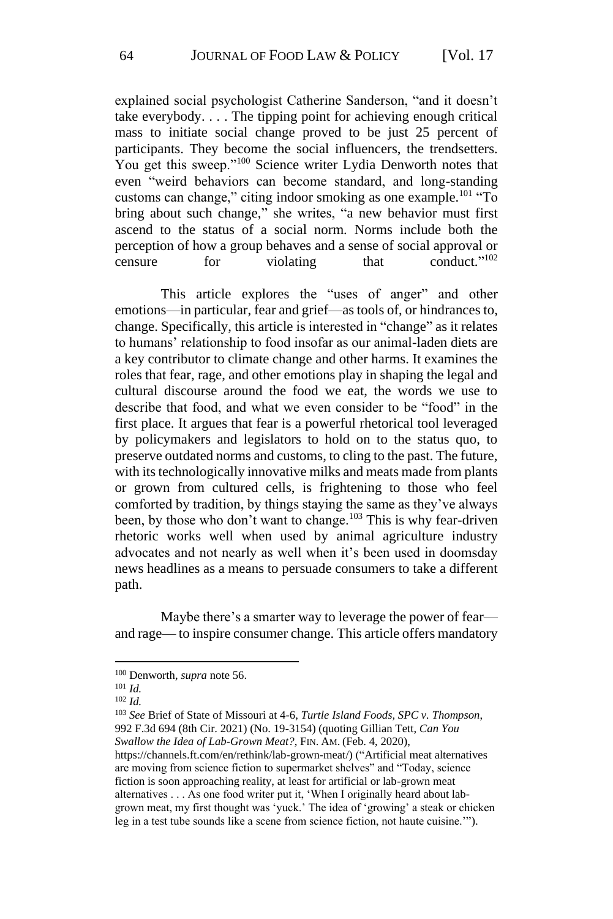explained social psychologist Catherine Sanderson, "and it doesn't take everybody. . . . The tipping point for achieving enough critical mass to initiate social change proved to be just 25 percent of participants. They become the social influencers, the trendsetters. You get this sweep."[100] Science writer Lydia Denworth notes that even "weird behaviors can become standard, and long-standing customs can change," citing indoor smoking as one example.[101] "To bring about such change," she writes, "a new behavior must first ascend to the status of a social norm. Norms include both the perception of how a group behaves and a sense of social approval or censure for violating that conduct."[102]

This article explores the "uses of anger" and other emotions—in particular, fear and grief—as tools of, or hindrances to, change. Specifically, this article is interested in "change" as it relates to humans' relationship to food insofar as our animal-laden diets are a key contributor to climate change and other harms. It examines the roles that fear, rage, and other emotions play in shaping the legal and cultural discourse around the food we eat, the words we use to describe that food, and what we even consider to be "food" in the first place. It argues that fear is a powerful rhetorical tool leveraged by policymakers and legislators to hold on to the status quo, to preserve outdated norms and customs, to cling to the past. The future, with its technologically innovative milks and meats made from plants or grown from cultured cells, is frightening to those who feel comforted by tradition, by things staying the same as they've always been, by those who don't want to change.[103] This is why fear-driven rhetoric works well when used by animal agriculture industry advocates and not nearly as well when it's been used in doomsday news headlines as a means to persuade consumers to take a different path.

Maybe there's a smarter way to leverage the power of fear—and rage— to inspire consumer change. This article offers mandatory

---

[100] Denworth, *supra* note 56.

[101] *Id.*

[102] *Id.*

[103] *See* Brief of State of Missouri at 4-6, *Turtle Island Foods, SPC v. Thompson*, 992 F.3d 694 (8th Cir. 2021) (No. 19-3154) (quoting Gillian Tett, *Can You Swallow the Idea of Lab-Grown Meat?*, FIN. AM. (Feb. 4, 2020), https://channels.ft.com/en/rethink/lab-grown-meat/) ("Artificial meat alternatives are moving from science fiction to supermarket shelves" and "Today, science fiction is soon approaching reality, at least for artificial or lab-grown meat alternatives . . . As one food writer put it, 'When I originally heard about lab-grown meat, my first thought was 'yuck.' The idea of 'growing' a steak or chicken leg in a test tube sounds like a scene from science fiction, not haute cuisine.'").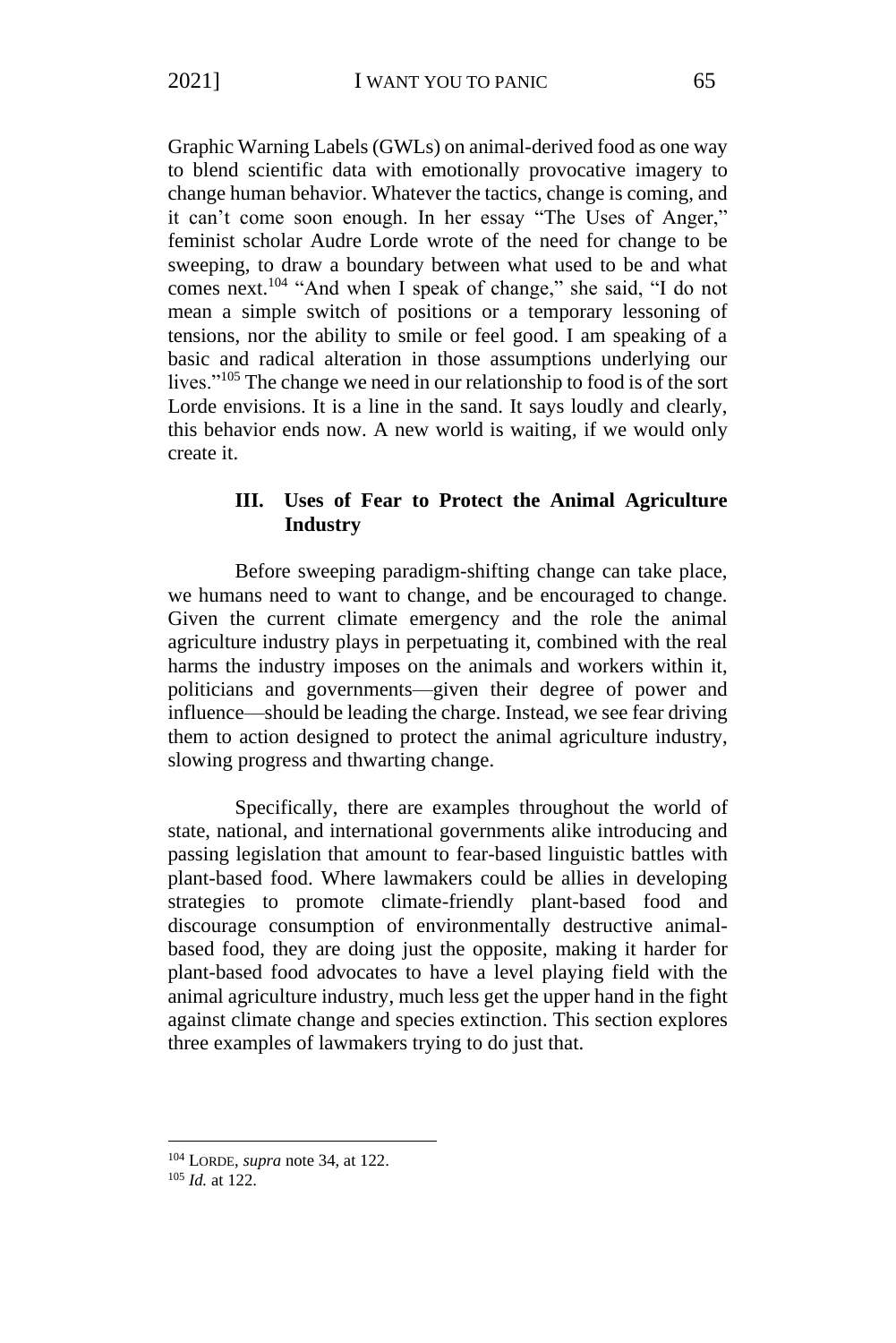Graphic Warning Labels (GWLs) on animal-derived food as one way to blend scientific data with emotionally provocative imagery to change human behavior. Whatever the tactics, change is coming, and it can't come soon enough. In her essay "The Uses of Anger," feminist scholar Audre Lorde wrote of the need for change to be sweeping, to draw a boundary between what used to be and what comes next.[104] "And when I speak of change," she said, "I do not mean a simple switch of positions or a temporary lessoning of tensions, nor the ability to smile or feel good. I am speaking of a basic and radical alteration in those assumptions underlying our lives."[105] The change we need in our relationship to food is of the sort Lorde envisions. It is a line in the sand. It says loudly and clearly, this behavior ends now. A new world is waiting, if we would only create it.

## III. Uses of Fear to Protect the Animal Agriculture Industry

Before sweeping paradigm-shifting change can take place, we humans need to want to change, and be encouraged to change. Given the current climate emergency and the role the animal agriculture industry plays in perpetuating it, combined with the real harms the industry imposes on the animals and workers within it, politicians and governments—given their degree of power and influence—should be leading the charge. Instead, we see fear driving them to action designed to protect the animal agriculture industry, slowing progress and thwarting change.

Specifically, there are examples throughout the world of state, national, and international governments alike introducing and passing legislation that amount to fear-based linguistic battles with plant-based food. Where lawmakers could be allies in developing strategies to promote climate-friendly plant-based food and discourage consumption of environmentally destructive animal-based food, they are doing just the opposite, making it harder for plant-based food advocates to have a level playing field with the animal agriculture industry, much less get the upper hand in the fight against climate change and species extinction. This section explores three examples of lawmakers trying to do just that.

---

[104] LORDE, *supra* note 34, at 122.

[105] *Id.* at 122.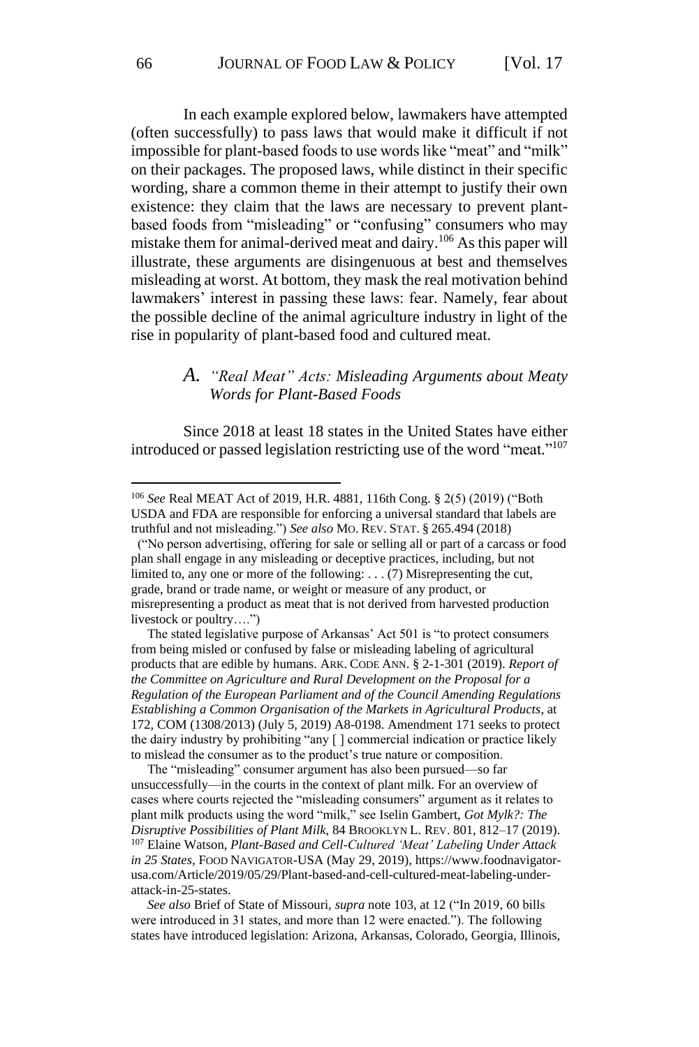In each example explored below, lawmakers have attempted (often successfully) to pass laws that would make it difficult if not impossible for plant-based foods to use words like "meat" and "milk" on their packages. The proposed laws, while distinct in their specific wording, share a common theme in their attempt to justify their own existence: they claim that the laws are necessary to prevent plant-based foods from "misleading" or "confusing" consumers who may mistake them for animal-derived meat and dairy.[106] As this paper will illustrate, these arguments are disingenuous at best and themselves misleading at worst. At bottom, they mask the real motivation behind lawmakers' interest in passing these laws: fear. Namely, fear about the possible decline of the animal agriculture industry in light of the rise in popularity of plant-based food and cultured meat.

### A. *"Real Meat" Acts: Misleading Arguments about Meaty Words for Plant-Based Foods*

Since 2018 at least 18 states in the United States have either introduced or passed legislation restricting use of the word "meat."[107]

---

[106] *See* Real MEAT Act of 2019, H.R. 4881, 116th Cong. § 2(5) (2019) ("Both USDA and FDA are responsible for enforcing a universal standard that labels are truthful and not misleading.") *See also* MO. REV. STAT. § 265.494 (2018) ("No person advertising, offering for sale or selling all or part of a carcass or food plan shall engage in any misleading or deceptive practices, including, but not limited to, any one or more of the following: . . . (7) Misrepresenting the cut, grade, brand or trade name, or weight or measure of any product, or misrepresenting a product as meat that is not derived from harvested production livestock or poultry….")

The stated legislative purpose of Arkansas' Act 501 is "to protect consumers from being misled or confused by false or misleading labeling of agricultural products that are edible by humans. ARK. CODE ANN. § 2-1-301 (2019). *Report of the Committee on Agriculture and Rural Development on the Proposal for a Regulation of the European Parliament and of the Council Amending Regulations Establishing a Common Organisation of the Markets in Agricultural Products*, at 172, COM (1308/2013) (July 5, 2019) A8-0198. Amendment 171 seeks to protect the dairy industry by prohibiting "any [ ] commercial indication or practice likely to mislead the consumer as to the product's true nature or composition.

The "misleading" consumer argument has also been pursued—so far unsuccessfully—in the courts in the context of plant milk. For an overview of cases where courts rejected the "misleading consumers" argument as it relates to plant milk products using the word "milk," see Iselin Gambert, *Got Mylk?: The Disruptive Possibilities of Plant Milk*, 84 BROOKLYN L. REV. 801, 812–17 (2019).

[107] Elaine Watson, *Plant-Based and Cell-Cultured 'Meat' Labeling Under Attack in 25 States*, FOOD NAVIGATOR-USA (May 29, 2019), https://www.foodnavigator-usa.com/Article/2019/05/29/Plant-based-and-cell-cultured-meat-labeling-under-attack-in-25-states.

*See also* Brief of State of Missouri, *supra* note 103, at 12 ("In 2019, 60 bills were introduced in 31 states, and more than 12 were enacted."). The following states have introduced legislation: Arizona, Arkansas, Colorado, Georgia, Illinois,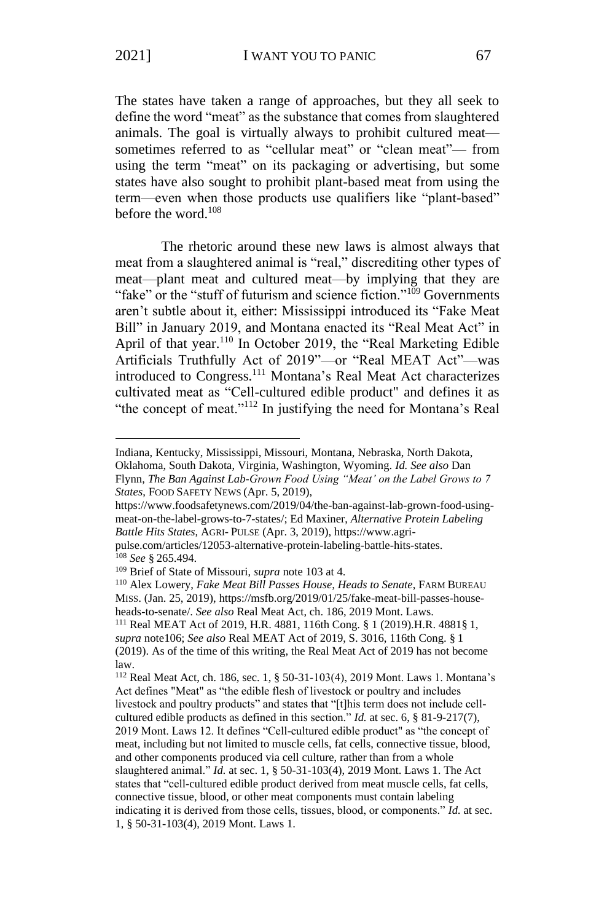The states have taken a range of approaches, but they all seek to define the word "meat" as the substance that comes from slaughtered animals. The goal is virtually always to prohibit cultured meat—sometimes referred to as "cellular meat" or "clean meat"— from using the term "meat" on its packaging or advertising, but some states have also sought to prohibit plant-based meat from using the term—even when those products use qualifiers like "plant-based" before the word.[108]

The rhetoric around these new laws is almost always that meat from a slaughtered animal is "real," discrediting other types of meat—plant meat and cultured meat—by implying that they are "fake" or the "stuff of futurism and science fiction."[109] Governments aren't subtle about it, either: Mississippi introduced its "Fake Meat Bill" in January 2019, and Montana enacted its "Real Meat Act" in April of that year.[110] In October 2019, the "Real Marketing Edible Artificials Truthfully Act of 2019"—or "Real MEAT Act"—was introduced to Congress.[111] Montana's Real Meat Act characterizes cultivated meat as "Cell-cultured edible product" and defines it as "the concept of meat."[112] In justifying the need for Montana's Real

---

Indiana, Kentucky, Mississippi, Missouri, Montana, Nebraska, North Dakota, Oklahoma, South Dakota, Virginia, Washington, Wyoming. *Id. See also* Dan Flynn, *The Ban Against Lab-Grown Food Using "Meat" on the Label Grows to 7 States*, FOOD SAFETY NEWS (Apr. 5, 2019), https://www.foodsafetynews.com/2019/04/the-ban-against-lab-grown-food-using-meat-on-the-label-grows-to-7-states/; Ed Maxiner, *Alternative Protein Labeling Battle Hits States*, AGRI- PULSE (Apr. 3, 2019), https://www.agri-pulse.com/articles/12053-alternative-protein-labeling-battle-hits-states.

[108] *See* § 265.494.

[109] Brief of State of Missouri, *supra* note 103 at 4.

[110] Alex Lowery, *Fake Meat Bill Passes House, Heads to Senate*, FARM BUREAU MISS. (Jan. 25, 2019), https://msfb.org/2019/01/25/fake-meat-bill-passes-house-heads-to-senate/. *See also* Real Meat Act, ch. 186, 2019 Mont. Laws.

[111] Real MEAT Act of 2019, H.R. 4881, 116th Cong. § 1 (2019).H.R. 4881§ 1, *supra* note106; *See also* Real MEAT Act of 2019, S. 3016, 116th Cong. § 1 (2019). As of the time of this writing, the Real Meat Act of 2019 has not become law.

[112] Real Meat Act, ch. 186, sec. 1, § 50-31-103(4), 2019 Mont. Laws 1. Montana's Act defines "Meat" as "the edible flesh of livestock or poultry and includes livestock and poultry products" and states that "[t]his term does not include cell-cultured edible products as defined in this section." *Id.* at sec. 6, § 81-9-217(7), 2019 Mont. Laws 12. It defines "Cell-cultured edible product" as "the concept of meat, including but not limited to muscle cells, fat cells, connective tissue, blood, and other components produced via cell culture, rather than from a whole slaughtered animal." *Id.* at sec. 1, § 50-31-103(4), 2019 Mont. Laws 1. The Act states that "cell-cultured edible product derived from meat muscle cells, fat cells, connective tissue, blood, or other meat components must contain labeling indicating it is derived from those cells, tissues, blood, or components." *Id.* at sec. 1, § 50-31-103(4), 2019 Mont. Laws 1.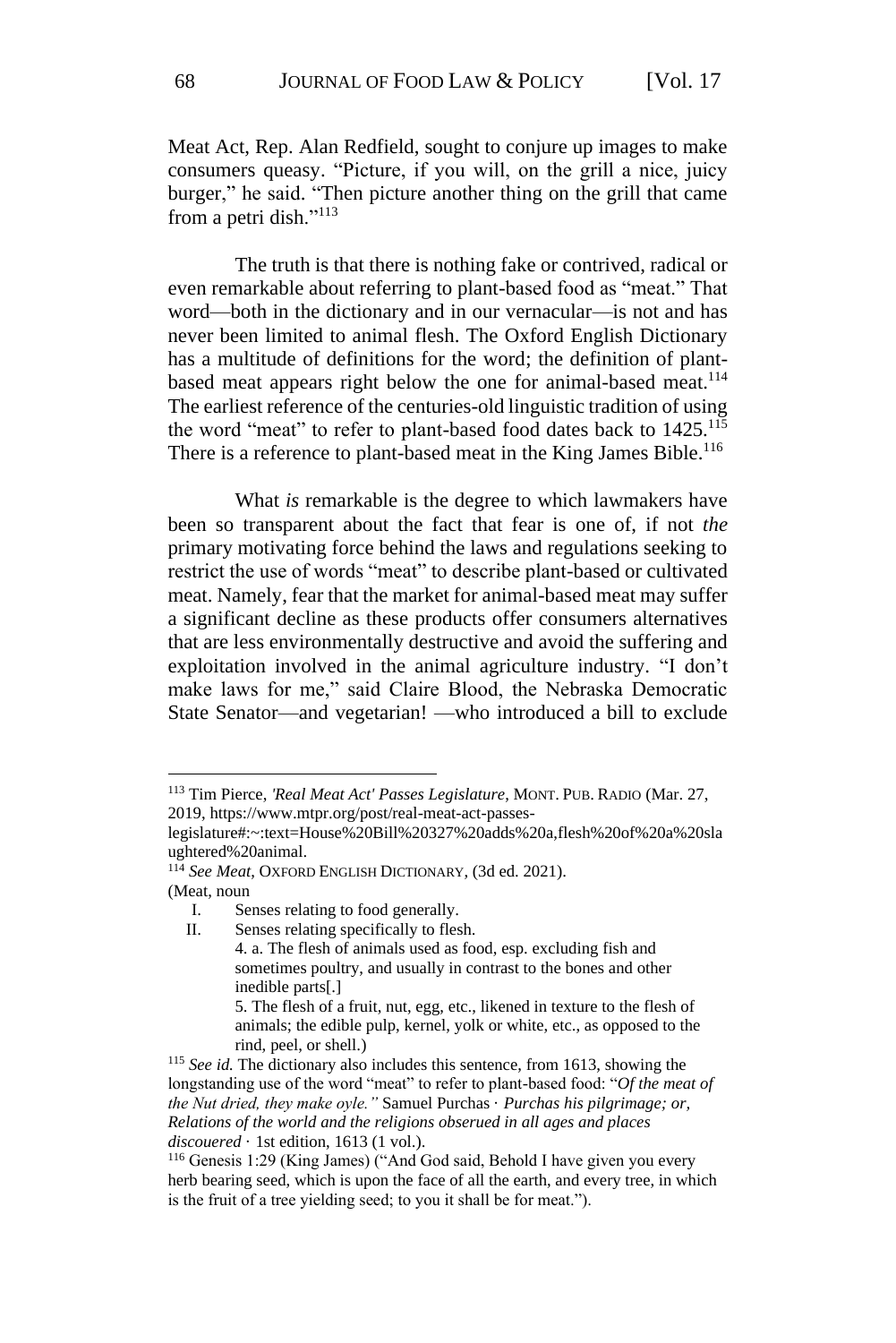Meat Act, Rep. Alan Redfield, sought to conjure up images to make consumers queasy. "Picture, if you will, on the grill a nice, juicy burger," he said. "Then picture another thing on the grill that came from a petri dish."[113]

The truth is that there is nothing fake or contrived, radical or even remarkable about referring to plant-based food as "meat." That word—both in the dictionary and in our vernacular—is not and has never been limited to animal flesh. The Oxford English Dictionary has a multitude of definitions for the word; the definition of plant-based meat appears right below the one for animal-based meat.[114] The earliest reference of the centuries-old linguistic tradition of using the word "meat" to refer to plant-based food dates back to 1425.[115] There is a reference to plant-based meat in the King James Bible.[116]

What *is* remarkable is the degree to which lawmakers have been so transparent about the fact that fear is one of, if not *the* primary motivating force behind the laws and regulations seeking to restrict the use of words "meat" to describe plant-based or cultivated meat. Namely, fear that the market for animal-based meat may suffer a significant decline as these products offer consumers alternatives that are less environmentally destructive and avoid the suffering and exploitation involved in the animal agriculture industry. "I don't make laws for me," said Claire Blood, the Nebraska Democratic State Senator—and vegetarian! —who introduced a bill to exclude

---

[113] Tim Pierce, *'Real Meat Act' Passes Legislature*, MONT. PUB. RADIO (Mar. 27, 2019, https://www.mtpr.org/post/real-meat-act-passes-legislature#:~:text=House%20Bill%20327%20adds%20a,flesh%20of%20a%20slaughtered%20animal.

[114] *See Meat*, OXFORD ENGLISH DICTIONARY, (3d ed. 2021).
(Meat, noun

I. Senses relating to food generally.
II. Senses relating specifically to flesh.
   4. a. The flesh of animals used as food, esp. excluding fish and sometimes poultry, and usually in contrast to the bones and other inedible parts[.]
   5. The flesh of a fruit, nut, egg, etc., likened in texture to the flesh of animals; the edible pulp, kernel, yolk or white, etc., as opposed to the rind, peel, or shell.)

[115] *See id.* The dictionary also includes this sentence, from 1613, showing the longstanding use of the word "meat" to refer to plant-based food: "*Of the meat of the Nut dried, they make oyle."* Samuel Purchas · *Purchas his pilgrimage; or, Relations of the world and the religions obserued in all ages and places discouered* · 1st edition, 1613 (1 vol.).

[116] Genesis 1:29 (King James) ("And God said, Behold I have given you every herb bearing seed, which is upon the face of all the earth, and every tree, in which is the fruit of a tree yielding seed; to you it shall be for meat.").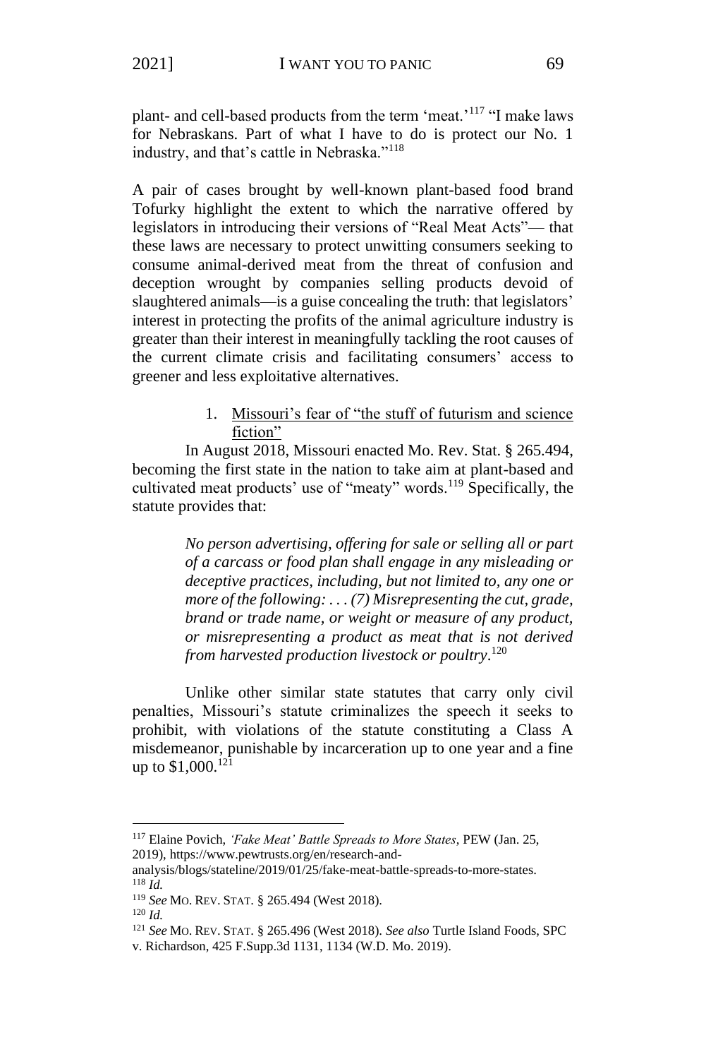plant- and cell-based products from the term 'meat.'[117] "I make laws for Nebraskans. Part of what I have to do is protect our No. 1 industry, and that's cattle in Nebraska."[118]

A pair of cases brought by well-known plant-based food brand Tofurky highlight the extent to which the narrative offered by legislators in introducing their versions of "Real Meat Acts"— that these laws are necessary to protect unwitting consumers seeking to consume animal-derived meat from the threat of confusion and deception wrought by companies selling products devoid of slaughtered animals—is a guise concealing the truth: that legislators' interest in protecting the profits of the animal agriculture industry is greater than their interest in meaningfully tackling the root causes of the current climate crisis and facilitating consumers' access to greener and less exploitative alternatives.

1. Missouri's fear of "the stuff of futurism and science fiction"

In August 2018, Missouri enacted Mo. Rev. Stat. § 265.494, becoming the first state in the nation to take aim at plant-based and cultivated meat products' use of "meaty" words.[119] Specifically, the statute provides that:

> *No person advertising, offering for sale or selling all or part of a carcass or food plan shall engage in any misleading or deceptive practices, including, but not limited to, any one or more of the following: . . . (7) Misrepresenting the cut, grade, brand or trade name, or weight or measure of any product, or misrepresenting a product as meat that is not derived from harvested production livestock or poultry*.[120]

Unlike other similar state statutes that carry only civil penalties, Missouri's statute criminalizes the speech it seeks to prohibit, with violations of the statute constituting a Class A misdemeanor, punishable by incarceration up to one year and a fine up to $1,000.[121]

---

[117] Elaine Povich, *'Fake Meat' Battle Spreads to More States*, PEW (Jan. 25, 2019), https://www.pewtrusts.org/en/research-and-analysis/blogs/stateline/2019/01/25/fake-meat-battle-spreads-to-more-states.

[118] *Id.*

[119] *See* MO. REV. STAT. § 265.494 (West 2018).

[120] *Id.*

[121] *See* MO. REV. STAT. § 265.496 (West 2018). *See also* Turtle Island Foods, SPC v. Richardson, 425 F.Supp.3d 1131, 1134 (W.D. Mo. 2019).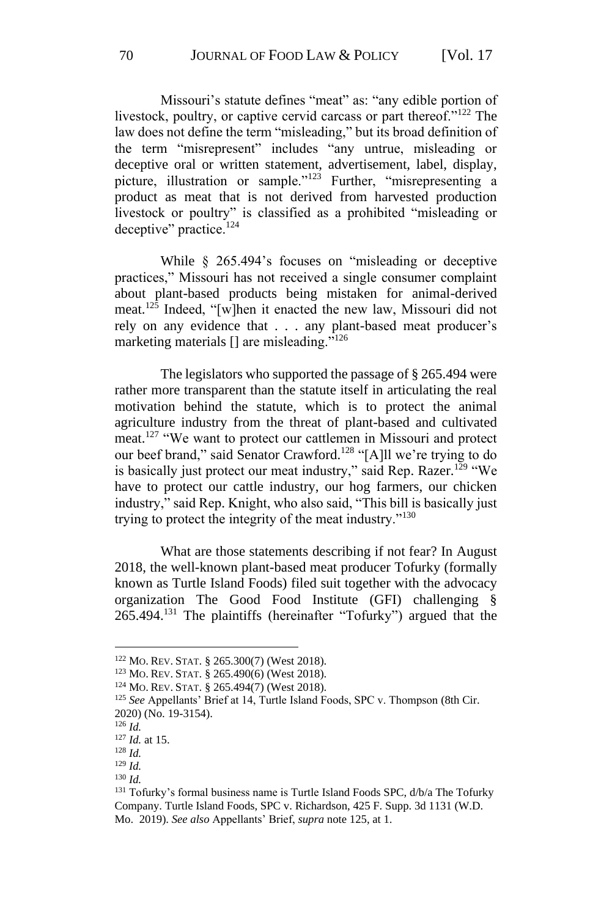Missouri's statute defines "meat" as: "any edible portion of livestock, poultry, or captive cervid carcass or part thereof."[122] The law does not define the term "misleading," but its broad definition of the term "misrepresent" includes "any untrue, misleading or deceptive oral or written statement, advertisement, label, display, picture, illustration or sample."[123] Further, "misrepresenting a product as meat that is not derived from harvested production livestock or poultry" is classified as a prohibited "misleading or deceptive" practice.[124]

While § 265.494's focuses on "misleading or deceptive practices," Missouri has not received a single consumer complaint about plant-based products being mistaken for animal-derived meat.[125] Indeed, "[w]hen it enacted the new law, Missouri did not rely on any evidence that . . . any plant-based meat producer's marketing materials [] are misleading."[126]

The legislators who supported the passage of § 265.494 were rather more transparent than the statute itself in articulating the real motivation behind the statute, which is to protect the animal agriculture industry from the threat of plant-based and cultivated meat.[127] "We want to protect our cattlemen in Missouri and protect our beef brand," said Senator Crawford.[128] "[A]ll we're trying to do is basically just protect our meat industry," said Rep. Razer.[129] "We have to protect our cattle industry, our hog farmers, our chicken industry," said Rep. Knight, who also said, "This bill is basically just trying to protect the integrity of the meat industry."[130]

What are those statements describing if not fear? In August 2018, the well-known plant-based meat producer Tofurky (formally known as Turtle Island Foods) filed suit together with the advocacy organization The Good Food Institute (GFI) challenging § 265.494.[131] The plaintiffs (hereinafter "Tofurky") argued that the

---

[122] MO. REV. STAT. § 265.300(7) (West 2018).

[123] MO. REV. STAT. § 265.490(6) (West 2018).

[124] MO. REV. STAT. § 265.494(7) (West 2018).

[125] *See* Appellants' Brief at 14, Turtle Island Foods, SPC v. Thompson (8th Cir. 2020) (No. 19-3154).

[126] *Id.*

[127] *Id.* at 15.

[128] *Id.*

[129] *Id.*

[130] *Id.*

[131] Tofurky's formal business name is Turtle Island Foods SPC, d/b/a The Tofurky Company. Turtle Island Foods, SPC v. Richardson, 425 F. Supp. 3d 1131 (W.D. Mo. 2019). *See also* Appellants' Brief, *supra* note 125, at 1.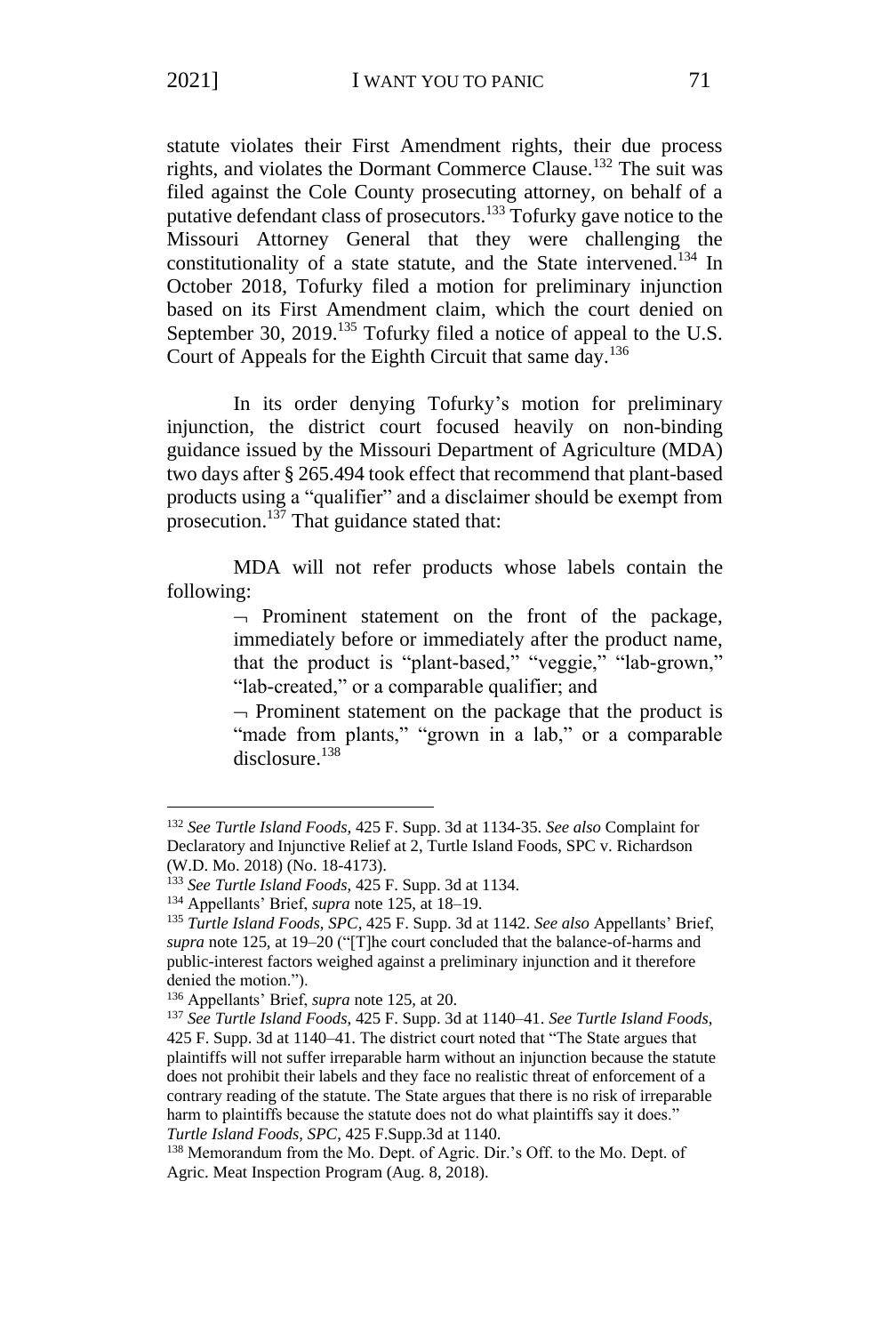statute violates their First Amendment rights, their due process rights, and violates the Dormant Commerce Clause.[132] The suit was filed against the Cole County prosecuting attorney, on behalf of a putative defendant class of prosecutors.[133] Tofurky gave notice to the Missouri Attorney General that they were challenging the constitutionality of a state statute, and the State intervened.[134] In October 2018, Tofurky filed a motion for preliminary injunction based on its First Amendment claim, which the court denied on September 30, 2019.[135] Tofurky filed a notice of appeal to the U.S. Court of Appeals for the Eighth Circuit that same day.[136]

In its order denying Tofurky's motion for preliminary injunction, the district court focused heavily on non-binding guidance issued by the Missouri Department of Agriculture (MDA) two days after § 265.494 took effect that recommend that plant-based products using a "qualifier" and a disclaimer should be exempt from prosecution.[137] That guidance stated that:

> MDA will not refer products whose labels contain the following:
>
> ¬ Prominent statement on the front of the package, immediately before or immediately after the product name, that the product is "plant-based," "veggie," "lab-grown," "lab-created," or a comparable qualifier; and
>
> ¬ Prominent statement on the package that the product is "made from plants," "grown in a lab," or a comparable disclosure.[138]

---

[132] *See Turtle Island Foods*, 425 F. Supp. 3d at 1134-35. *See also* Complaint for Declaratory and Injunctive Relief at 2, Turtle Island Foods, SPC v. Richardson (W.D. Mo. 2018) (No. 18-4173).

[133] *See Turtle Island Foods*, 425 F. Supp. 3d at 1134.

[134] Appellants' Brief, *supra* note 125, at 18–19.

[135] *Turtle Island Foods, SPC*, 425 F. Supp. 3d at 1142. *See also* Appellants' Brief, *supra* note 125, at 19–20 ("[T]he court concluded that the balance-of-harms and public-interest factors weighed against a preliminary injunction and it therefore denied the motion.").

[136] Appellants' Brief, *supra* note 125, at 20.

[137] *See Turtle Island Foods*, 425 F. Supp. 3d at 1140–41. *See Turtle Island Foods*, 425 F. Supp. 3d at 1140–41. The district court noted that "The State argues that plaintiffs will not suffer irreparable harm without an injunction because the statute does not prohibit their labels and they face no realistic threat of enforcement of a contrary reading of the statute. The State argues that there is no risk of irreparable harm to plaintiffs because the statute does not do what plaintiffs say it does." *Turtle Island Foods, SPC*, 425 F.Supp.3d at 1140.

[138] Memorandum from the Mo. Dept. of Agric. Dir.'s Off. to the Mo. Dept. of Agric. Meat Inspection Program (Aug. 8, 2018).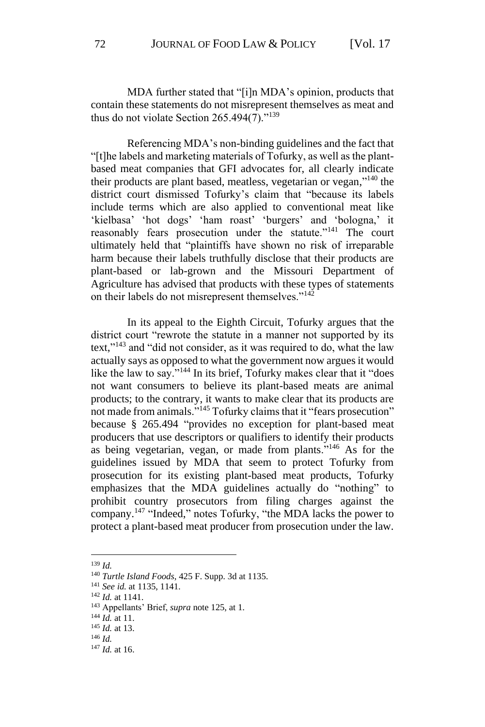MDA further stated that "[i]n MDA's opinion, products that contain these statements do not misrepresent themselves as meat and thus do not violate Section 265.494(7)."[139]

Referencing MDA's non-binding guidelines and the fact that "[t]he labels and marketing materials of Tofurky, as well as the plant-based meat companies that GFI advocates for, all clearly indicate their products are plant based, meatless, vegetarian or vegan,"[140] the district court dismissed Tofurky's claim that "because its labels include terms which are also applied to conventional meat like 'kielbasa' 'hot dogs' 'ham roast' 'burgers' and 'bologna,' it reasonably fears prosecution under the statute."[141] The court ultimately held that "plaintiffs have shown no risk of irreparable harm because their labels truthfully disclose that their products are plant-based or lab-grown and the Missouri Department of Agriculture has advised that products with these types of statements on their labels do not misrepresent themselves."[142]

In its appeal to the Eighth Circuit, Tofurky argues that the district court "rewrote the statute in a manner not supported by its text,"[143] and "did not consider, as it was required to do, what the law actually says as opposed to what the government now argues it would like the law to say."[144] In its brief, Tofurky makes clear that it "does not want consumers to believe its plant-based meats are animal products; to the contrary, it wants to make clear that its products are not made from animals."[145] Tofurky claims that it "fears prosecution" because § 265.494 "provides no exception for plant-based meat producers that use descriptors or qualifiers to identify their products as being vegetarian, vegan, or made from plants."[146] As for the guidelines issued by MDA that seem to protect Tofurky from prosecution for its existing plant-based meat products, Tofurky emphasizes that the MDA guidelines actually do "nothing" to prohibit country prosecutors from filing charges against the company.[147] "Indeed," notes Tofurky, "the MDA lacks the power to protect a plant-based meat producer from prosecution under the law.

---

[139] *Id.*

[140] *Turtle Island Foods*, 425 F. Supp. 3d at 1135.

[141] *See id.* at 1135, 1141.

[142] *Id.* at 1141.

[143] Appellants' Brief, *supra* note 125, at 1.

[144] *Id.* at 11.

[145] *Id.* at 13.

[146] *Id.*

[147] *Id.* at 16.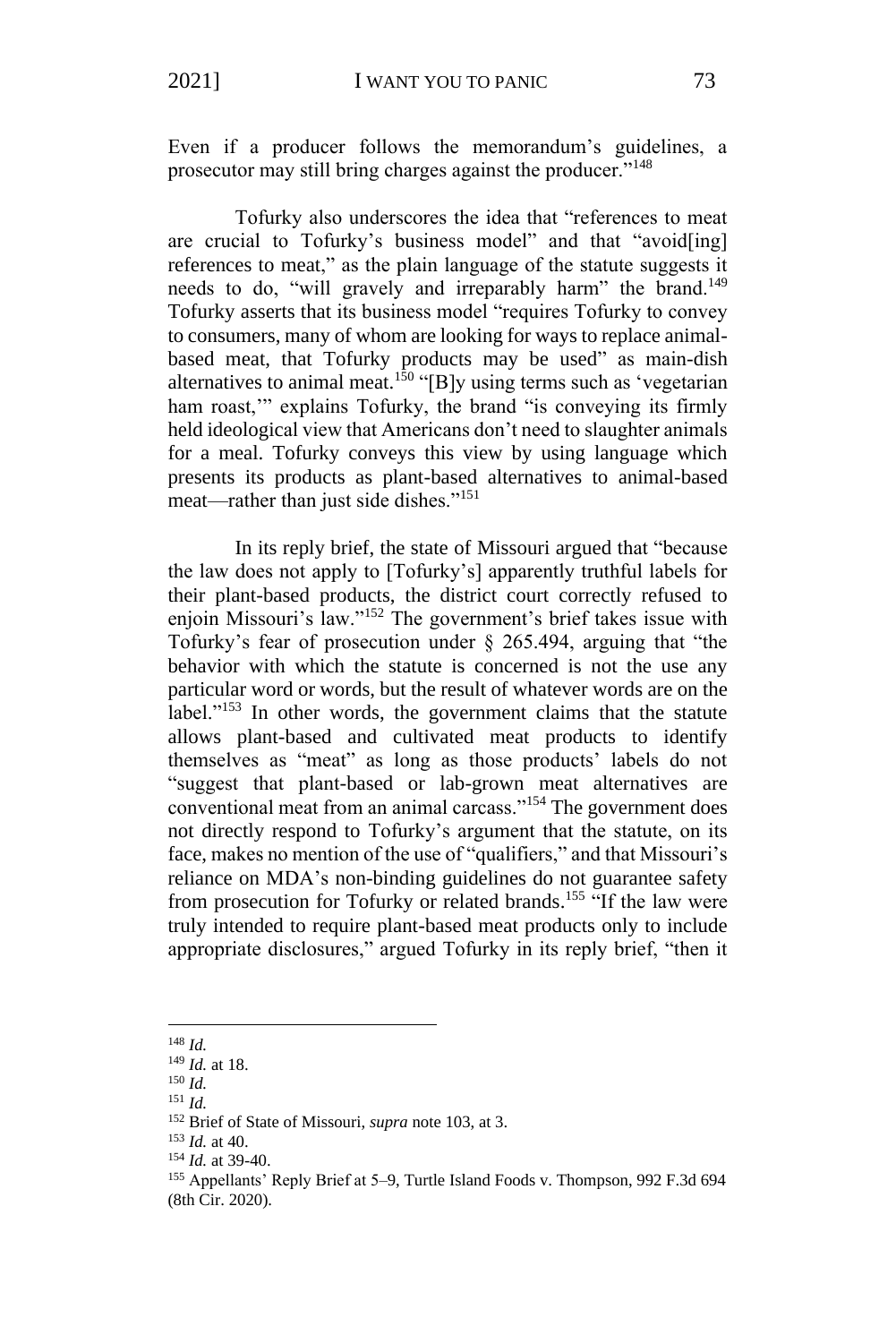Even if a producer follows the memorandum's guidelines, a prosecutor may still bring charges against the producer."[148]

Tofurky also underscores the idea that "references to meat are crucial to Tofurky's business model" and that "avoid[ing] references to meat," as the plain language of the statute suggests it needs to do, "will gravely and irreparably harm" the brand.[149] Tofurky asserts that its business model "requires Tofurky to convey to consumers, many of whom are looking for ways to replace animal-based meat, that Tofurky products may be used" as main-dish alternatives to animal meat.[150] "[B]y using terms such as 'vegetarian ham roast,'" explains Tofurky, the brand "is conveying its firmly held ideological view that Americans don't need to slaughter animals for a meal. Tofurky conveys this view by using language which presents its products as plant-based alternatives to animal-based meat—rather than just side dishes."[151]

In its reply brief, the state of Missouri argued that "because the law does not apply to [Tofurky's] apparently truthful labels for their plant-based products, the district court correctly refused to enjoin Missouri's law."[152] The government's brief takes issue with Tofurky's fear of prosecution under § 265.494, arguing that "the behavior with which the statute is concerned is not the use any particular word or words, but the result of whatever words are on the label."[153] In other words, the government claims that the statute allows plant-based and cultivated meat products to identify themselves as "meat" as long as those products' labels do not "suggest that plant-based or lab-grown meat alternatives are conventional meat from an animal carcass."[154] The government does not directly respond to Tofurky's argument that the statute, on its face, makes no mention of the use of "qualifiers," and that Missouri's reliance on MDA's non-binding guidelines do not guarantee safety from prosecution for Tofurky or related brands.[155] "If the law were truly intended to require plant-based meat products only to include appropriate disclosures," argued Tofurky in its reply brief, "then it

---

[148] *Id.*

[149] *Id.* at 18.

[150] *Id.*

[151] *Id.*

[152] Brief of State of Missouri, *supra* note 103, at 3.

[153] *Id.* at 40.

[154] *Id.* at 39-40.

[155] Appellants' Reply Brief at 5–9, Turtle Island Foods v. Thompson, 992 F.3d 694 (8th Cir. 2020).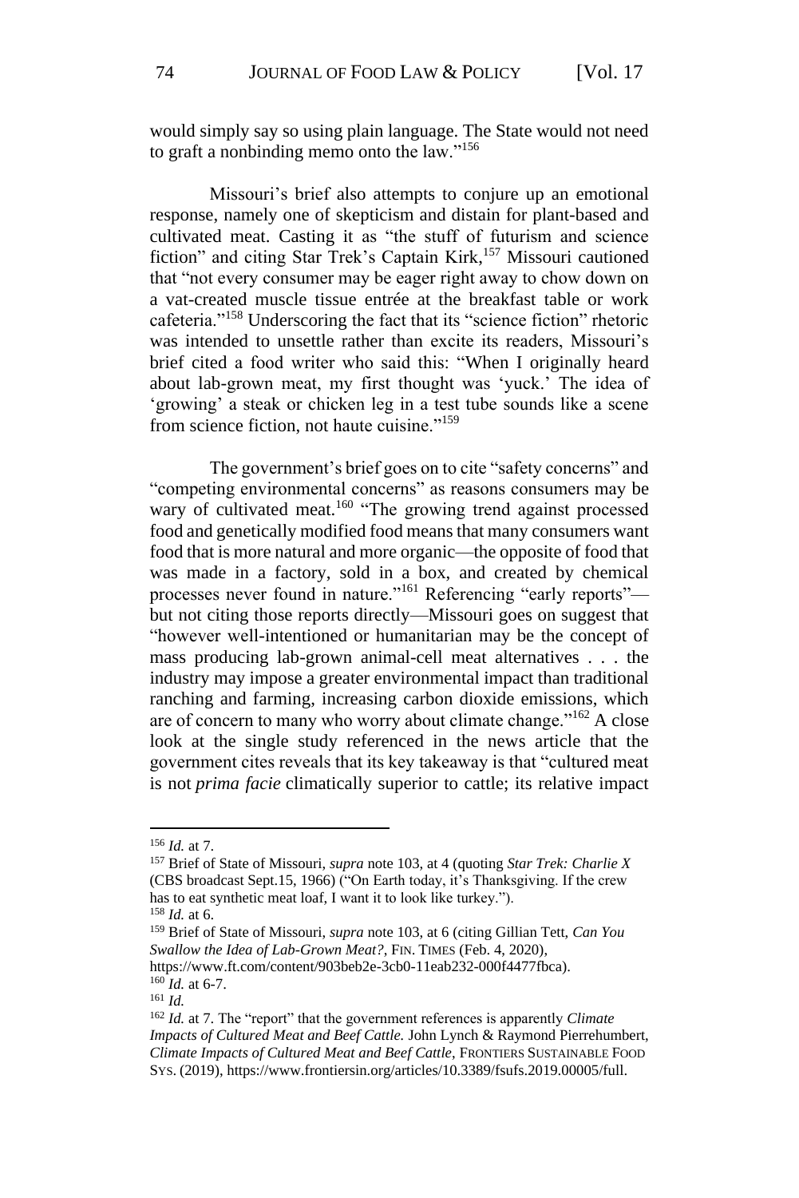would simply say so using plain language. The State would not need to graft a nonbinding memo onto the law."[156]

Missouri's brief also attempts to conjure up an emotional response, namely one of skepticism and distain for plant-based and cultivated meat. Casting it as "the stuff of futurism and science fiction" and citing Star Trek's Captain Kirk,[157] Missouri cautioned that "not every consumer may be eager right away to chow down on a vat-created muscle tissue entrée at the breakfast table or work cafeteria."[158] Underscoring the fact that its "science fiction" rhetoric was intended to unsettle rather than excite its readers, Missouri's brief cited a food writer who said this: "When I originally heard about lab-grown meat, my first thought was 'yuck.' The idea of 'growing' a steak or chicken leg in a test tube sounds like a scene from science fiction, not haute cuisine."[159]

The government's brief goes on to cite "safety concerns" and "competing environmental concerns" as reasons consumers may be wary of cultivated meat.[160] "The growing trend against processed food and genetically modified food means that many consumers want food that is more natural and more organic—the opposite of food that was made in a factory, sold in a box, and created by chemical processes never found in nature."[161] Referencing "early reports"—but not citing those reports directly—Missouri goes on suggest that "however well-intentioned or humanitarian may be the concept of mass producing lab-grown animal-cell meat alternatives . . . the industry may impose a greater environmental impact than traditional ranching and farming, increasing carbon dioxide emissions, which are of concern to many who worry about climate change."[162] A close look at the single study referenced in the news article that the government cites reveals that its key takeaway is that "cultured meat is not *prima facie* climatically superior to cattle; its relative impact

---

[156] *Id.* at 7.

[157] Brief of State of Missouri, *supra* note 103, at 4 (quoting *Star Trek: Charlie X* (CBS broadcast Sept.15, 1966) ("On Earth today, it's Thanksgiving. If the crew has to eat synthetic meat loaf, I want it to look like turkey.").

[158] *Id.* at 6.

[159] Brief of State of Missouri, *supra* note 103, at 6 (citing Gillian Tett, *Can You Swallow the Idea of Lab-Grown Meat?*, FIN. TIMES (Feb. 4, 2020), https://www.ft.com/content/903beb2e-3cb0-11eab232-000f4477fbca).

[160] *Id.* at 6-7.

[161] *Id.*

[162] *Id.* at 7. The "report" that the government references is apparently *Climate Impacts of Cultured Meat and Beef Cattle.* John Lynch & Raymond Pierrehumbert, *Climate Impacts of Cultured Meat and Beef Cattle*, FRONTIERS SUSTAINABLE FOOD SYS. (2019), https://www.frontiersin.org/articles/10.3389/fsufs.2019.00005/full.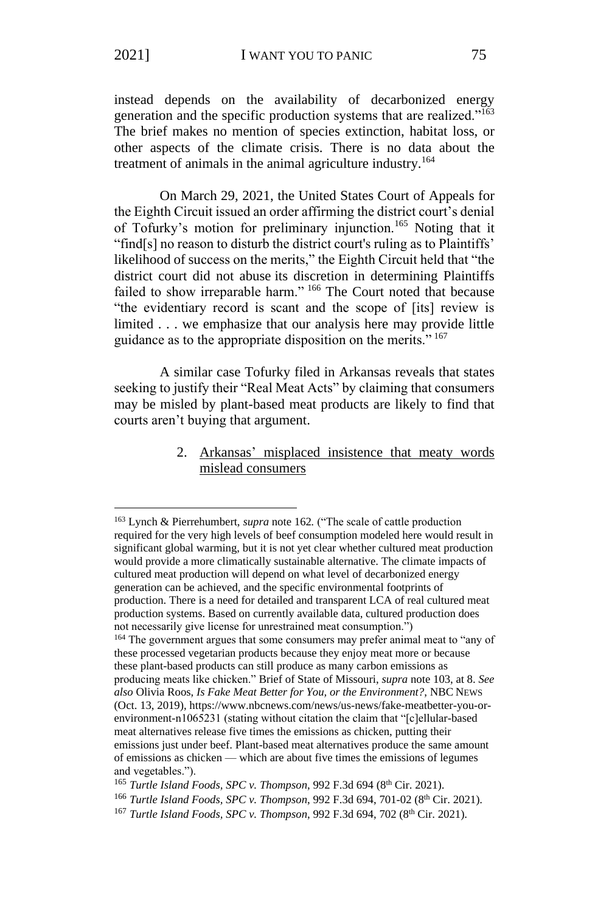instead depends on the availability of decarbonized energy generation and the specific production systems that are realized."[163] The brief makes no mention of species extinction, habitat loss, or other aspects of the climate crisis. There is no data about the treatment of animals in the animal agriculture industry.[164]

On March 29, 2021, the United States Court of Appeals for the Eighth Circuit issued an order affirming the district court's denial of Tofurky's motion for preliminary injunction.[165] Noting that it "find[s] no reason to disturb the district court's ruling as to Plaintiffs' likelihood of success on the merits," the Eighth Circuit held that "the district court did not abuse its discretion in determining Plaintiffs failed to show irreparable harm." [166] The Court noted that because "the evidentiary record is scant and the scope of [its] review is limited . . . we emphasize that our analysis here may provide little guidance as to the appropriate disposition on the merits." [167]

A similar case Tofurky filed in Arkansas reveals that states seeking to justify their "Real Meat Acts" by claiming that consumers may be misled by plant-based meat products are likely to find that courts aren't buying that argument.

2. <u>Arkansas' misplaced insistence that meaty words mislead consumers</u>

---

[163] Lynch & Pierrehumbert, *supra* note 162*.* ("The scale of cattle production required for the very high levels of beef consumption modeled here would result in significant global warming, but it is not yet clear whether cultured meat production would provide a more climatically sustainable alternative. The climate impacts of cultured meat production will depend on what level of decarbonized energy generation can be achieved, and the specific environmental footprints of production. There is a need for detailed and transparent LCA of real cultured meat production systems. Based on currently available data, cultured production does not necessarily give license for unrestrained meat consumption.")

[164] The government argues that some consumers may prefer animal meat to "any of these processed vegetarian products because they enjoy meat more or because these plant-based products can still produce as many carbon emissions as producing meats like chicken." Brief of State of Missouri, *supra* note 103, at 8. *See also* Olivia Roos, *Is Fake Meat Better for You, or the Environment?*, NBC NEWS (Oct. 13, 2019), https://www.nbcnews.com/news/us-news/fake-meatbetter-you-or-environment-n1065231 (stating without citation the claim that "[c]ellular-based meat alternatives release five times the emissions as chicken, putting their emissions just under beef. Plant-based meat alternatives produce the same amount of emissions as chicken — which are about five times the emissions of legumes and vegetables.").

[165] *Turtle Island Foods, SPC v. Thompson*, 992 F.3d 694 (8th Cir. 2021).

[166] *Turtle Island Foods, SPC v. Thompson*, 992 F.3d 694, 701-02 (8th Cir. 2021).

[167] *Turtle Island Foods, SPC v. Thompson*, 992 F.3d 694, 702 (8th Cir. 2021).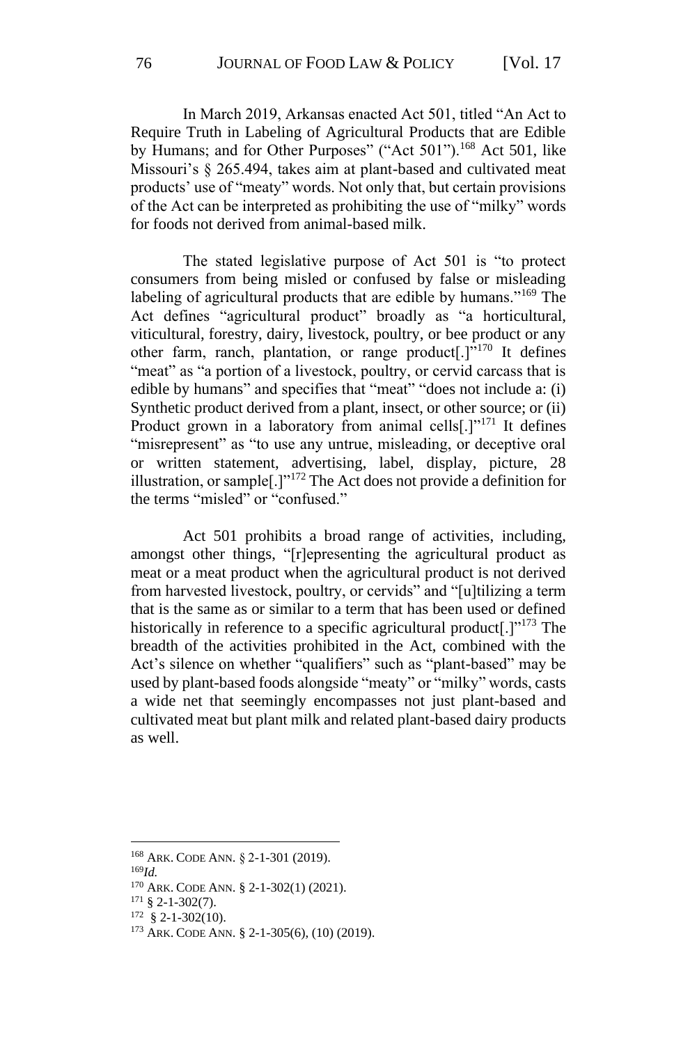In March 2019, Arkansas enacted Act 501, titled "An Act to Require Truth in Labeling of Agricultural Products that are Edible by Humans; and for Other Purposes" ("Act 501").[168] Act 501, like Missouri's § 265.494, takes aim at plant-based and cultivated meat products' use of "meaty" words. Not only that, but certain provisions of the Act can be interpreted as prohibiting the use of "milky" words for foods not derived from animal-based milk.

The stated legislative purpose of Act 501 is "to protect consumers from being misled or confused by false or misleading labeling of agricultural products that are edible by humans."[169] The Act defines "agricultural product" broadly as "a horticultural, viticultural, forestry, dairy, livestock, poultry, or bee product or any other farm, ranch, plantation, or range product[.]"[170] It defines "meat" as "a portion of a livestock, poultry, or cervid carcass that is edible by humans" and specifies that "meat" "does not include a: (i) Synthetic product derived from a plant, insect, or other source; or (ii) Product grown in a laboratory from animal cells[.]"[171] It defines "misrepresent" as "to use any untrue, misleading, or deceptive oral or written statement, advertising, label, display, picture, 28 illustration, or sample[.]"[172] The Act does not provide a definition for the terms "misled" or "confused."

Act 501 prohibits a broad range of activities, including, amongst other things, "[r]epresenting the agricultural product as meat or a meat product when the agricultural product is not derived from harvested livestock, poultry, or cervids" and "[u]tilizing a term that is the same as or similar to a term that has been used or defined historically in reference to a specific agricultural product[.]"[173] The breadth of the activities prohibited in the Act, combined with the Act's silence on whether "qualifiers" such as "plant-based" may be used by plant-based foods alongside "meaty" or "milky" words, casts a wide net that seemingly encompasses not just plant-based and cultivated meat but plant milk and related plant-based dairy products as well.

---

[168] ARK. CODE ANN. § 2-1-301 (2019).

[169] *Id.*

[170] ARK. CODE ANN. § 2-1-302(1) (2021).

[171] § 2-1-302(7).

[172] § 2-1-302(10).

[173] ARK. CODE ANN. § 2-1-305(6), (10) (2019).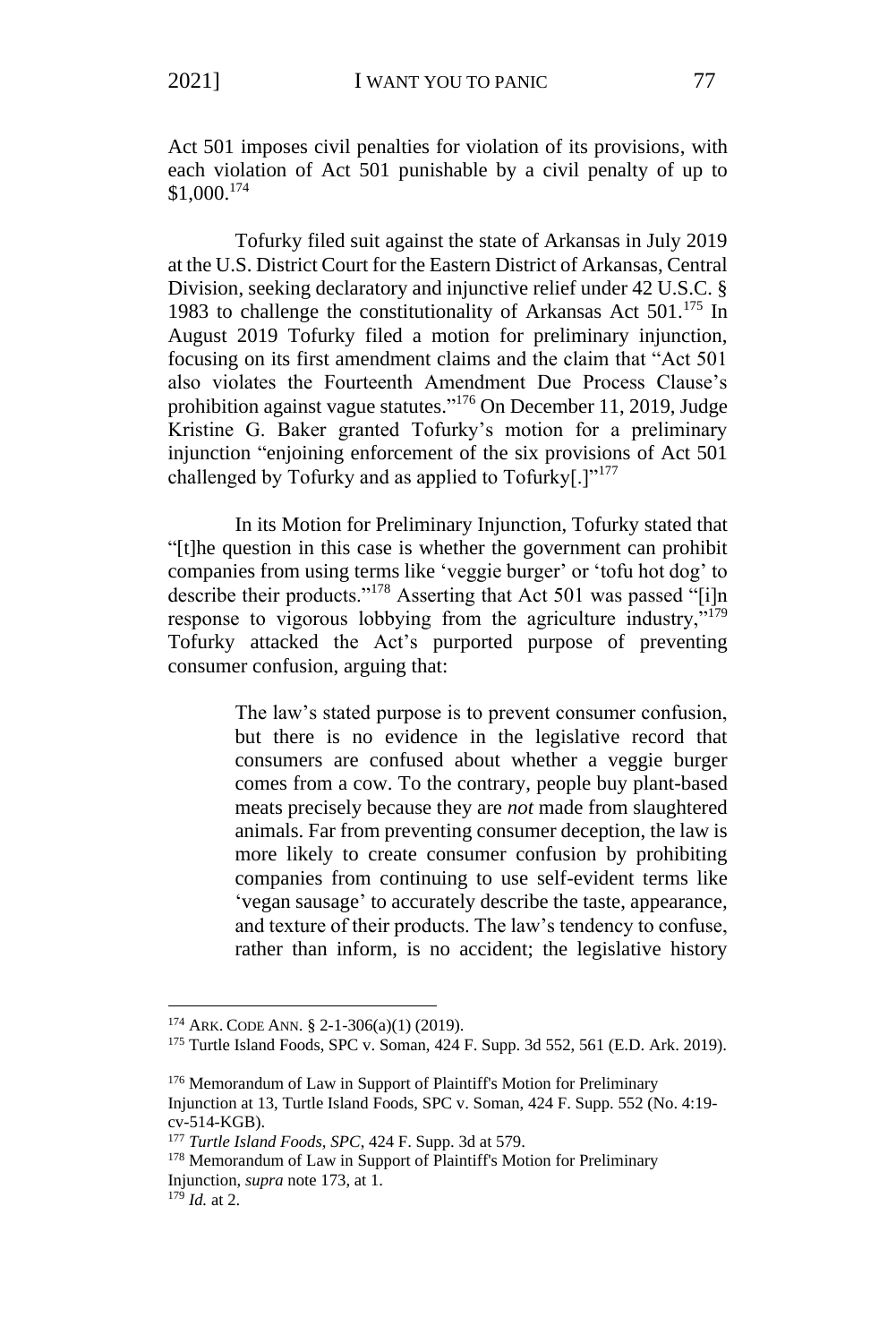Act 501 imposes civil penalties for violation of its provisions, with each violation of Act 501 punishable by a civil penalty of up to $1,000.[174]

Tofurky filed suit against the state of Arkansas in July 2019 at the U.S. District Court for the Eastern District of Arkansas, Central Division, seeking declaratory and injunctive relief under 42 U.S.C. § 1983 to challenge the constitutionality of Arkansas Act 501.[175] In August 2019 Tofurky filed a motion for preliminary injunction, focusing on its first amendment claims and the claim that "Act 501 also violates the Fourteenth Amendment Due Process Clause's prohibition against vague statutes."[176] On December 11, 2019, Judge Kristine G. Baker granted Tofurky's motion for a preliminary injunction "enjoining enforcement of the six provisions of Act 501 challenged by Tofurky and as applied to Tofurky[.]"[177]

In its Motion for Preliminary Injunction, Tofurky stated that "[t]he question in this case is whether the government can prohibit companies from using terms like 'veggie burger' or 'tofu hot dog' to describe their products."[178] Asserting that Act 501 was passed "[i]n response to vigorous lobbying from the agriculture industry,"[179] Tofurky attacked the Act's purported purpose of preventing consumer confusion, arguing that:

> The law's stated purpose is to prevent consumer confusion, but there is no evidence in the legislative record that consumers are confused about whether a veggie burger comes from a cow. To the contrary, people buy plant-based meats precisely because they are *not* made from slaughtered animals. Far from preventing consumer deception, the law is more likely to create consumer confusion by prohibiting companies from continuing to use self-evident terms like 'vegan sausage' to accurately describe the taste, appearance, and texture of their products. The law's tendency to confuse, rather than inform, is no accident; the legislative history

---

[174] ARK. CODE ANN. § 2-1-306(a)(1) (2019).

[175] Turtle Island Foods, SPC v. Soman, 424 F. Supp. 3d 552, 561 (E.D. Ark. 2019).

[176] Memorandum of Law in Support of Plaintiff's Motion for Preliminary Injunction at 13, Turtle Island Foods, SPC v. Soman, 424 F. Supp. 552 (No. 4:19-cv-514-KGB).

[177] *Turtle Island Foods, SPC*, 424 F. Supp. 3d at 579.

[178] Memorandum of Law in Support of Plaintiff's Motion for Preliminary Injunction, *supra* note 173, at 1.

[179] *Id.* at 2.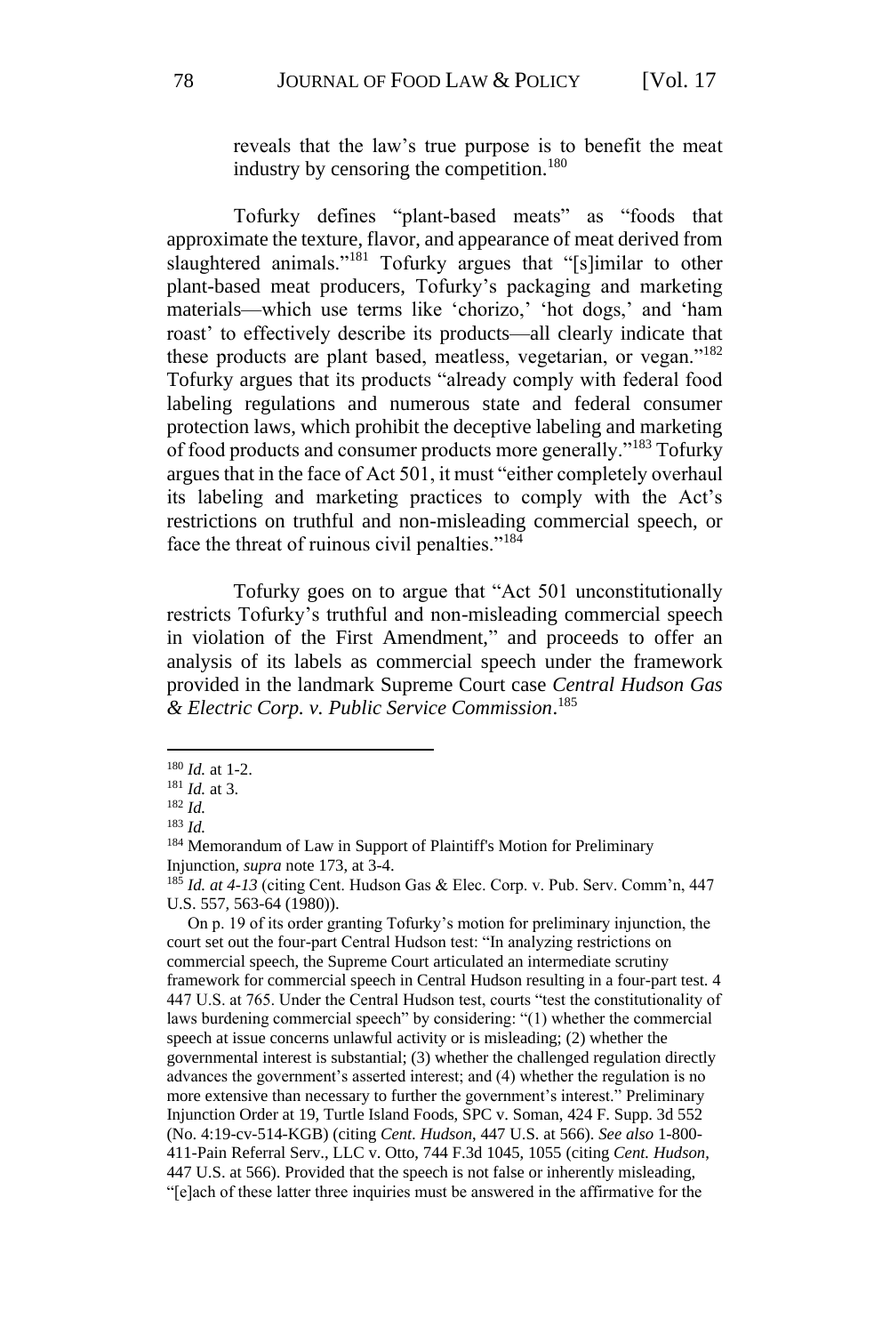reveals that the law's true purpose is to benefit the meat industry by censoring the competition.[180]

Tofurky defines "plant-based meats" as "foods that approximate the texture, flavor, and appearance of meat derived from slaughtered animals."[181] Tofurky argues that "[s]imilar to other plant-based meat producers, Tofurky's packaging and marketing materials—which use terms like 'chorizo,' 'hot dogs,' and 'ham roast' to effectively describe its products—all clearly indicate that these products are plant based, meatless, vegetarian, or vegan."[182] Tofurky argues that its products "already comply with federal food labeling regulations and numerous state and federal consumer protection laws, which prohibit the deceptive labeling and marketing of food products and consumer products more generally."[183] Tofurky argues that in the face of Act 501, it must "either completely overhaul its labeling and marketing practices to comply with the Act's restrictions on truthful and non-misleading commercial speech, or face the threat of ruinous civil penalties."[184]

Tofurky goes on to argue that "Act 501 unconstitutionally restricts Tofurky's truthful and non-misleading commercial speech in violation of the First Amendment," and proceeds to offer an analysis of its labels as commercial speech under the framework provided in the landmark Supreme Court case *Central Hudson Gas & Electric Corp. v. Public Service Commission*.[185]

---

[180] *Id.* at 1-2.

[181] *Id.* at 3.

[182] *Id.*

[183] *Id.*

[184] Memorandum of Law in Support of Plaintiff's Motion for Preliminary Injunction, *supra* note 173, at 3-4.

[185] *Id. at 4-13* (citing Cent. Hudson Gas & Elec. Corp. v. Pub. Serv. Comm'n, 447 U.S. 557, 563-64 (1980)).

On p. 19 of its order granting Tofurky's motion for preliminary injunction, the court set out the four-part Central Hudson test: "In analyzing restrictions on commercial speech, the Supreme Court articulated an intermediate scrutiny framework for commercial speech in Central Hudson resulting in a four-part test. 4 447 U.S. at 765. Under the Central Hudson test, courts "test the constitutionality of laws burdening commercial speech" by considering: "(1) whether the commercial speech at issue concerns unlawful activity or is misleading; (2) whether the governmental interest is substantial; (3) whether the challenged regulation directly advances the government's asserted interest; and (4) whether the regulation is no more extensive than necessary to further the government's interest." Preliminary Injunction Order at 19, Turtle Island Foods, SPC v. Soman, 424 F. Supp. 3d 552 (No. 4:19-cv-514-KGB) (citing *Cent. Hudson*, 447 U.S. at 566). *See also* 1-800-411-Pain Referral Serv., LLC v. Otto, 744 F.3d 1045, 1055 (citing *Cent. Hudson*, 447 U.S. at 566). Provided that the speech is not false or inherently misleading, "[e]ach of these latter three inquiries must be answered in the affirmative for the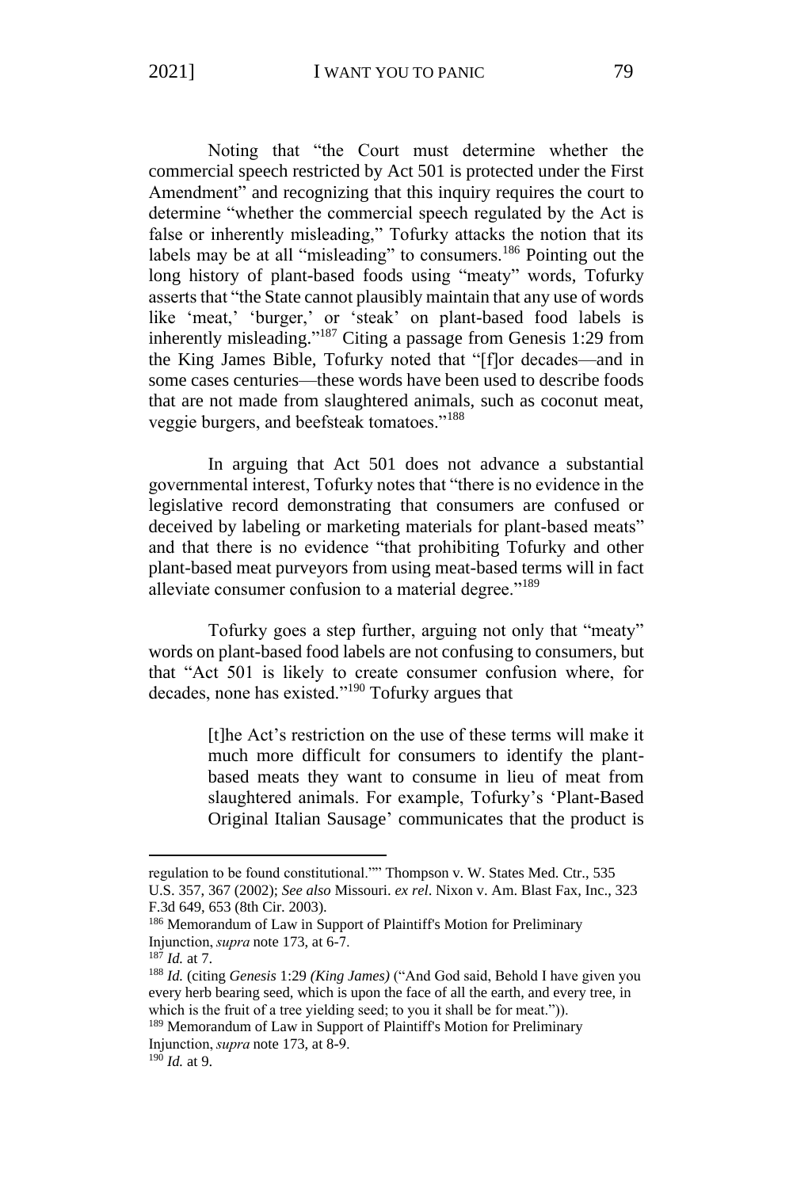Noting that "the Court must determine whether the commercial speech restricted by Act 501 is protected under the First Amendment" and recognizing that this inquiry requires the court to determine "whether the commercial speech regulated by the Act is false or inherently misleading," Tofurky attacks the notion that its labels may be at all "misleading" to consumers.[186] Pointing out the long history of plant-based foods using "meaty" words, Tofurky asserts that "the State cannot plausibly maintain that any use of words like 'meat,' 'burger,' or 'steak' on plant-based food labels is inherently misleading."[187] Citing a passage from Genesis 1:29 from the King James Bible, Tofurky noted that "[f]or decades—and in some cases centuries—these words have been used to describe foods that are not made from slaughtered animals, such as coconut meat, veggie burgers, and beefsteak tomatoes."[188]

In arguing that Act 501 does not advance a substantial governmental interest, Tofurky notes that "there is no evidence in the legislative record demonstrating that consumers are confused or deceived by labeling or marketing materials for plant-based meats" and that there is no evidence "that prohibiting Tofurky and other plant-based meat purveyors from using meat-based terms will in fact alleviate consumer confusion to a material degree."[189]

Tofurky goes a step further, arguing not only that "meaty" words on plant-based food labels are not confusing to consumers, but that "Act 501 is likely to create consumer confusion where, for decades, none has existed."[190] Tofurky argues that

> [t]he Act's restriction on the use of these terms will make it much more difficult for consumers to identify the plant-based meats they want to consume in lieu of meat from slaughtered animals. For example, Tofurky's 'Plant-Based Original Italian Sausage' communicates that the product is

---

regulation to be found constitutional."" Thompson v. W. States Med. Ctr., 535 U.S. 357, 367 (2002); *See also* Missouri. *ex rel*. Nixon v. Am. Blast Fax, Inc., 323 F.3d 649, 653 (8th Cir. 2003).

[186] Memorandum of Law in Support of Plaintiff's Motion for Preliminary Injunction, *supra* note 173, at 6-7.

[187] *Id.* at 7.

[188] *Id.* (citing *Genesis* 1:29 *(King James)* ("And God said, Behold I have given you every herb bearing seed, which is upon the face of all the earth, and every tree, in which is the fruit of a tree yielding seed; to you it shall be for meat.")).

[189] Memorandum of Law in Support of Plaintiff's Motion for Preliminary Injunction, *supra* note 173, at 8-9.

[190] *Id.* at 9.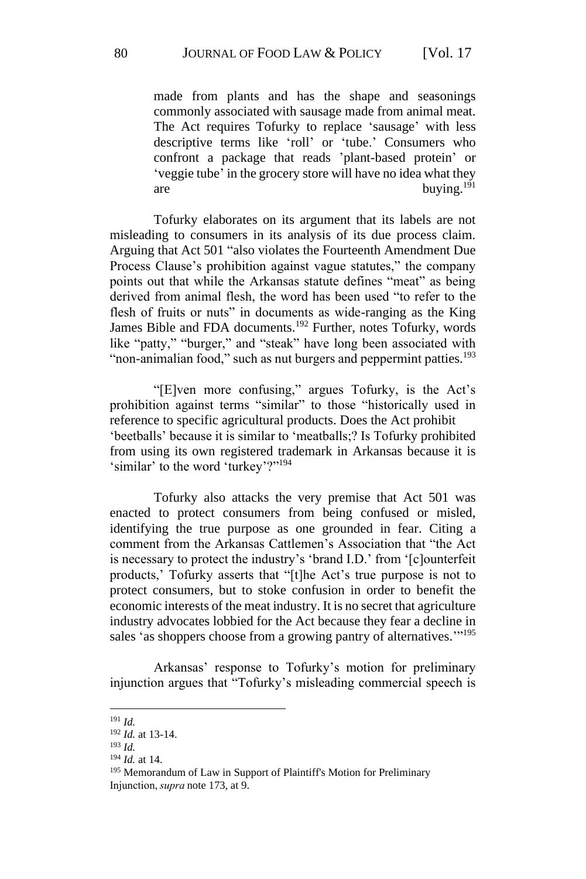> made from plants and has the shape and seasonings commonly associated with sausage made from animal meat. The Act requires Tofurky to replace 'sausage' with less descriptive terms like 'roll' or 'tube.' Consumers who confront a package that reads 'plant-based protein' or 'veggie tube' in the grocery store will have no idea what they are buying.[191]

Tofurky elaborates on its argument that its labels are not misleading to consumers in its analysis of its due process claim. Arguing that Act 501 "also violates the Fourteenth Amendment Due Process Clause's prohibition against vague statutes," the company points out that while the Arkansas statute defines "meat" as being derived from animal flesh, the word has been used "to refer to the flesh of fruits or nuts" in documents as wide-ranging as the King James Bible and FDA documents.[192] Further, notes Tofurky, words like "patty," "burger," and "steak" have long been associated with "non-animalian food," such as nut burgers and peppermint patties.[193]

"[E]ven more confusing," argues Tofurky, is the Act's prohibition against terms "similar" to those "historically used in reference to specific agricultural products. Does the Act prohibit 'beetballs' because it is similar to 'meatballs;? Is Tofurky prohibited from using its own registered trademark in Arkansas because it is 'similar' to the word 'turkey'?"[194]

Tofurky also attacks the very premise that Act 501 was enacted to protect consumers from being confused or misled, identifying the true purpose as one grounded in fear. Citing a comment from the Arkansas Cattlemen's Association that "the Act is necessary to protect the industry's 'brand I.D.' from '[c]ounterfeit products,' Tofurky asserts that "[t]he Act's true purpose is not to protect consumers, but to stoke confusion in order to benefit the economic interests of the meat industry. It is no secret that agriculture industry advocates lobbied for the Act because they fear a decline in sales 'as shoppers choose from a growing pantry of alternatives.'"[195]

Arkansas' response to Tofurky's motion for preliminary injunction argues that "Tofurky's misleading commercial speech is

---

[191] *Id.*

[192] *Id.* at 13-14.

[193] *Id.*

[194] *Id.* at 14.

[195] Memorandum of Law in Support of Plaintiff's Motion for Preliminary Injunction, *supra* note 173, at 9.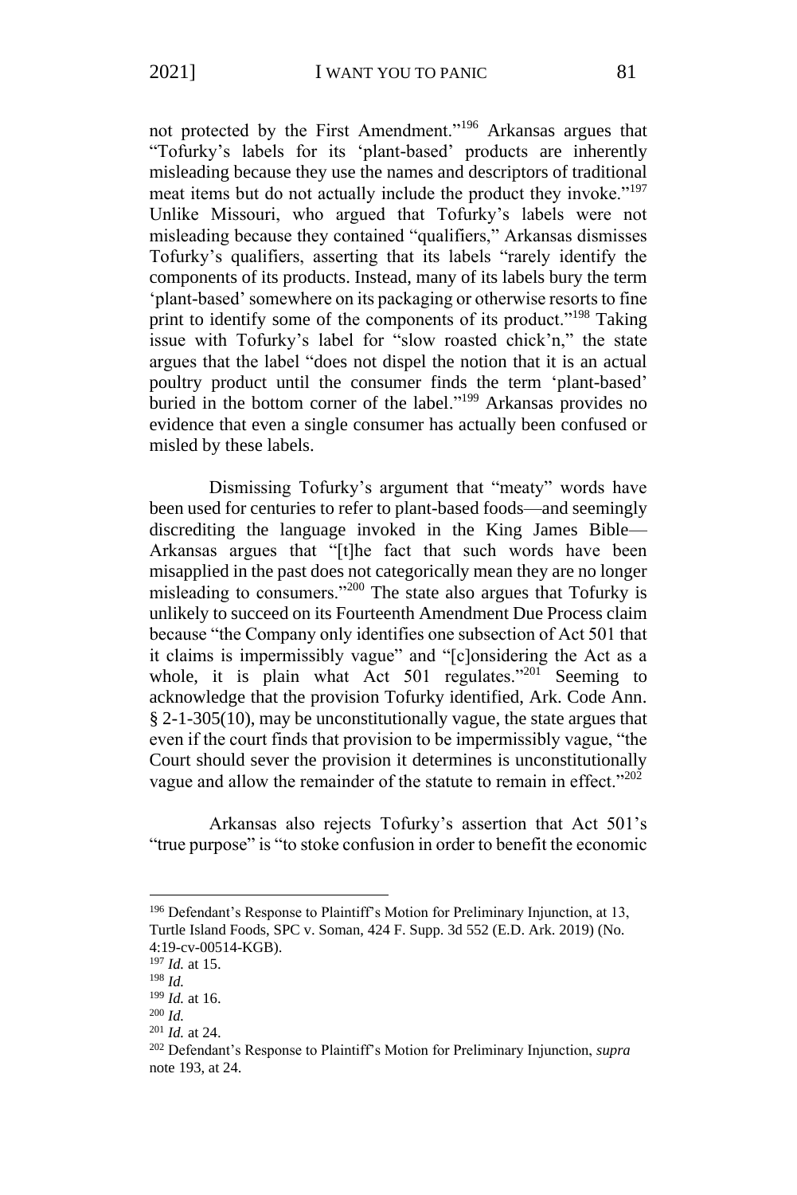not protected by the First Amendment."[196] Arkansas argues that "Tofurky's labels for its 'plant-based' products are inherently misleading because they use the names and descriptors of traditional meat items but do not actually include the product they invoke."[197] Unlike Missouri, who argued that Tofurky's labels were not misleading because they contained "qualifiers," Arkansas dismisses Tofurky's qualifiers, asserting that its labels "rarely identify the components of its products. Instead, many of its labels bury the term 'plant-based' somewhere on its packaging or otherwise resorts to fine print to identify some of the components of its product."[198] Taking issue with Tofurky's label for "slow roasted chick'n," the state argues that the label "does not dispel the notion that it is an actual poultry product until the consumer finds the term 'plant-based' buried in the bottom corner of the label."[199] Arkansas provides no evidence that even a single consumer has actually been confused or misled by these labels.

Dismissing Tofurky's argument that "meaty" words have been used for centuries to refer to plant-based foods—and seemingly discrediting the language invoked in the King James Bible—Arkansas argues that "[t]he fact that such words have been misapplied in the past does not categorically mean they are no longer misleading to consumers."[200] The state also argues that Tofurky is unlikely to succeed on its Fourteenth Amendment Due Process claim because "the Company only identifies one subsection of Act 501 that it claims is impermissibly vague" and "[c]onsidering the Act as a whole, it is plain what Act 501 regulates."[201] Seeming to acknowledge that the provision Tofurky identified, Ark. Code Ann. § 2-1-305(10), may be unconstitutionally vague, the state argues that even if the court finds that provision to be impermissibly vague, "the Court should sever the provision it determines is unconstitutionally vague and allow the remainder of the statute to remain in effect."[202]

Arkansas also rejects Tofurky's assertion that Act 501's "true purpose" is "to stoke confusion in order to benefit the economic

---

[196] Defendant's Response to Plaintiff's Motion for Preliminary Injunction, at 13, Turtle Island Foods, SPC v. Soman, 424 F. Supp. 3d 552 (E.D. Ark. 2019) (No. 4:19-cv-00514-KGB).

[197] *Id.* at 15.

[198] *Id.*

[199] *Id.* at 16.

[200] *Id.*

[201] *Id.* at 24.

[202] Defendant's Response to Plaintiff's Motion for Preliminary Injunction, *supra* note 193, at 24.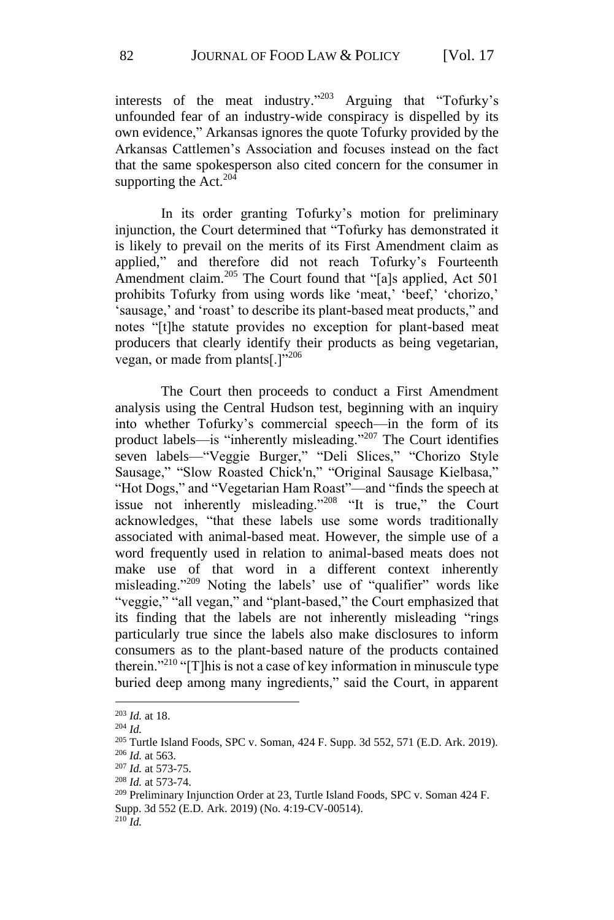interests of the meat industry."[203] Arguing that "Tofurky's unfounded fear of an industry-wide conspiracy is dispelled by its own evidence," Arkansas ignores the quote Tofurky provided by the Arkansas Cattlemen's Association and focuses instead on the fact that the same spokesperson also cited concern for the consumer in supporting the Act.[204]

In its order granting Tofurky's motion for preliminary injunction, the Court determined that "Tofurky has demonstrated it is likely to prevail on the merits of its First Amendment claim as applied," and therefore did not reach Tofurky's Fourteenth Amendment claim.[205] The Court found that "[a]s applied, Act 501 prohibits Tofurky from using words like 'meat,' 'beef,' 'chorizo,' 'sausage,' and 'roast' to describe its plant-based meat products," and notes "[t]he statute provides no exception for plant-based meat producers that clearly identify their products as being vegetarian, vegan, or made from plants[.]"[206]

The Court then proceeds to conduct a First Amendment analysis using the Central Hudson test, beginning with an inquiry into whether Tofurky's commercial speech—in the form of its product labels—is "inherently misleading."[207] The Court identifies seven labels—"Veggie Burger," "Deli Slices," "Chorizo Style Sausage," "Slow Roasted Chick'n," "Original Sausage Kielbasa," "Hot Dogs," and "Vegetarian Ham Roast"—and "finds the speech at issue not inherently misleading."[208] "It is true," the Court acknowledges, "that these labels use some words traditionally associated with animal-based meat. However, the simple use of a word frequently used in relation to animal-based meats does not make use of that word in a different context inherently misleading."[209] Noting the labels' use of "qualifier" words like "veggie," "all vegan," and "plant-based," the Court emphasized that its finding that the labels are not inherently misleading "rings particularly true since the labels also make disclosures to inform consumers as to the plant-based nature of the products contained therein."[210] "[T]his is not a case of key information in minuscule type buried deep among many ingredients," said the Court, in apparent

---

[203] *Id.* at 18.

[204] *Id.*

[205] Turtle Island Foods, SPC v. Soman, 424 F. Supp. 3d 552, 571 (E.D. Ark. 2019).

[206] *Id.* at 563.

[207] *Id.* at 573-75.

[208] *Id.* at 573-74.

[209] Preliminary Injunction Order at 23, Turtle Island Foods, SPC v. Soman 424 F. Supp. 3d 552 (E.D. Ark. 2019) (No. 4:19-CV-00514).

[210] *Id.*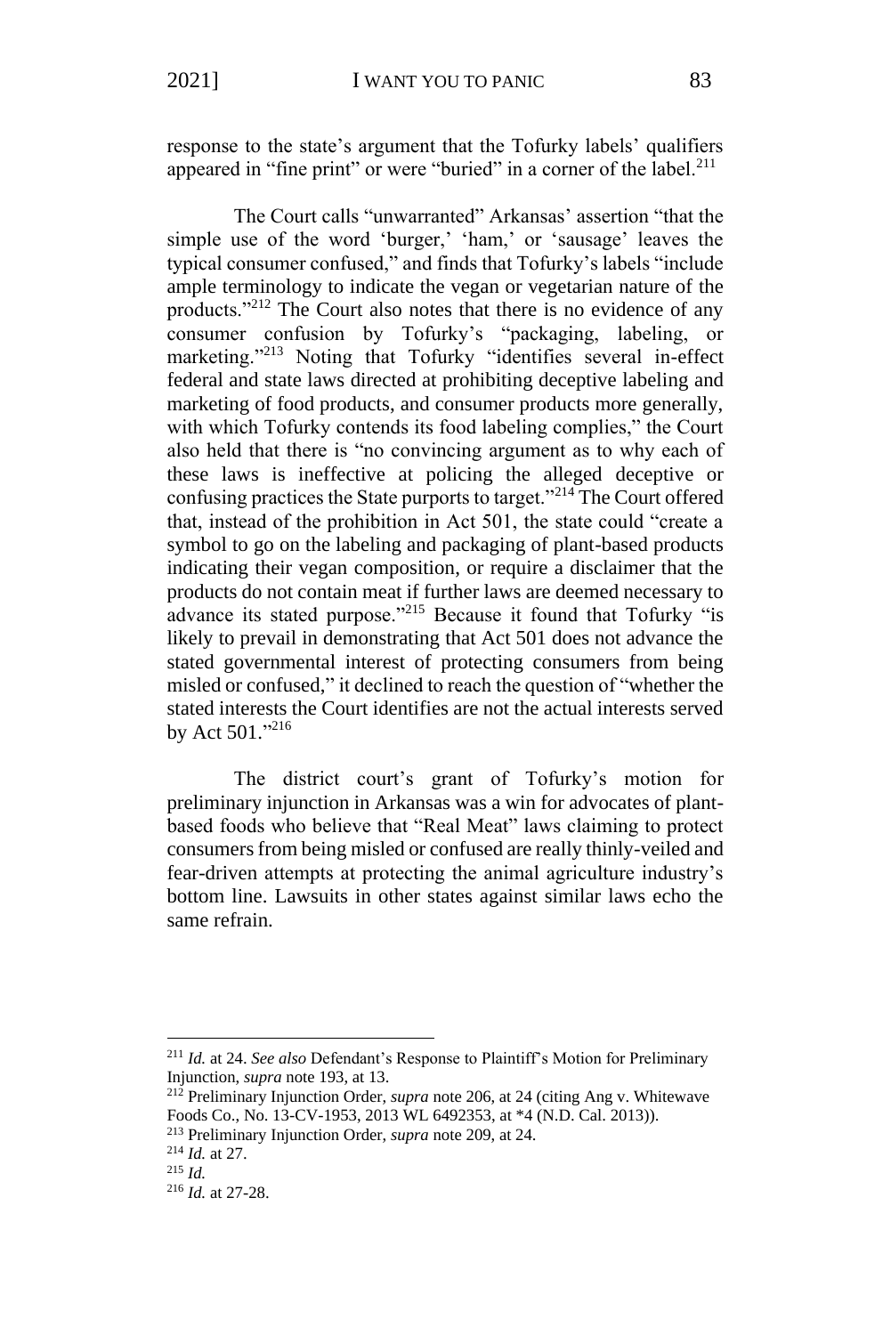response to the state's argument that the Tofurky labels' qualifiers appeared in "fine print" or were "buried" in a corner of the label.[211]

The Court calls "unwarranted" Arkansas' assertion "that the simple use of the word 'burger,' 'ham,' or 'sausage' leaves the typical consumer confused," and finds that Tofurky's labels "include ample terminology to indicate the vegan or vegetarian nature of the products."[212] The Court also notes that there is no evidence of any consumer confusion by Tofurky's "packaging, labeling, or marketing."[213] Noting that Tofurky "identifies several in-effect federal and state laws directed at prohibiting deceptive labeling and marketing of food products, and consumer products more generally, with which Tofurky contends its food labeling complies," the Court also held that there is "no convincing argument as to why each of these laws is ineffective at policing the alleged deceptive or confusing practices the State purports to target."[214] The Court offered that, instead of the prohibition in Act 501, the state could "create a symbol to go on the labeling and packaging of plant-based products indicating their vegan composition, or require a disclaimer that the products do not contain meat if further laws are deemed necessary to advance its stated purpose."[215] Because it found that Tofurky "is likely to prevail in demonstrating that Act 501 does not advance the stated governmental interest of protecting consumers from being misled or confused," it declined to reach the question of "whether the stated interests the Court identifies are not the actual interests served by Act 501."[216]

The district court's grant of Tofurky's motion for preliminary injunction in Arkansas was a win for advocates of plant-based foods who believe that "Real Meat" laws claiming to protect consumers from being misled or confused are really thinly-veiled and fear-driven attempts at protecting the animal agriculture industry's bottom line. Lawsuits in other states against similar laws echo the same refrain.

---

[211] *Id.* at 24. *See also* Defendant's Response to Plaintiff's Motion for Preliminary Injunction, *supra* note 193, at 13.

[212] Preliminary Injunction Order, *supra* note 206, at 24 (citing Ang v. Whitewave Foods Co., No. 13-CV-1953, 2013 WL 6492353, at *4 (N.D. Cal. 2013)).

[213] Preliminary Injunction Order, *supra* note 209, at 24.

[214] *Id.* at 27.

[215] *Id.*

[216] *Id.* at 27-28.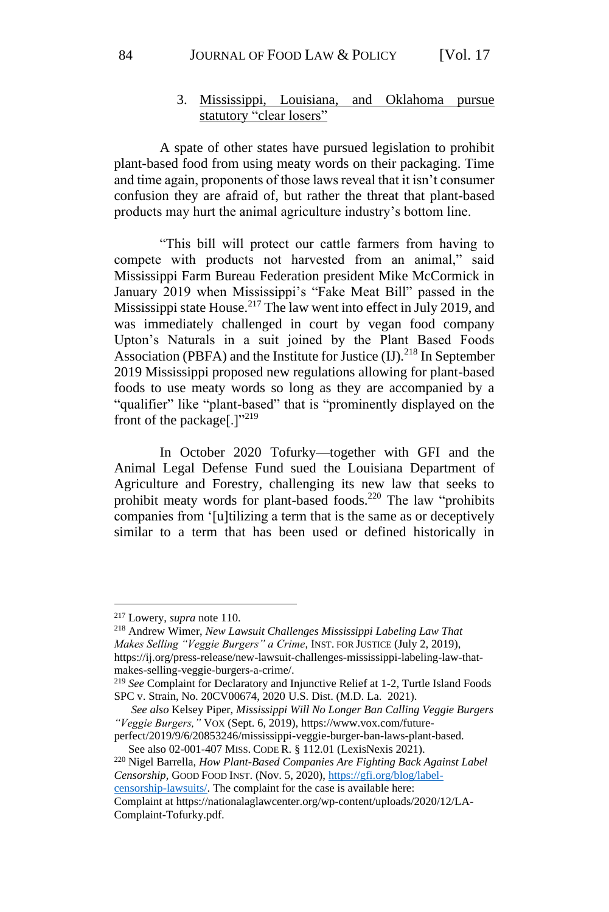### 3. Mississippi, Louisiana, and Oklahoma pursue statutory "clear losers"

A spate of other states have pursued legislation to prohibit plant-based food from using meaty words on their packaging. Time and time again, proponents of those laws reveal that it isn't consumer confusion they are afraid of, but rather the threat that plant-based products may hurt the animal agriculture industry's bottom line.

"This bill will protect our cattle farmers from having to compete with products not harvested from an animal," said Mississippi Farm Bureau Federation president Mike McCormick in January 2019 when Mississippi's "Fake Meat Bill" passed in the Mississippi state House.[217] The law went into effect in July 2019, and was immediately challenged in court by vegan food company Upton's Naturals in a suit joined by the Plant Based Foods Association (PBFA) and the Institute for Justice (IJ).[218] In September 2019 Mississippi proposed new regulations allowing for plant-based foods to use meaty words so long as they are accompanied by a "qualifier" like "plant-based" that is "prominently displayed on the front of the package[.]"[219]

In October 2020 Tofurky—together with GFI and the Animal Legal Defense Fund sued the Louisiana Department of Agriculture and Forestry, challenging its new law that seeks to prohibit meaty words for plant-based foods.[220] The law "prohibits companies from '[u]tilizing a term that is the same as or deceptively similar to a term that has been used or defined historically in

---

[217] Lowery, *supra* note 110.

[218] Andrew Wimer, *New Lawsuit Challenges Mississippi Labeling Law That Makes Selling "Veggie Burgers" a Crime*, INST. FOR JUSTICE (July 2, 2019), https://ij.org/press-release/new-lawsuit-challenges-mississippi-labeling-law-that-makes-selling-veggie-burgers-a-crime/.

[219] *See* Complaint for Declaratory and Injunctive Relief at 1-2, Turtle Island Foods SPC v. Strain, No. 20CV00674, 2020 U.S. Dist. (M.D. La. 2021).

*See also* Kelsey Piper, *Mississippi Will No Longer Ban Calling Veggie Burgers "Veggie Burgers,"* VOX (Sept. 6, 2019), https://www.vox.com/future-perfect/2019/9/6/20853246/mississippi-veggie-burger-ban-laws-plant-based.

See also 02-001-407 MISS. CODE R. § 112.01 (LexisNexis 2021).

[220] Nigel Barrella, *How Plant-Based Companies Are Fighting Back Against Label Censorship*, GOOD FOOD INST. (Nov. 5, 2020), https://gfi.org/blog/label-censorship-lawsuits/. The complaint for the case is available here: Complaint at https://nationalaglawcenter.org/wp-content/uploads/2020/12/LA-Complaint-Tofurky.pdf.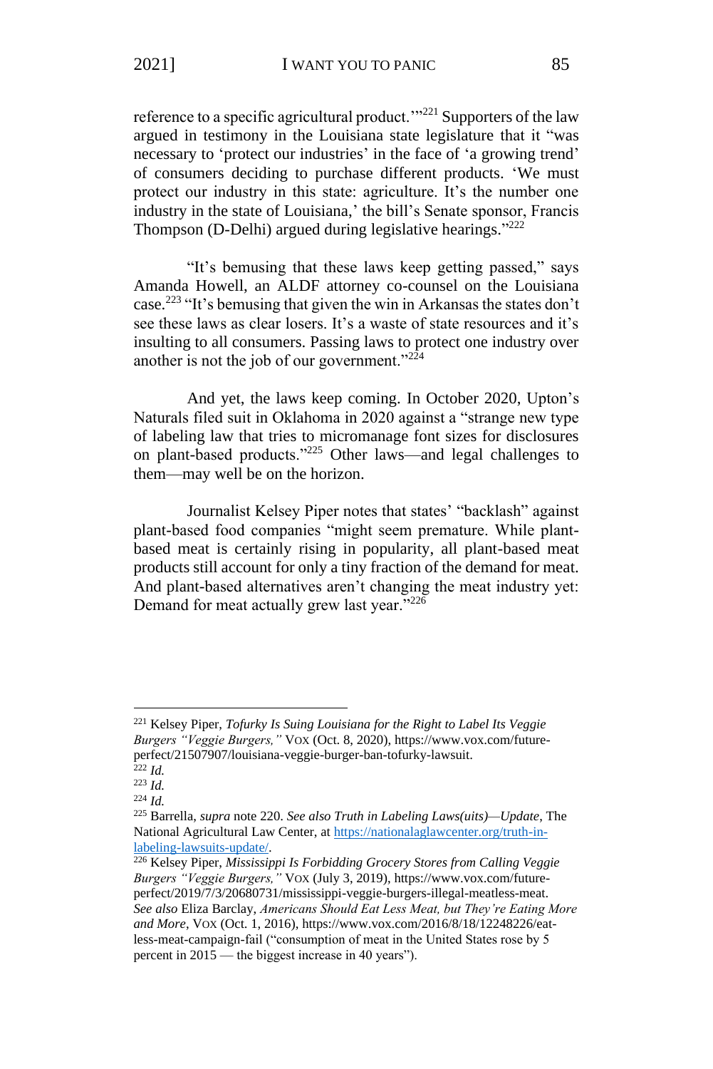reference to a specific agricultural product.'"[221] Supporters of the law argued in testimony in the Louisiana state legislature that it "was necessary to 'protect our industries' in the face of 'a growing trend' of consumers deciding to purchase different products. 'We must protect our industry in this state: agriculture. It's the number one industry in the state of Louisiana,' the bill's Senate sponsor, Francis Thompson (D-Delhi) argued during legislative hearings."[222]

"It's bemusing that these laws keep getting passed," says Amanda Howell, an ALDF attorney co-counsel on the Louisiana case.[223] "It's bemusing that given the win in Arkansas the states don't see these laws as clear losers. It's a waste of state resources and it's insulting to all consumers. Passing laws to protect one industry over another is not the job of our government."[224]

And yet, the laws keep coming. In October 2020, Upton's Naturals filed suit in Oklahoma in 2020 against a "strange new type of labeling law that tries to micromanage font sizes for disclosures on plant-based products."[225] Other laws—and legal challenges to them—may well be on the horizon.

Journalist Kelsey Piper notes that states' "backlash" against plant-based food companies "might seem premature. While plant-based meat is certainly rising in popularity, all plant-based meat products still account for only a tiny fraction of the demand for meat. And plant-based alternatives aren't changing the meat industry yet: Demand for meat actually grew last year."[226]

---

[221] Kelsey Piper, *Tofurky Is Suing Louisiana for the Right to Label Its Veggie Burgers "Veggie Burgers,"* VOX (Oct. 8, 2020), https://www.vox.com/future-perfect/21507907/louisiana-veggie-burger-ban-tofurky-lawsuit.

[222] *Id.*

[223] *Id.*

[224] *Id.*

[225] Barrella, *supra* note 220. *See also Truth in Labeling Laws(uits)—Update*, The National Agricultural Law Center, at https://nationalaglawcenter.org/truth-in-labeling-lawsuits-update/.

[226] Kelsey Piper, *Mississippi Is Forbidding Grocery Stores from Calling Veggie Burgers "Veggie Burgers,"* VOX (July 3, 2019), https://www.vox.com/future-perfect/2019/7/3/20680731/mississippi-veggie-burgers-illegal-meatless-meat. *See also* Eliza Barclay, *Americans Should Eat Less Meat, but They're Eating More and More*, VOX (Oct. 1, 2016), https://www.vox.com/2016/8/18/12248226/eat-less-meat-campaign-fail ("consumption of meat in the United States rose by 5 percent in 2015 — the biggest increase in 40 years").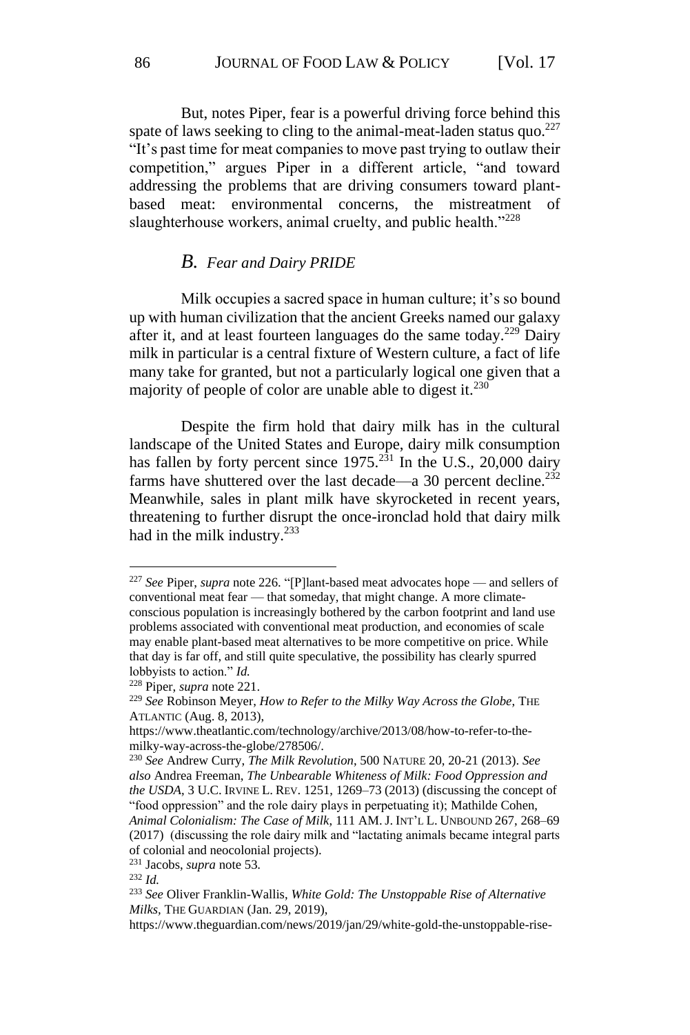But, notes Piper, fear is a powerful driving force behind this spate of laws seeking to cling to the animal-meat-laden status quo.[227] "It's past time for meat companies to move past trying to outlaw their competition," argues Piper in a different article, "and toward addressing the problems that are driving consumers toward plant-based meat: environmental concerns, the mistreatment of slaughterhouse workers, animal cruelty, and public health."[228]

## *B. Fear and Dairy PRIDE*

Milk occupies a sacred space in human culture; it's so bound up with human civilization that the ancient Greeks named our galaxy after it, and at least fourteen languages do the same today.[229] Dairy milk in particular is a central fixture of Western culture, a fact of life many take for granted, but not a particularly logical one given that a majority of people of color are unable able to digest it.[230]

Despite the firm hold that dairy milk has in the cultural landscape of the United States and Europe, dairy milk consumption has fallen by forty percent since 1975.[231] In the U.S., 20,000 dairy farms have shuttered over the last decade—a 30 percent decline.[232] Meanwhile, sales in plant milk have skyrocketed in recent years, threatening to further disrupt the once-ironclad hold that dairy milk had in the milk industry.[233]

---

[227] *See* Piper, *supra* note 226. "[P]lant-based meat advocates hope — and sellers of conventional meat fear — that someday, that might change. A more climate-conscious population is increasingly bothered by the carbon footprint and land use problems associated with conventional meat production, and economies of scale may enable plant-based meat alternatives to be more competitive on price. While that day is far off, and still quite speculative, the possibility has clearly spurred lobbyists to action." *Id.*

[228] Piper, *supra* note 221.

[229] *See* Robinson Meyer, *How to Refer to the Milky Way Across the Globe*, THE ATLANTIC (Aug. 8, 2013), https://www.theatlantic.com/technology/archive/2013/08/how-to-refer-to-the-milky-way-across-the-globe/278506/.

[230] *See* Andrew Curry, *The Milk Revolution*, 500 NATURE 20, 20-21 (2013). *See also* Andrea Freeman, *The Unbearable Whiteness of Milk: Food Oppression and the USDA*, 3 U.C. IRVINE L. REV. 1251, 1269–73 (2013) (discussing the concept of "food oppression" and the role dairy plays in perpetuating it); Mathilde Cohen, *Animal Colonialism: The Case of Milk*, 111 AM. J. INT'L L. UNBOUND 267, 268–69 (2017) (discussing the role dairy milk and "lactating animals became integral parts of colonial and neocolonial projects).

[231] Jacobs, *supra* note 53.

[232] *Id.*

[233] *See* Oliver Franklin-Wallis, *White Gold: The Unstoppable Rise of Alternative Milks*, THE GUARDIAN (Jan. 29, 2019), https://www.theguardian.com/news/2019/jan/29/white-gold-the-unstoppable-rise-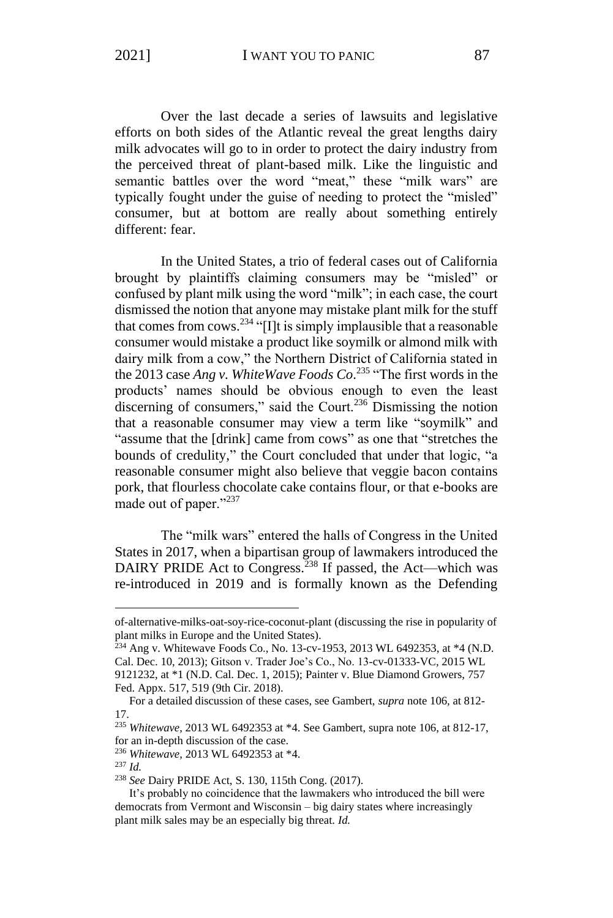Over the last decade a series of lawsuits and legislative efforts on both sides of the Atlantic reveal the great lengths dairy milk advocates will go to in order to protect the dairy industry from the perceived threat of plant-based milk. Like the linguistic and semantic battles over the word "meat," these "milk wars" are typically fought under the guise of needing to protect the "misled" consumer, but at bottom are really about something entirely different: fear.

In the United States, a trio of federal cases out of California brought by plaintiffs claiming consumers may be "misled" or confused by plant milk using the word "milk"; in each case, the court dismissed the notion that anyone may mistake plant milk for the stuff that comes from cows.[234] "[I]t is simply implausible that a reasonable consumer would mistake a product like soymilk or almond milk with dairy milk from a cow," the Northern District of California stated in the 2013 case *Ang v. WhiteWave Foods Co*.[235] "The first words in the products' names should be obvious enough to even the least discerning of consumers," said the Court.[236] Dismissing the notion that a reasonable consumer may view a term like "soymilk" and "assume that the [drink] came from cows" as one that "stretches the bounds of credulity," the Court concluded that under that logic, "a reasonable consumer might also believe that veggie bacon contains pork, that flourless chocolate cake contains flour, or that e-books are made out of paper."[237]

The "milk wars" entered the halls of Congress in the United States in 2017, when a bipartisan group of lawmakers introduced the DAIRY PRIDE Act to Congress.[238] If passed, the Act—which was re-introduced in 2019 and is formally known as the Defending

---

of-alternative-milks-oat-soy-rice-coconut-plant (discussing the rise in popularity of plant milks in Europe and the United States).

[234] Ang v. Whitewave Foods Co., No. 13-cv-1953, 2013 WL 6492353, at *4 (N.D. Cal. Dec. 10, 2013); Gitson v. Trader Joe's Co., No. 13-cv-01333-VC, 2015 WL 9121232, at *1 (N.D. Cal. Dec. 1, 2015); Painter v. Blue Diamond Growers, 757 Fed. Appx. 517, 519 (9th Cir. 2018).

For a detailed discussion of these cases, see Gambert, *supra* note 106, at 812-17.

[235] *Whitewave*, 2013 WL 6492353 at *4. See Gambert, supra note 106, at 812-17, for an in-depth discussion of the case.

[236] *Whitewave*, 2013 WL 6492353 at *4.

[237] *Id.*

[238] *See* Dairy PRIDE Act, S. 130, 115th Cong. (2017).

It's probably no coincidence that the lawmakers who introduced the bill were democrats from Vermont and Wisconsin – big dairy states where increasingly plant milk sales may be an especially big threat. *Id.*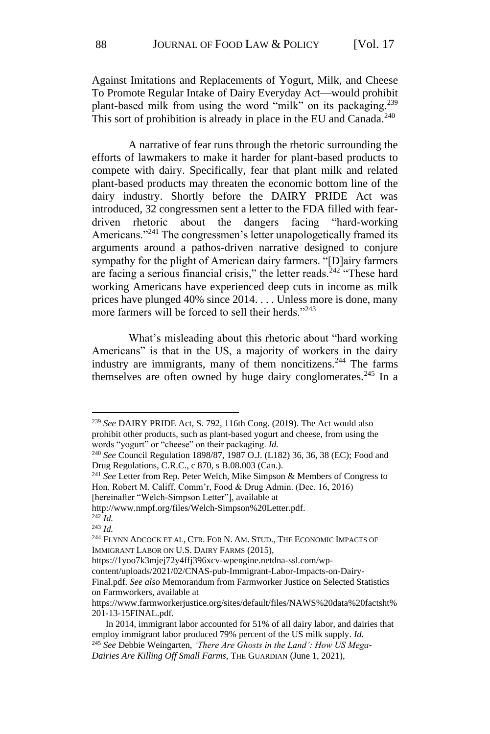Against Imitations and Replacements of Yogurt, Milk, and Cheese To Promote Regular Intake of Dairy Everyday Act—would prohibit plant-based milk from using the word "milk" on its packaging.[239] This sort of prohibition is already in place in the EU and Canada.[240]

A narrative of fear runs through the rhetoric surrounding the efforts of lawmakers to make it harder for plant-based products to compete with dairy. Specifically, fear that plant milk and related plant-based products may threaten the economic bottom line of the dairy industry. Shortly before the DAIRY PRIDE Act was introduced, 32 congressmen sent a letter to the FDA filled with fear-driven rhetoric about the dangers facing "hard-working Americans."[241] The congressmen's letter unapologetically framed its arguments around a pathos-driven narrative designed to conjure sympathy for the plight of American dairy farmers. "[D]airy farmers are facing a serious financial crisis," the letter reads.[242] "These hard working Americans have experienced deep cuts in income as milk prices have plunged 40% since 2014. . . . Unless more is done, many more farmers will be forced to sell their herds."[243]

What's misleading about this rhetoric about "hard working Americans" is that in the US, a majority of workers in the dairy industry are immigrants, many of them noncitizens.[244] The farms themselves are often owned by huge dairy conglomerates.[245] In a

---

[239] *See* DAIRY PRIDE Act, S. 792, 116th Cong. (2019). The Act would also prohibit other products, such as plant-based yogurt and cheese, from using the words "yogurt" or "cheese" on their packaging. *Id.*

[240] *See* Council Regulation 1898/87, 1987 O.J. (L182) 36, 36, 38 (EC); Food and Drug Regulations, C.R.C., c 870, s B.08.003 (Can.).

[241] *See* Letter from Rep. Peter Welch, Mike Simpson & Members of Congress to Hon. Robert M. Califf, Comm'r, Food & Drug Admin. (Dec. 16, 2016) [hereinafter "Welch-Simpson Letter"], available at http://www.nmpf.org/files/Welch-Simpson%20Letter.pdf.

[242] *Id.*

[243] *Id.*

[244] FLYNN ADCOCK ET AL, CTR. FOR N. AM. STUD., THE ECONOMIC IMPACTS OF IMMIGRANT LABOR ON U.S. DAIRY FARMS (2015), https://1yoo7k3mjej72y4ffj396xcv-wpengine.netdna-ssl.com/wp-content/uploads/2021/02/CNAS-pub-Immigrant-Labor-Impacts-on-Dairy-Final.pdf. *See also* Memorandum from Farmworker Justice on Selected Statistics on Farmworkers, available at https://www.farmworkerjustice.org/sites/default/files/NAWS%20data%20factsht%201-13-15FINAL.pdf.

In 2014, immigrant labor accounted for 51% of all dairy labor, and dairies that employ immigrant labor produced 79% percent of the US milk supply. *Id.*

[245] *See* Debbie Weingarten, *'There Are Ghosts in the Land': How US Mega-Dairies Are Killing Off Small Farms*, THE GUARDIAN (June 1, 2021),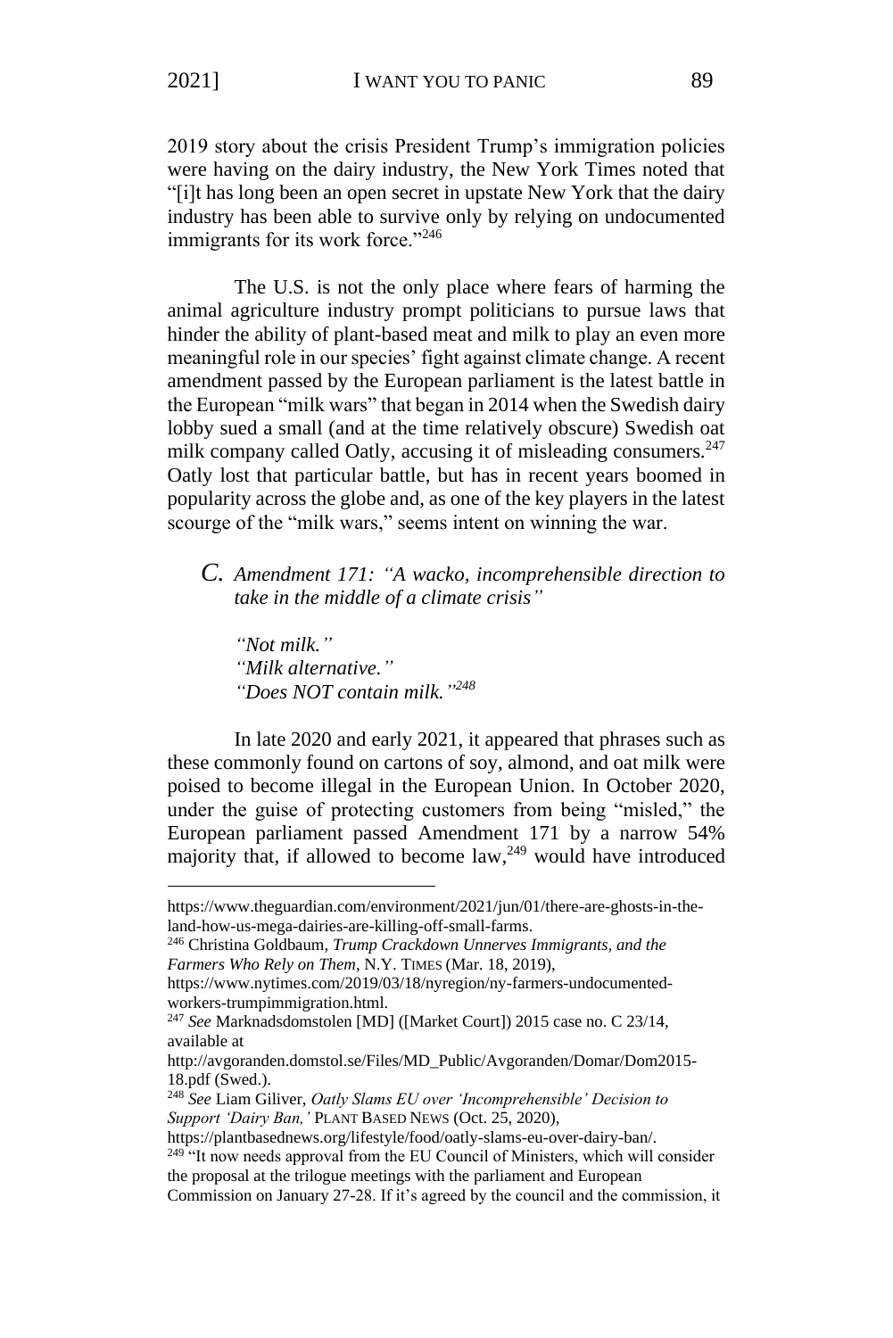2019 story about the crisis President Trump's immigration policies were having on the dairy industry, the New York Times noted that "[i]t has long been an open secret in upstate New York that the dairy industry has been able to survive only by relying on undocumented immigrants for its work force."[246]

The U.S. is not the only place where fears of harming the animal agriculture industry prompt politicians to pursue laws that hinder the ability of plant-based meat and milk to play an even more meaningful role in our species' fight against climate change. A recent amendment passed by the European parliament is the latest battle in the European "milk wars" that began in 2014 when the Swedish dairy lobby sued a small (and at the time relatively obscure) Swedish oat milk company called Oatly, accusing it of misleading consumers.[247] Oatly lost that particular battle, but has in recent years boomed in popularity across the globe and, as one of the key players in the latest scourge of the "milk wars," seems intent on winning the war.

### C. *Amendment 171: "A wacko, incomprehensible direction to take in the middle of a climate crisis"*

*"Not milk."*
*"Milk alternative."*
*"Does NOT contain milk."*[248]

In late 2020 and early 2021, it appeared that phrases such as these commonly found on cartons of soy, almond, and oat milk were poised to become illegal in the European Union. In October 2020, under the guise of protecting customers from being "misled," the European parliament passed Amendment 171 by a narrow 54% majority that, if allowed to become law,[249] would have introduced

---

https://www.theguardian.com/environment/2021/jun/01/there-are-ghosts-in-the-land-how-us-mega-dairies-are-killing-off-small-farms.

[246] Christina Goldbaum, *Trump Crackdown Unnerves Immigrants, and the Farmers Who Rely on Them*, N.Y. TIMES (Mar. 18, 2019), https://www.nytimes.com/2019/03/18/nyregion/ny-farmers-undocumented-workers-trumpimmigration.html.

[247] *See* Marknadsdomstolen [MD] ([Market Court]) 2015 case no. C 23/14, available at http://avgoranden.domstol.se/Files/MD_Public/Avgoranden/Domar/Dom2015-18.pdf (Swed.).

[248] *See* Liam Giliver, *Oatly Slams EU over 'Incomprehensible' Decision to Support 'Dairy Ban,'* PLANT BASED NEWS (Oct. 25, 2020), https://plantbasednews.org/lifestyle/food/oatly-slams-eu-over-dairy-ban/.

[249] "It now needs approval from the EU Council of Ministers, which will consider the proposal at the trilogue meetings with the parliament and European Commission on January 27-28. If it's agreed by the council and the commission, it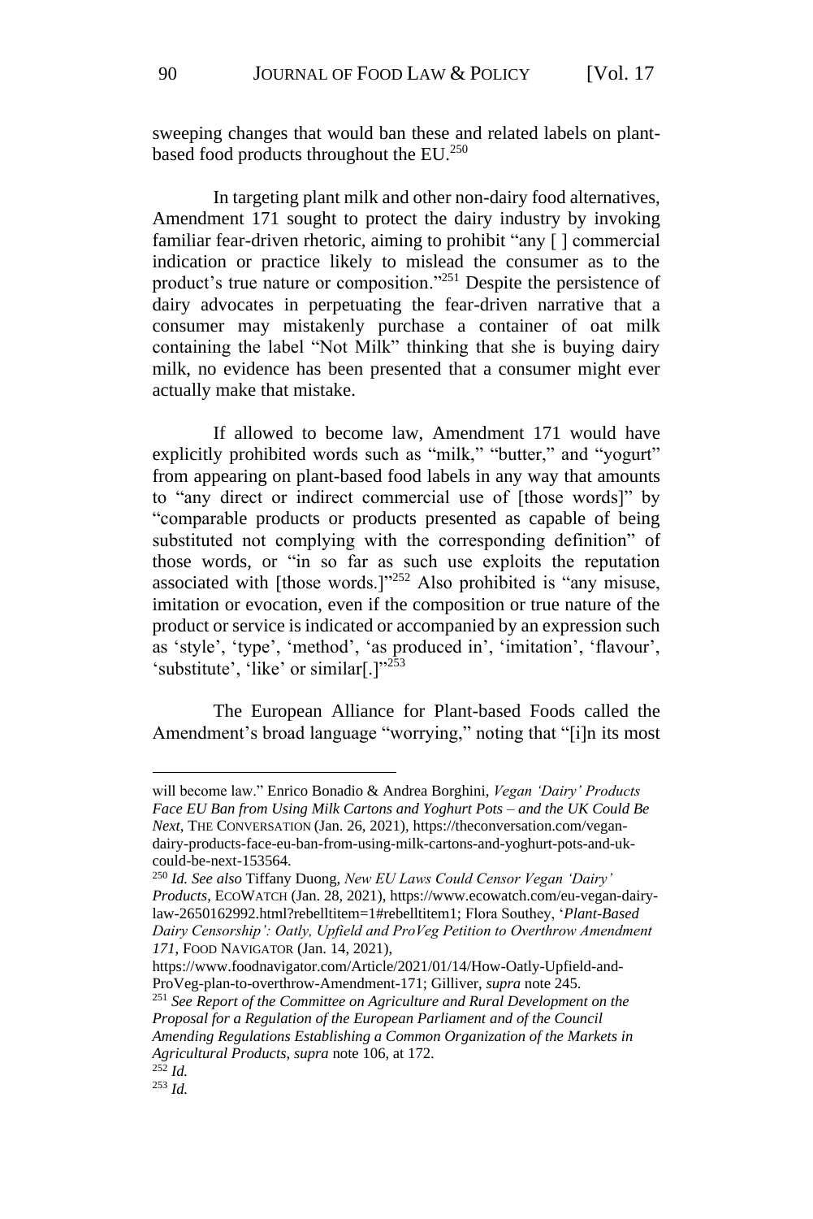sweeping changes that would ban these and related labels on plant-based food products throughout the EU.[250]

In targeting plant milk and other non-dairy food alternatives, Amendment 171 sought to protect the dairy industry by invoking familiar fear-driven rhetoric, aiming to prohibit "any [ ] commercial indication or practice likely to mislead the consumer as to the product's true nature or composition."[251] Despite the persistence of dairy advocates in perpetuating the fear-driven narrative that a consumer may mistakenly purchase a container of oat milk containing the label "Not Milk" thinking that she is buying dairy milk, no evidence has been presented that a consumer might ever actually make that mistake.

If allowed to become law, Amendment 171 would have explicitly prohibited words such as "milk," "butter," and "yogurt" from appearing on plant-based food labels in any way that amounts to "any direct or indirect commercial use of [those words]" by "comparable products or products presented as capable of being substituted not complying with the corresponding definition" of those words, or "in so far as such use exploits the reputation associated with [those words.]"[252] Also prohibited is "any misuse, imitation or evocation, even if the composition or true nature of the product or service is indicated or accompanied by an expression such as 'style', 'type', 'method', 'as produced in', 'imitation', 'flavour', 'substitute', 'like' or similar[.]"[253]

The European Alliance for Plant-based Foods called the Amendment's broad language "worrying," noting that "[i]n its most

---

will become law." Enrico Bonadio & Andrea Borghini, *Vegan 'Dairy' Products Face EU Ban from Using Milk Cartons and Yoghurt Pots – and the UK Could Be Next*, THE CONVERSATION (Jan. 26, 2021), https://theconversation.com/vegan-dairy-products-face-eu-ban-from-using-milk-cartons-and-yoghurt-pots-and-uk-could-be-next-153564.

[250] *Id. See also* Tiffany Duong, *New EU Laws Could Censor Vegan 'Dairy' Products*, ECOWATCH (Jan. 28, 2021), https://www.ecowatch.com/eu-vegan-dairy-law-2650162992.html?rebelltitem=1#rebelltitem1; Flora Southey, '*Plant-Based Dairy Censorship': Oatly, Upfield and ProVeg Petition to Overthrow Amendment 171*, FOOD NAVIGATOR (Jan. 14, 2021), https://www.foodnavigator.com/Article/2021/01/14/How-Oatly-Upfield-and-ProVeg-plan-to-overthrow-Amendment-171; Gilliver, *supra* note 245.

[251] *See Report of the Committee on Agriculture and Rural Development on the Proposal for a Regulation of the European Parliament and of the Council Amending Regulations Establishing a Common Organization of the Markets in Agricultural Products*, *supra* note 106, at 172.

[252] *Id.*

[253] *Id.*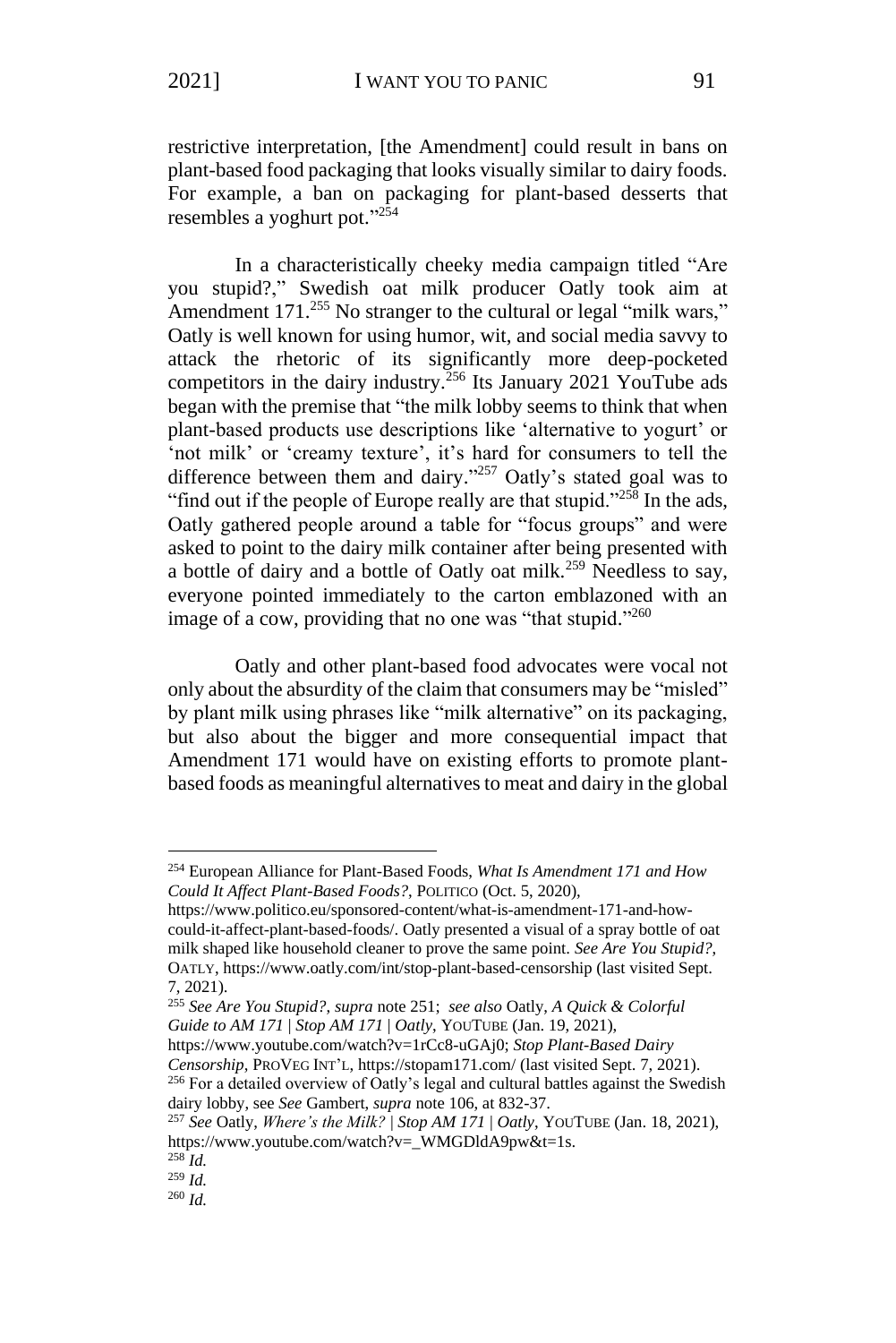restrictive interpretation, [the Amendment] could result in bans on plant-based food packaging that looks visually similar to dairy foods. For example, a ban on packaging for plant-based desserts that resembles a yoghurt pot."[254]

In a characteristically cheeky media campaign titled "Are you stupid?," Swedish oat milk producer Oatly took aim at Amendment 171.[255] No stranger to the cultural or legal "milk wars," Oatly is well known for using humor, wit, and social media savvy to attack the rhetoric of its significantly more deep-pocketed competitors in the dairy industry.[256] Its January 2021 YouTube ads began with the premise that "the milk lobby seems to think that when plant-based products use descriptions like 'alternative to yogurt' or 'not milk' or 'creamy texture', it's hard for consumers to tell the difference between them and dairy."[257] Oatly's stated goal was to "find out if the people of Europe really are that stupid."[258] In the ads, Oatly gathered people around a table for "focus groups" and were asked to point to the dairy milk container after being presented with a bottle of dairy and a bottle of Oatly oat milk.[259] Needless to say, everyone pointed immediately to the carton emblazoned with an image of a cow, providing that no one was "that stupid."[260]

Oatly and other plant-based food advocates were vocal not only about the absurdity of the claim that consumers may be "misled" by plant milk using phrases like "milk alternative" on its packaging, but also about the bigger and more consequential impact that Amendment 171 would have on existing efforts to promote plant-based foods as meaningful alternatives to meat and dairy in the global

---

[254] European Alliance for Plant-Based Foods, *What Is Amendment 171 and How Could It Affect Plant-Based Foods?*, POLITICO (Oct. 5, 2020), https://www.politico.eu/sponsored-content/what-is-amendment-171-and-how-could-it-affect-plant-based-foods/. Oatly presented a visual of a spray bottle of oat milk shaped like household cleaner to prove the same point. *See Are You Stupid?*, OATLY, https://www.oatly.com/int/stop-plant-based-censorship (last visited Sept. 7, 2021).

[255] *See Are You Stupid?*, *supra* note 251; *see also* Oatly, *A Quick & Colorful Guide to AM 171 | Stop AM 171 | Oatly*, YOUTUBE (Jan. 19, 2021), https://www.youtube.com/watch?v=1rCc8-uGAj0; *Stop Plant-Based Dairy Censorship*, PROVEG INT'L, https://stopam171.com/ (last visited Sept. 7, 2021).

[256] For a detailed overview of Oatly's legal and cultural battles against the Swedish dairy lobby, see *See* Gambert, *supra* note 106, at 832-37.

[257] *See* Oatly, *Where's the Milk? | Stop AM 171 | Oatly*, YOUTUBE (Jan. 18, 2021), https://www.youtube.com/watch?v=_WMGDldA9pw&t=1s.

[258] *Id.*

[259] *Id.*

[260] *Id.*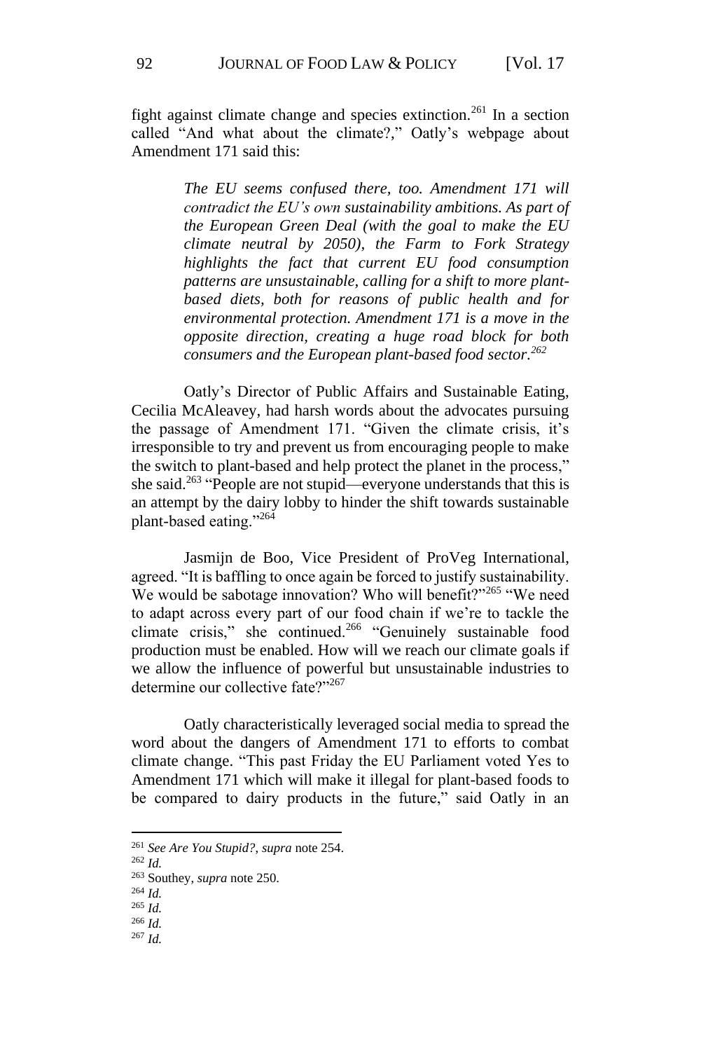fight against climate change and species extinction.[261] In a section called "And what about the climate?," Oatly's webpage about Amendment 171 said this:

> *The EU seems confused there, too. Amendment 171 will contradict the EU's own sustainability ambitions. As part of the European Green Deal (with the goal to make the EU climate neutral by 2050), the Farm to Fork Strategy highlights the fact that current EU food consumption patterns are unsustainable, calling for a shift to more plant-based diets, both for reasons of public health and for environmental protection. Amendment 171 is a move in the opposite direction, creating a huge road block for both consumers and the European plant-based food sector.*[262]

Oatly's Director of Public Affairs and Sustainable Eating, Cecilia McAleavey, had harsh words about the advocates pursuing the passage of Amendment 171. "Given the climate crisis, it's irresponsible to try and prevent us from encouraging people to make the switch to plant-based and help protect the planet in the process," she said.[263] "People are not stupid—everyone understands that this is an attempt by the dairy lobby to hinder the shift towards sustainable plant-based eating."[264]

Jasmijn de Boo, Vice President of ProVeg International, agreed. "It is baffling to once again be forced to justify sustainability. We would be sabotage innovation? Who will benefit?"[265] "We need to adapt across every part of our food chain if we're to tackle the climate crisis," she continued.[266] "Genuinely sustainable food production must be enabled. How will we reach our climate goals if we allow the influence of powerful but unsustainable industries to determine our collective fate?"[267]

Oatly characteristically leveraged social media to spread the word about the dangers of Amendment 171 to efforts to combat climate change. "This past Friday the EU Parliament voted Yes to Amendment 171 which will make it illegal for plant-based foods to be compared to dairy products in the future," said Oatly in an

---

[261] *See Are You Stupid?*, *supra* note 254.

[262] *Id.*

[263] Southey, *supra* note 250.

[264] *Id.*

[265] *Id.*

[266] *Id.*

[267] *Id.*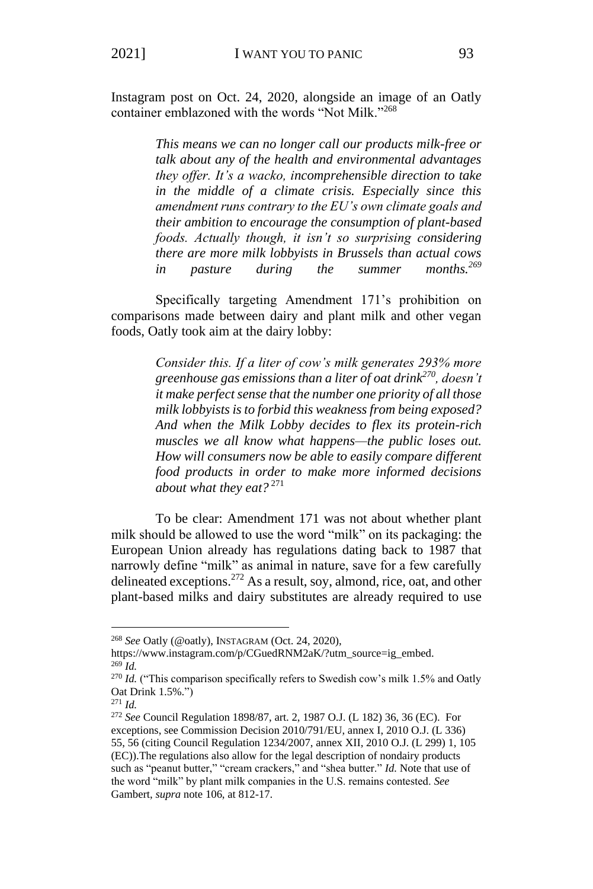Instagram post on Oct. 24, 2020, alongside an image of an Oatly container emblazoned with the words "Not Milk."[268]

> *This means we can no longer call our products milk-free or talk about any of the health and environmental advantages they offer. It's a wacko, incomprehensible direction to take in the middle of a climate crisis. Especially since this amendment runs contrary to the EU's own climate goals and their ambition to encourage the consumption of plant-based foods. Actually though, it isn't so surprising considering there are more milk lobbyists in Brussels than actual cows in pasture during the summer months.*[269]

Specifically targeting Amendment 171's prohibition on comparisons made between dairy and plant milk and other vegan foods, Oatly took aim at the dairy lobby:

> *Consider this. If a liter of cow's milk generates 293% more greenhouse gas emissions than a liter of oat drink*[270]*, doesn't it make perfect sense that the number one priority of all those milk lobbyists is to forbid this weakness from being exposed? And when the Milk Lobby decides to flex its protein-rich muscles we all know what happens—the public loses out. How will consumers now be able to easily compare different food products in order to make more informed decisions about what they eat?*[271]

To be clear: Amendment 171 was not about whether plant milk should be allowed to use the word "milk" on its packaging: the European Union already has regulations dating back to 1987 that narrowly define "milk" as animal in nature, save for a few carefully delineated exceptions.[272] As a result, soy, almond, rice, oat, and other plant-based milks and dairy substitutes are already required to use

---

[268] *See* Oatly (@oatly), INSTAGRAM (Oct. 24, 2020), https://www.instagram.com/p/CGuedRNM2aK/?utm_source=ig_embed.

[269] *Id.*

[270] *Id.* ("This comparison specifically refers to Swedish cow's milk 1.5% and Oatly Oat Drink 1.5%.")

[271] *Id.*

[272] *See* Council Regulation 1898/87, art. 2, 1987 O.J. (L 182) 36, 36 (EC). For exceptions, see Commission Decision 2010/791/EU, annex I, 2010 O.J. (L 336) 55, 56 (citing Council Regulation 1234/2007, annex XII, 2010 O.J. (L 299) 1, 105 (EC)).The regulations also allow for the legal description of nondairy products such as "peanut butter," "cream crackers," and "shea butter." *Id.* Note that use of the word "milk" by plant milk companies in the U.S. remains contested. *See* Gambert, *supra* note 106, at 812-17.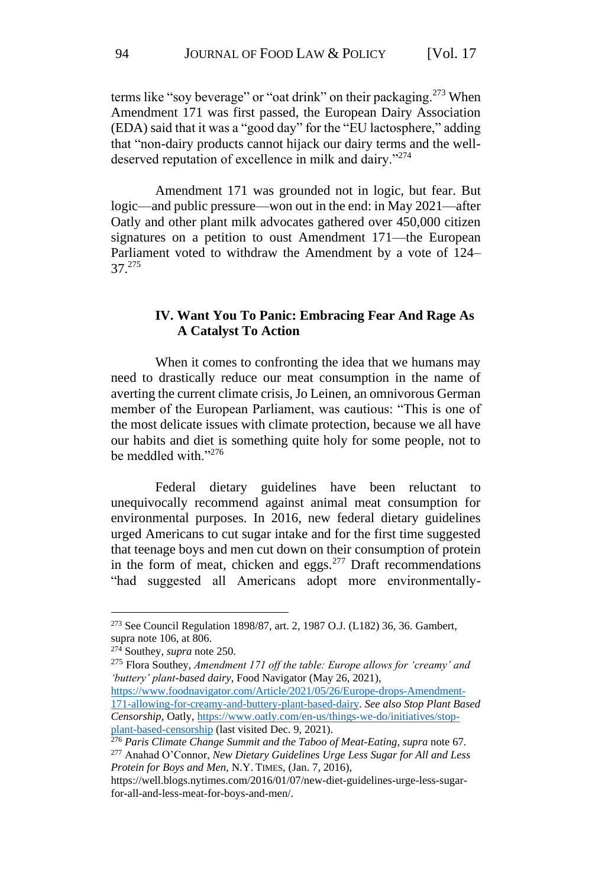terms like "soy beverage" or "oat drink" on their packaging.[273] When Amendment 171 was first passed, the European Dairy Association (EDA) said that it was a "good day" for the "EU lactosphere," adding that "non-dairy products cannot hijack our dairy terms and the well-deserved reputation of excellence in milk and dairy."[274]

Amendment 171 was grounded not in logic, but fear. But logic—and public pressure—won out in the end: in May 2021—after Oatly and other plant milk advocates gathered over 450,000 citizen signatures on a petition to oust Amendment 171—the European Parliament voted to withdraw the Amendment by a vote of 124–37.[275]

## IV. Want You To Panic: Embracing Fear And Rage As A Catalyst To Action

When it comes to confronting the idea that we humans may need to drastically reduce our meat consumption in the name of averting the current climate crisis, Jo Leinen, an omnivorous German member of the European Parliament, was cautious: "This is one of the most delicate issues with climate protection, because we all have our habits and diet is something quite holy for some people, not to be meddled with."[276]

Federal dietary guidelines have been reluctant to unequivocally recommend against animal meat consumption for environmental purposes. In 2016, new federal dietary guidelines urged Americans to cut sugar intake and for the first time suggested that teenage boys and men cut down on their consumption of protein in the form of meat, chicken and eggs.[277] Draft recommendations "had suggested all Americans adopt more environmentally-

---

[273] See Council Regulation 1898/87, art. 2, 1987 O.J. (L182) 36, 36. Gambert, supra note 106, at 806.

[274] Southey, *supra* note 250.

[275] Flora Southey, *Amendment 171 off the table: Europe allows for 'creamy' and 'buttery' plant-based dairy*, Food Navigator (May 26, 2021), https://www.foodnavigator.com/Article/2021/05/26/Europe-drops-Amendment-171-allowing-for-creamy-and-buttery-plant-based-dairy. *See also Stop Plant Based Censorship*, Oatly, https://www.oatly.com/en-us/things-we-do/initiatives/stop-plant-based-censorship (last visited Dec. 9, 2021).

[276] *Paris Climate Change Summit and the Taboo of Meat-Eating*, *supra* note 67.

[277] Anahad O'Connor, *New Dietary Guidelines Urge Less Sugar for All and Less Protein for Boys and Men*, N.Y. TIMES, (Jan. 7, 2016), https://well.blogs.nytimes.com/2016/01/07/new-diet-guidelines-urge-less-sugar-for-all-and-less-meat-for-boys-and-men/.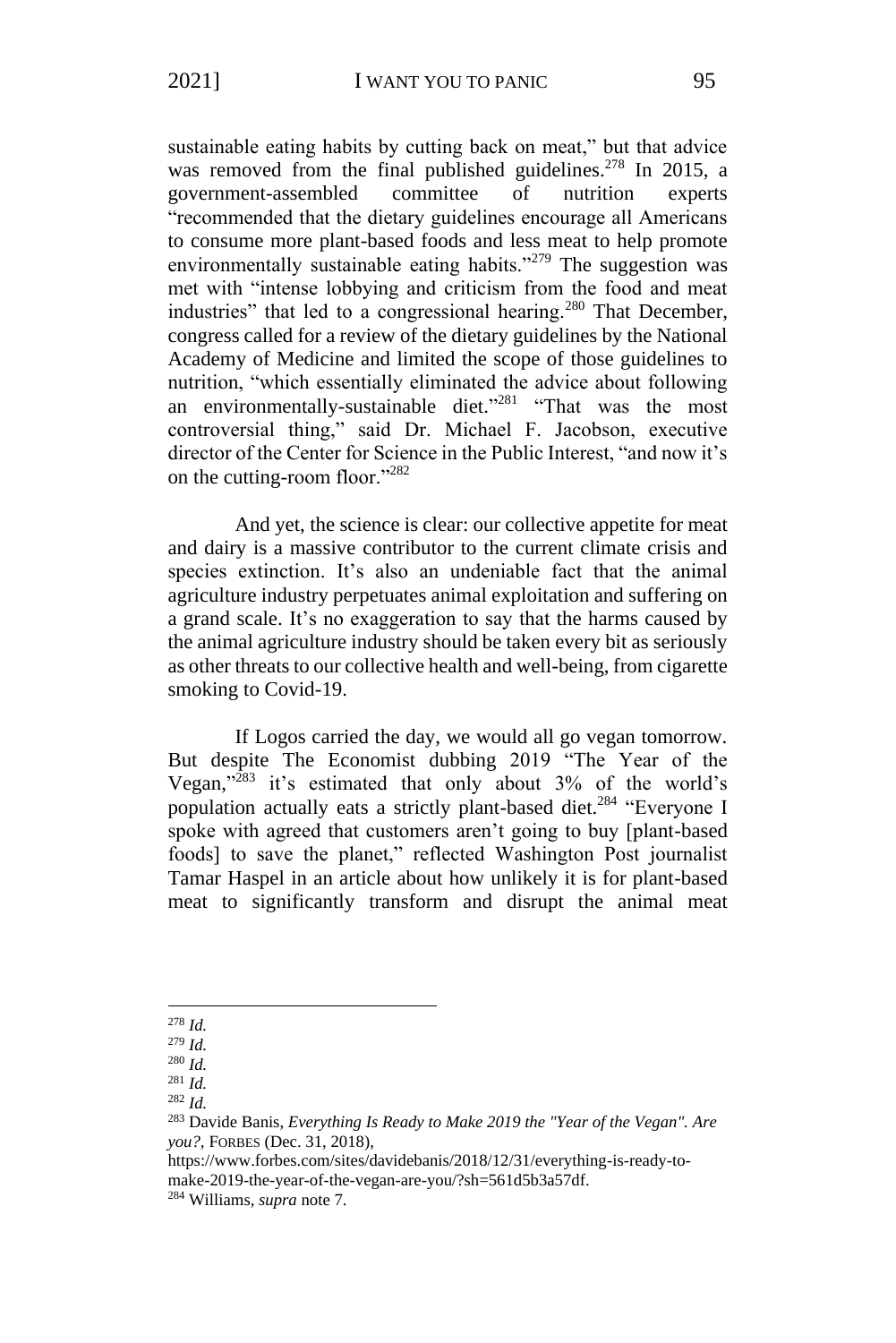sustainable eating habits by cutting back on meat," but that advice was removed from the final published guidelines.[278] In 2015, a government-assembled committee of nutrition experts "recommended that the dietary guidelines encourage all Americans to consume more plant-based foods and less meat to help promote environmentally sustainable eating habits."[279] The suggestion was met with "intense lobbying and criticism from the food and meat industries" that led to a congressional hearing.[280] That December, congress called for a review of the dietary guidelines by the National Academy of Medicine and limited the scope of those guidelines to nutrition, "which essentially eliminated the advice about following an environmentally-sustainable diet."[281] "That was the most controversial thing," said Dr. Michael F. Jacobson, executive director of the Center for Science in the Public Interest, "and now it's on the cutting-room floor."[282]

And yet, the science is clear: our collective appetite for meat and dairy is a massive contributor to the current climate crisis and species extinction. It's also an undeniable fact that the animal agriculture industry perpetuates animal exploitation and suffering on a grand scale. It's no exaggeration to say that the harms caused by the animal agriculture industry should be taken every bit as seriously as other threats to our collective health and well-being, from cigarette smoking to Covid-19.

If Logos carried the day, we would all go vegan tomorrow. But despite The Economist dubbing 2019 "The Year of the Vegan,"[283] it's estimated that only about 3% of the world's population actually eats a strictly plant-based diet.[284] "Everyone I spoke with agreed that customers aren't going to buy [plant-based foods] to save the planet," reflected Washington Post journalist Tamar Haspel in an article about how unlikely it is for plant-based meat to significantly transform and disrupt the animal meat

---

[278] *Id.*

[279] *Id.*

[280] *Id.*

[281] *Id.*

[282] *Id.*

[283] Davide Banis, *Everything Is Ready to Make 2019 the "Year of the Vegan". Are you?*, FORBES (Dec. 31, 2018), https://www.forbes.com/sites/davidebanis/2018/12/31/everything-is-ready-to-make-2019-the-year-of-the-vegan-are-you/?sh=561d5b3a57df.

[284] Williams, *supra* note 7.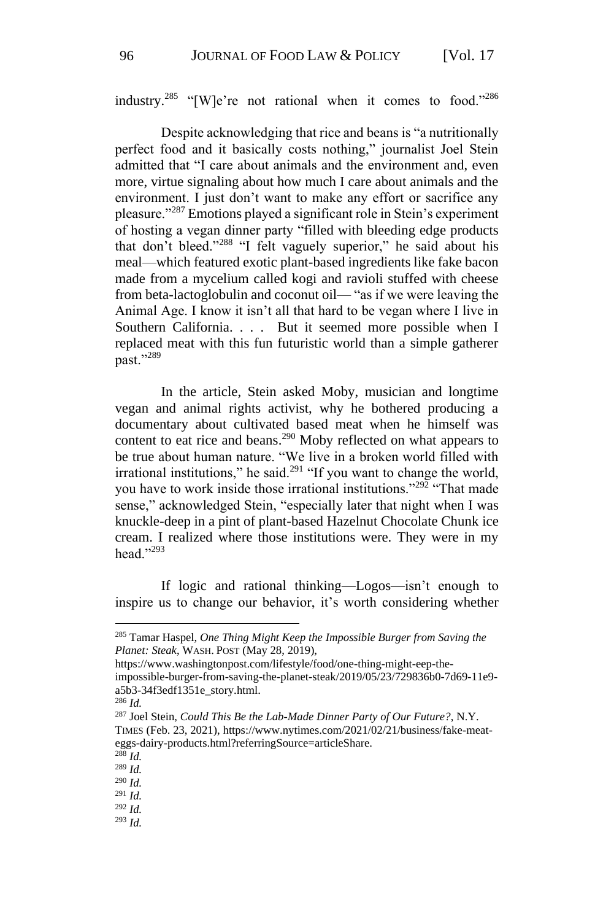industry.[285] "[W]e're not rational when it comes to food."[286]

Despite acknowledging that rice and beans is "a nutritionally perfect food and it basically costs nothing," journalist Joel Stein admitted that "I care about animals and the environment and, even more, virtue signaling about how much I care about animals and the environment. I just don't want to make any effort or sacrifice any pleasure."[287] Emotions played a significant role in Stein's experiment of hosting a vegan dinner party "filled with bleeding edge products that don't bleed."[288] "I felt vaguely superior," he said about his meal—which featured exotic plant-based ingredients like fake bacon made from a mycelium called kogi and ravioli stuffed with cheese from beta-lactoglobulin and coconut oil— "as if we were leaving the Animal Age. I know it isn't all that hard to be vegan where I live in Southern California. . . . But it seemed more possible when I replaced meat with this fun futuristic world than a simple gatherer past."[289]

In the article, Stein asked Moby, musician and longtime vegan and animal rights activist, why he bothered producing a documentary about cultivated based meat when he himself was content to eat rice and beans.[290] Moby reflected on what appears to be true about human nature. "We live in a broken world filled with irrational institutions," he said.[291] "If you want to change the world, you have to work inside those irrational institutions."[292] "That made sense," acknowledged Stein, "especially later that night when I was knuckle-deep in a pint of plant-based Hazelnut Chocolate Chunk ice cream. I realized where those institutions were. They were in my head."[293]

If logic and rational thinking—Logos—isn't enough to inspire us to change our behavior, it's worth considering whether

---

[285] Tamar Haspel, *One Thing Might Keep the Impossible Burger from Saving the Planet: Steak*, WASH. POST (May 28, 2019), https://www.washingtonpost.com/lifestyle/food/one-thing-might-eep-the-impossible-burger-from-saving-the-planet-steak/2019/05/23/729836b0-7d69-11e9-a5b3-34f3edf1351e_story.html.

[286] *Id.*

[287] Joel Stein, *Could This Be the Lab-Made Dinner Party of Our Future?*, N.Y. TIMES (Feb. 23, 2021), https://www.nytimes.com/2021/02/21/business/fake-meat-eggs-dairy-products.html?referringSource=articleShare.

[288] *Id.*

[289] *Id.*

[290] *Id.*

[291] *Id.*

[292] *Id.*

[293] *Id.*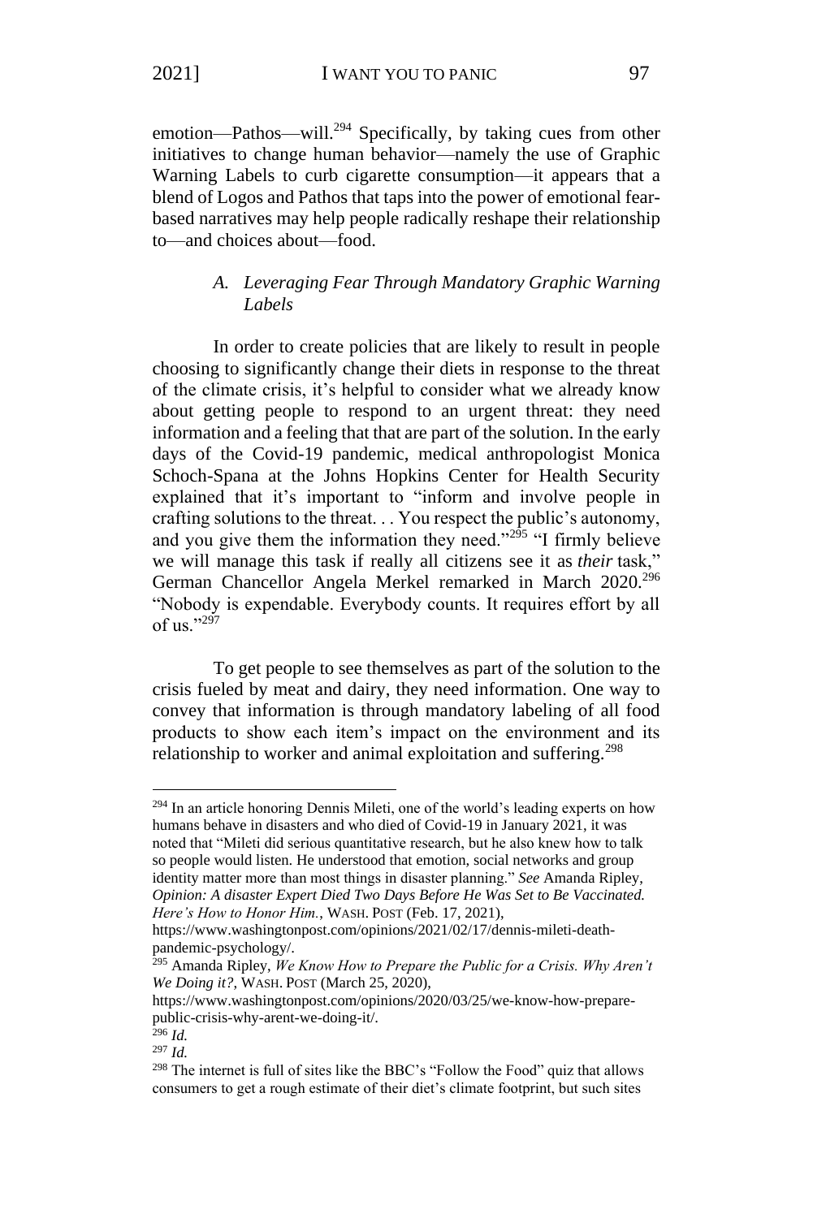emotion—Pathos—will.[294] Specifically, by taking cues from other initiatives to change human behavior—namely the use of Graphic Warning Labels to curb cigarette consumption—it appears that a blend of Logos and Pathos that taps into the power of emotional fear-based narratives may help people radically reshape their relationship to—and choices about—food.

### *A. Leveraging Fear Through Mandatory Graphic Warning Labels*

In order to create policies that are likely to result in people choosing to significantly change their diets in response to the threat of the climate crisis, it's helpful to consider what we already know about getting people to respond to an urgent threat: they need information and a feeling that that are part of the solution. In the early days of the Covid-19 pandemic, medical anthropologist Monica Schoch-Spana at the Johns Hopkins Center for Health Security explained that it's important to "inform and involve people in crafting solutions to the threat. . . You respect the public's autonomy, and you give them the information they need."[295] "I firmly believe we will manage this task if really all citizens see it as *their* task," German Chancellor Angela Merkel remarked in March 2020.[296] "Nobody is expendable. Everybody counts. It requires effort by all of us."[297]

To get people to see themselves as part of the solution to the crisis fueled by meat and dairy, they need information. One way to convey that information is through mandatory labeling of all food products to show each item's impact on the environment and its relationship to worker and animal exploitation and suffering.[298]

---

[294] In an article honoring Dennis Mileti, one of the world's leading experts on how humans behave in disasters and who died of Covid-19 in January 2021, it was noted that "Mileti did serious quantitative research, but he also knew how to talk so people would listen. He understood that emotion, social networks and group identity matter more than most things in disaster planning." *See* Amanda Ripley, *Opinion: A disaster Expert Died Two Days Before He Was Set to Be Vaccinated. Here's How to Honor Him.*, WASH. POST (Feb. 17, 2021), https://www.washingtonpost.com/opinions/2021/02/17/dennis-mileti-death-pandemic-psychology/.

[295] Amanda Ripley, *We Know How to Prepare the Public for a Crisis. Why Aren't We Doing it?*, WASH. POST (March 25, 2020), https://www.washingtonpost.com/opinions/2020/03/25/we-know-how-prepare-public-crisis-why-arent-we-doing-it/.

[296] *Id.*

[297] *Id.*

[298] The internet is full of sites like the BBC's "Follow the Food" quiz that allows consumers to get a rough estimate of their diet's climate footprint, but such sites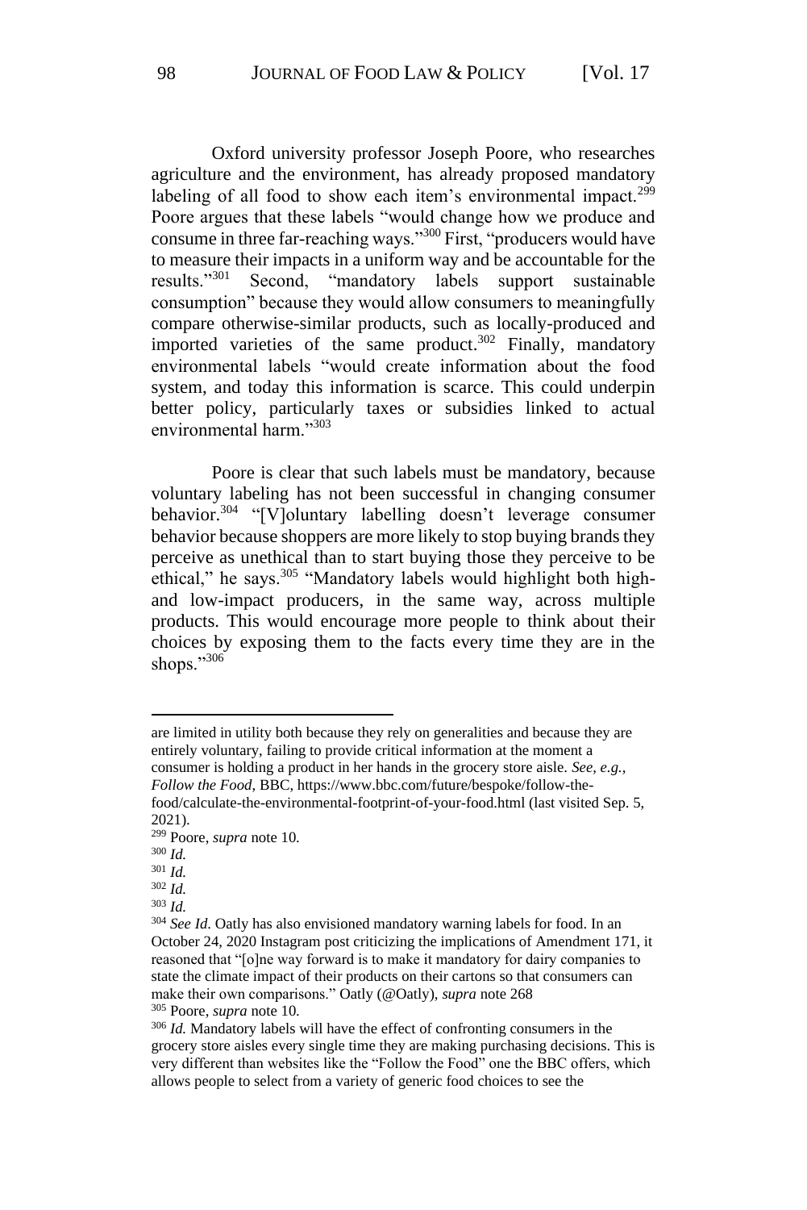Oxford university professor Joseph Poore, who researches agriculture and the environment, has already proposed mandatory labeling of all food to show each item's environmental impact.[299] Poore argues that these labels "would change how we produce and consume in three far-reaching ways."[300] First, "producers would have to measure their impacts in a uniform way and be accountable for the results."[301] Second, "mandatory labels support sustainable consumption" because they would allow consumers to meaningfully compare otherwise-similar products, such as locally-produced and imported varieties of the same product.[302] Finally, mandatory environmental labels "would create information about the food system, and today this information is scarce. This could underpin better policy, particularly taxes or subsidies linked to actual environmental harm."[303]

Poore is clear that such labels must be mandatory, because voluntary labeling has not been successful in changing consumer behavior.[304] "[V]oluntary labelling doesn't leverage consumer behavior because shoppers are more likely to stop buying brands they perceive as unethical than to start buying those they perceive to be ethical," he says.[305] "Mandatory labels would highlight both high- and low-impact producers, in the same way, across multiple products. This would encourage more people to think about their choices by exposing them to the facts every time they are in the shops."[306]

---

are limited in utility both because they rely on generalities and because they are entirely voluntary, failing to provide critical information at the moment a consumer is holding a product in her hands in the grocery store aisle. *See, e.g.*, *Follow the Food*, BBC, https://www.bbc.com/future/bespoke/follow-the-food/calculate-the-environmental-footprint-of-your-food.html (last visited Sep. 5, 2021).

[299] Poore, *supra* note 10.

[300] *Id.*

[301] *Id.*

[302] *Id.*

[303] *Id.*

[304] *See Id.* Oatly has also envisioned mandatory warning labels for food. In an October 24, 2020 Instagram post criticizing the implications of Amendment 171, it reasoned that "[o]ne way forward is to make it mandatory for dairy companies to state the climate impact of their products on their cartons so that consumers can make their own comparisons." Oatly (@Oatly), *supra* note 268

[305] Poore, *supra* note 10.

[306] *Id.* Mandatory labels will have the effect of confronting consumers in the grocery store aisles every single time they are making purchasing decisions. This is very different than websites like the "Follow the Food" one the BBC offers, which allows people to select from a variety of generic food choices to see the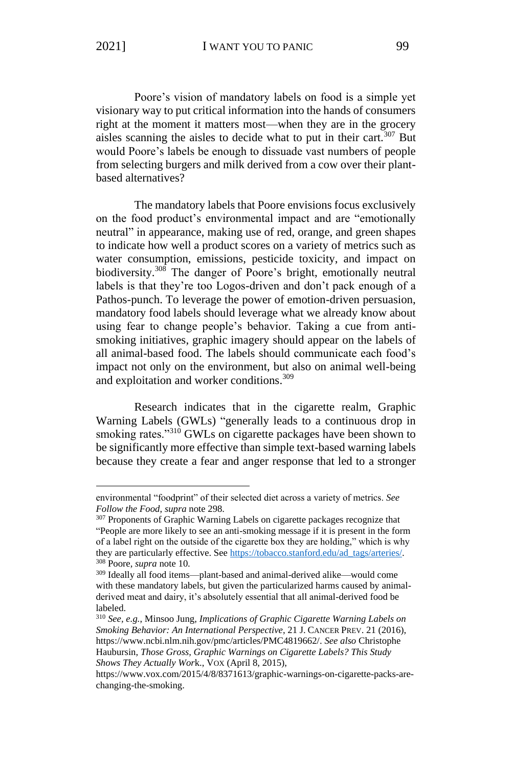Poore's vision of mandatory labels on food is a simple yet visionary way to put critical information into the hands of consumers right at the moment it matters most—when they are in the grocery aisles scanning the aisles to decide what to put in their cart.[307] But would Poore's labels be enough to dissuade vast numbers of people from selecting burgers and milk derived from a cow over their plant-based alternatives?

The mandatory labels that Poore envisions focus exclusively on the food product's environmental impact and are "emotionally neutral" in appearance, making use of red, orange, and green shapes to indicate how well a product scores on a variety of metrics such as water consumption, emissions, pesticide toxicity, and impact on biodiversity.[308] The danger of Poore's bright, emotionally neutral labels is that they're too Logos-driven and don't pack enough of a Pathos-punch. To leverage the power of emotion-driven persuasion, mandatory food labels should leverage what we already know about using fear to change people's behavior. Taking a cue from anti-smoking initiatives, graphic imagery should appear on the labels of all animal-based food. The labels should communicate each food's impact not only on the environment, but also on animal well-being and exploitation and worker conditions.[309]

Research indicates that in the cigarette realm, Graphic Warning Labels (GWLs) "generally leads to a continuous drop in smoking rates."[310] GWLs on cigarette packages have been shown to be significantly more effective than simple text-based warning labels because they create a fear and anger response that led to a stronger

---

environmental "foodprint" of their selected diet across a variety of metrics. *See Follow the Food*, *supra* note 298.

[307] Proponents of Graphic Warning Labels on cigarette packages recognize that "People are more likely to see an anti-smoking message if it is present in the form of a label right on the outside of the cigarette box they are holding," which is why they are particularly effective. See https://tobacco.stanford.edu/ad_tags/arteries/.

[308] Poore, *supra* note 10.

[309] Ideally all food items—plant-based and animal-derived alike—would come with these mandatory labels, but given the particularized harms caused by animal-derived meat and dairy, it's absolutely essential that all animal-derived food be labeled.

[310] *See, e.g.*, Minsoo Jung, *Implications of Graphic Cigarette Warning Labels on Smoking Behavior: An International Perspective*, 21 J. CANCER PREV. 21 (2016), https://www.ncbi.nlm.nih.gov/pmc/articles/PMC4819662/. *See also* Christophe Haubursin, *Those Gross, Graphic Warnings on Cigarette Labels? This Study Shows They Actually Work.*, VOX (April 8, 2015), https://www.vox.com/2015/4/8/8371613/graphic-warnings-on-cigarette-packs-are-changing-the-smoking.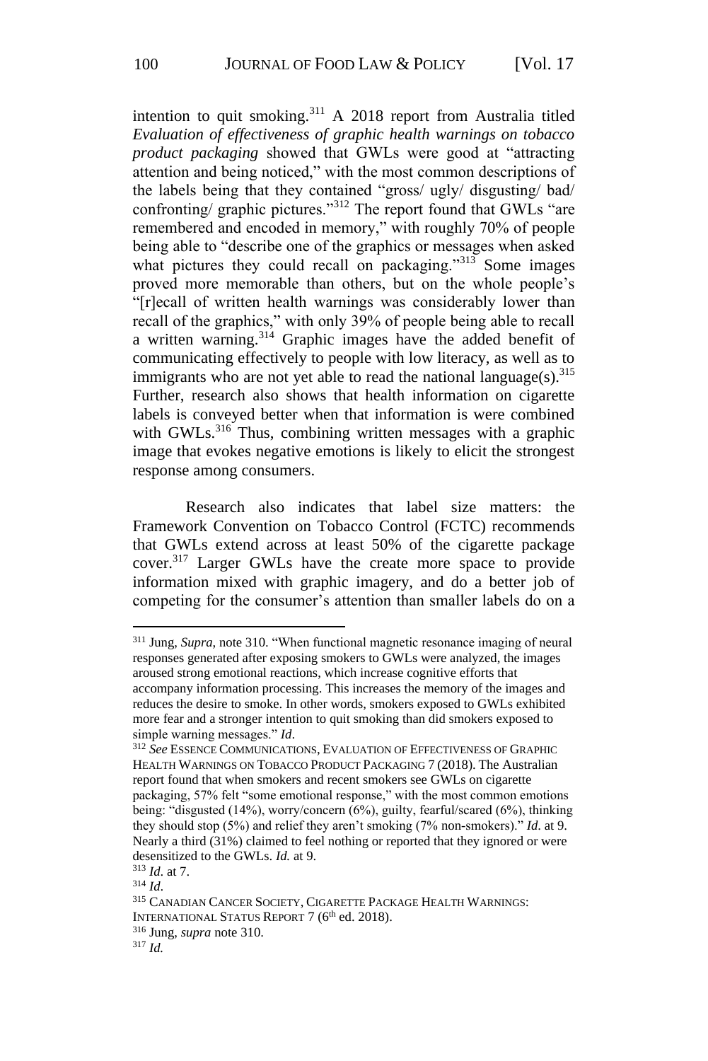intention to quit smoking.[311] A 2018 report from Australia titled *Evaluation of effectiveness of graphic health warnings on tobacco product packaging* showed that GWLs were good at "attracting attention and being noticed," with the most common descriptions of the labels being that they contained "gross/ ugly/ disgusting/ bad/ confronting/ graphic pictures."[312] The report found that GWLs "are remembered and encoded in memory," with roughly 70% of people being able to "describe one of the graphics or messages when asked what pictures they could recall on packaging."[313] Some images proved more memorable than others, but on the whole people's "[r]ecall of written health warnings was considerably lower than recall of the graphics," with only 39% of people being able to recall a written warning.[314] Graphic images have the added benefit of communicating effectively to people with low literacy, as well as to immigrants who are not yet able to read the national language(s).[315] Further, research also shows that health information on cigarette labels is conveyed better when that information is were combined with GWLs.[316] Thus, combining written messages with a graphic image that evokes negative emotions is likely to elicit the strongest response among consumers.

Research also indicates that label size matters: the Framework Convention on Tobacco Control (FCTC) recommends that GWLs extend across at least 50% of the cigarette package cover.[317] Larger GWLs have the create more space to provide information mixed with graphic imagery, and do a better job of competing for the consumer's attention than smaller labels do on a

---

[311] Jung, *Supra*, note 310. "When functional magnetic resonance imaging of neural responses generated after exposing smokers to GWLs were analyzed, the images aroused strong emotional reactions, which increase cognitive efforts that accompany information processing. This increases the memory of the images and reduces the desire to smoke. In other words, smokers exposed to GWLs exhibited more fear and a stronger intention to quit smoking than did smokers exposed to simple warning messages." *Id*.

[312] *See* ESSENCE COMMUNICATIONS, EVALUATION OF EFFECTIVENESS OF GRAPHIC HEALTH WARNINGS ON TOBACCO PRODUCT PACKAGING 7 (2018). The Australian report found that when smokers and recent smokers see GWLs on cigarette packaging, 57% felt "some emotional response," with the most common emotions being: "disgusted (14%), worry/concern (6%), guilty, fearful/scared (6%), thinking they should stop (5%) and relief they aren't smoking (7% non-smokers)." *Id.* at 9. Nearly a third (31%) claimed to feel nothing or reported that they ignored or were desensitized to the GWLs. *Id.* at 9.

[313] *Id.* at 7.

[314] *Id.*

[315] CANADIAN CANCER SOCIETY, CIGARETTE PACKAGE HEALTH WARNINGS: INTERNATIONAL STATUS REPORT 7 (6th ed. 2018).

[316] Jung, *supra* note 310.

[317] *Id.*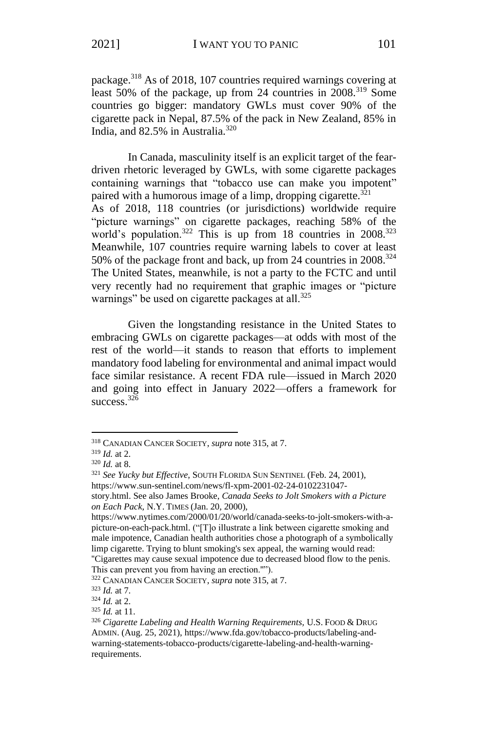package.[318] As of 2018, 107 countries required warnings covering at least 50% of the package, up from 24 countries in 2008.[319] Some countries go bigger: mandatory GWLs must cover 90% of the cigarette pack in Nepal, 87.5% of the pack in New Zealand, 85% in India, and 82.5% in Australia.[320]

In Canada, masculinity itself is an explicit target of the fear-driven rhetoric leveraged by GWLs, with some cigarette packages containing warnings that "tobacco use can make you impotent" paired with a humorous image of a limp, dropping cigarette.[321] As of 2018, 118 countries (or jurisdictions) worldwide require "picture warnings" on cigarette packages, reaching 58% of the world's population.[322] This is up from 18 countries in 2008.[323] Meanwhile, 107 countries require warning labels to cover at least 50% of the package front and back, up from 24 countries in 2008.[324] The United States, meanwhile, is not a party to the FCTC and until very recently had no requirement that graphic images or "picture warnings" be used on cigarette packages at all.[325]

Given the longstanding resistance in the United States to embracing GWLs on cigarette packages—at odds with most of the rest of the world—it stands to reason that efforts to implement mandatory food labeling for environmental and animal impact would face similar resistance. A recent FDA rule—issued in March 2020 and going into effect in January 2022—offers a framework for success.[326]

---

[318] CANADIAN CANCER SOCIETY, *supra* note 315, at 7.

[319] *Id.* at 2.

[320] *Id.* at 8.

[321] *See Yucky but Effective*, SOUTH FLORIDA SUN SENTINEL (Feb. 24, 2001), https://www.sun-sentinel.com/news/fl-xpm-2001-02-24-0102231047-story.html. See also James Brooke, *Canada Seeks to Jolt Smokers with a Picture on Each Pack*, N.Y. TIMES (Jan. 20, 2000), https://www.nytimes.com/2000/01/20/world/canada-seeks-to-jolt-smokers-with-a-picture-on-each-pack.html. ("[T]o illustrate a link between cigarette smoking and male impotence, Canadian health authorities chose a photograph of a symbolically limp cigarette. Trying to blunt smoking's sex appeal, the warning would read: "Cigarettes may cause sexual impotence due to decreased blood flow to the penis. This can prevent you from having an erection."").

[322] CANADIAN CANCER SOCIETY, *supra* note 315, at 7.

[323] *Id.* at 7.

[324] *Id.* at 2.

[325] *Id.* at 11.

[326] *Cigarette Labeling and Health Warning Requirements*, U.S. FOOD & DRUG ADMIN. (Aug. 25, 2021), https://www.fda.gov/tobacco-products/labeling-and-warning-statements-tobacco-products/cigarette-labeling-and-health-warning-requirements.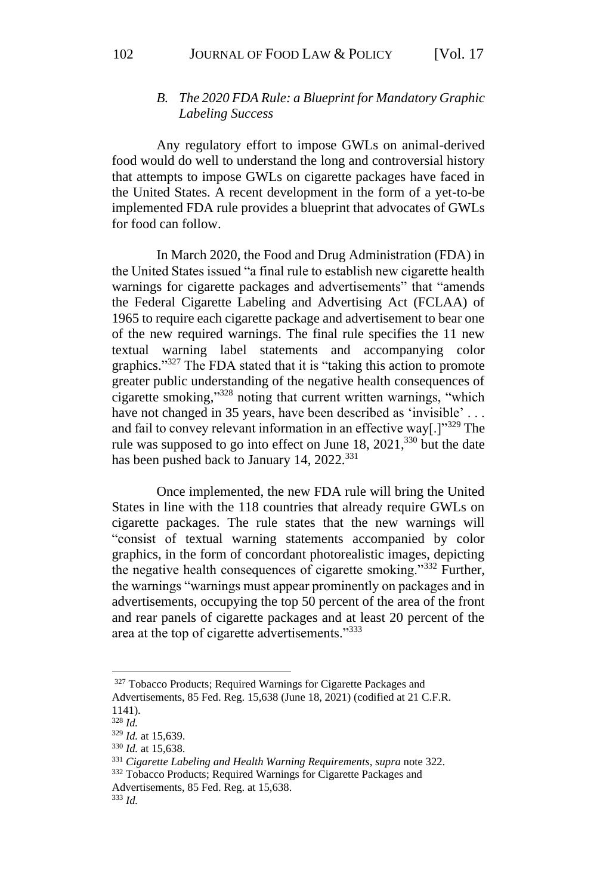### *B. The 2020 FDA Rule: a Blueprint for Mandatory Graphic Labeling Success*

Any regulatory effort to impose GWLs on animal-derived food would do well to understand the long and controversial history that attempts to impose GWLs on cigarette packages have faced in the United States. A recent development in the form of a yet-to-be implemented FDA rule provides a blueprint that advocates of GWLs for food can follow.

In March 2020, the Food and Drug Administration (FDA) in the United States issued "a final rule to establish new cigarette health warnings for cigarette packages and advertisements" that "amends the Federal Cigarette Labeling and Advertising Act (FCLAA) of 1965 to require each cigarette package and advertisement to bear one of the new required warnings. The final rule specifies the 11 new textual warning label statements and accompanying color graphics."[327] The FDA stated that it is "taking this action to promote greater public understanding of the negative health consequences of cigarette smoking,"[328] noting that current written warnings, "which have not changed in 35 years, have been described as 'invisible' . . . and fail to convey relevant information in an effective way[.]"[329] The rule was supposed to go into effect on June 18, 2021,[330] but the date has been pushed back to January 14, 2022.[331]

Once implemented, the new FDA rule will bring the United States in line with the 118 countries that already require GWLs on cigarette packages. The rule states that the new warnings will "consist of textual warning statements accompanied by color graphics, in the form of concordant photorealistic images, depicting the negative health consequences of cigarette smoking."[332] Further, the warnings "warnings must appear prominently on packages and in advertisements, occupying the top 50 percent of the area of the front and rear panels of cigarette packages and at least 20 percent of the area at the top of cigarette advertisements."[333]

---

[327] Tobacco Products; Required Warnings for Cigarette Packages and Advertisements, 85 Fed. Reg. 15,638 (June 18, 2021) (codified at 21 C.F.R. 1141).

[328] *Id.*

[329] *Id.* at 15,639.

[330] *Id.* at 15,638.

[331] *Cigarette Labeling and Health Warning Requirements*, *supra* note 322.

[332] Tobacco Products; Required Warnings for Cigarette Packages and Advertisements, 85 Fed. Reg. at 15,638.

[333] *Id.*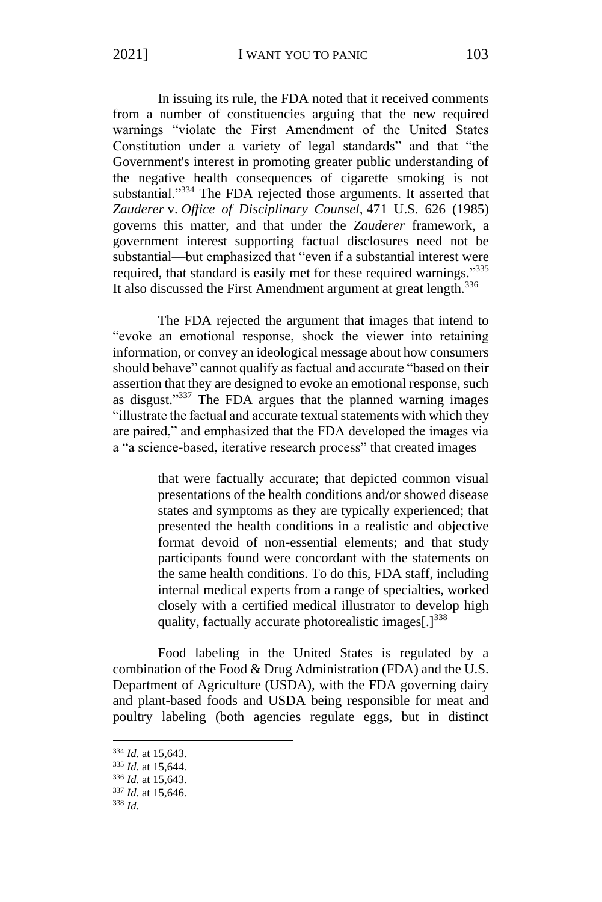In issuing its rule, the FDA noted that it received comments from a number of constituencies arguing that the new required warnings "violate the First Amendment of the United States Constitution under a variety of legal standards" and that "the Government's interest in promoting greater public understanding of the negative health consequences of cigarette smoking is not substantial."[334] The FDA rejected those arguments. It asserted that *Zauderer* v. *Office of Disciplinary Counsel*, 471 U.S. 626 (1985) governs this matter, and that under the *Zauderer* framework, a government interest supporting factual disclosures need not be substantial—but emphasized that "even if a substantial interest were required, that standard is easily met for these required warnings."[335] It also discussed the First Amendment argument at great length.[336]

The FDA rejected the argument that images that intend to "evoke an emotional response, shock the viewer into retaining information, or convey an ideological message about how consumers should behave" cannot qualify as factual and accurate "based on their assertion that they are designed to evoke an emotional response, such as disgust."[337] The FDA argues that the planned warning images "illustrate the factual and accurate textual statements with which they are paired," and emphasized that the FDA developed the images via a "a science-based, iterative research process" that created images

> that were factually accurate; that depicted common visual presentations of the health conditions and/or showed disease states and symptoms as they are typically experienced; that presented the health conditions in a realistic and objective format devoid of non-essential elements; and that study participants found were concordant with the statements on the same health conditions. To do this, FDA staff, including internal medical experts from a range of specialties, worked closely with a certified medical illustrator to develop high quality, factually accurate photorealistic images[.][338]

Food labeling in the United States is regulated by a combination of the Food & Drug Administration (FDA) and the U.S. Department of Agriculture (USDA), with the FDA governing dairy and plant-based foods and USDA being responsible for meat and poultry labeling (both agencies regulate eggs, but in distinct

---

[334] *Id.* at 15,643.

[335] *Id.* at 15,644.

[336] *Id.* at 15,643.

[337] *Id.* at 15,646.

[338] *Id.*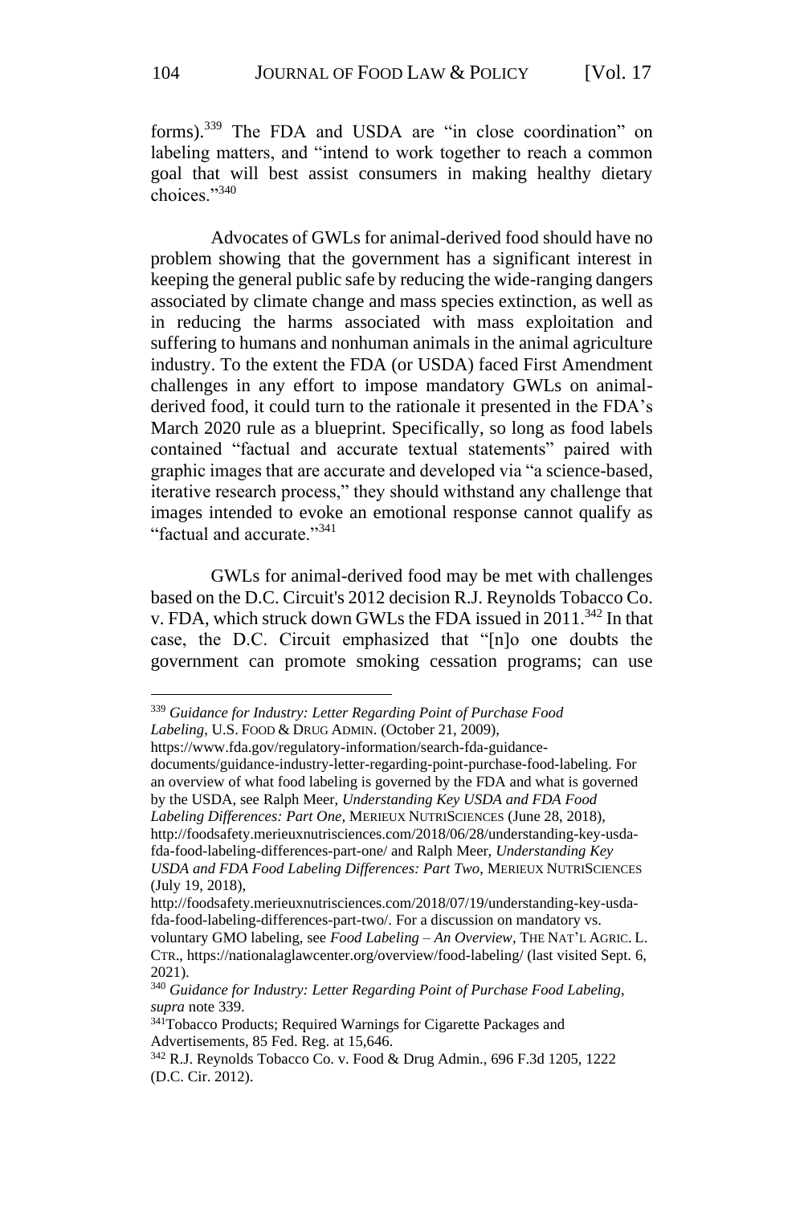forms).[339] The FDA and USDA are "in close coordination" on labeling matters, and "intend to work together to reach a common goal that will best assist consumers in making healthy dietary choices."[340]

Advocates of GWLs for animal-derived food should have no problem showing that the government has a significant interest in keeping the general public safe by reducing the wide-ranging dangers associated by climate change and mass species extinction, as well as in reducing the harms associated with mass exploitation and suffering to humans and nonhuman animals in the animal agriculture industry. To the extent the FDA (or USDA) faced First Amendment challenges in any effort to impose mandatory GWLs on animal-derived food, it could turn to the rationale it presented in the FDA's March 2020 rule as a blueprint. Specifically, so long as food labels contained "factual and accurate textual statements" paired with graphic images that are accurate and developed via "a science-based, iterative research process," they should withstand any challenge that images intended to evoke an emotional response cannot qualify as "factual and accurate."[341]

GWLs for animal-derived food may be met with challenges based on the D.C. Circuit's 2012 decision R.J. Reynolds Tobacco Co. v. FDA, which struck down GWLs the FDA issued in 2011.[342] In that case, the D.C. Circuit emphasized that "[n]o one doubts the government can promote smoking cessation programs; can use

---

[339] *Guidance for Industry: Letter Regarding Point of Purchase Food Labeling*, U.S. FOOD & DRUG ADMIN. (October 21, 2009), https://www.fda.gov/regulatory-information/search-fda-guidance-documents/guidance-industry-letter-regarding-point-purchase-food-labeling. For an overview of what food labeling is governed by the FDA and what is governed by the USDA, see Ralph Meer, *Understanding Key USDA and FDA Food Labeling Differences: Part One*, MERIEUX NUTRISCIENCES (June 28, 2018), http://foodsafety.merieuxnutrisciences.com/2018/06/28/understanding-key-usda-fda-food-labeling-differences-part-one/ and Ralph Meer, *Understanding Key USDA and FDA Food Labeling Differences: Part Two*, MERIEUX NUTRISCIENCES (July 19, 2018), http://foodsafety.merieuxnutrisciences.com/2018/07/19/understanding-key-usda-fda-food-labeling-differences-part-two/. For a discussion on mandatory vs. voluntary GMO labeling, see *Food Labeling – An Overview*, THE NAT'L AGRIC. L. CTR., https://nationalaglawcenter.org/overview/food-labeling/ (last visited Sept. 6, 2021).

[340] *Guidance for Industry: Letter Regarding Point of Purchase Food Labeling*, *supra* note 339.

[341] Tobacco Products; Required Warnings for Cigarette Packages and Advertisements, 85 Fed. Reg. at 15,646.

[342] R.J. Reynolds Tobacco Co. v. Food & Drug Admin., 696 F.3d 1205, 1222 (D.C. Cir. 2012).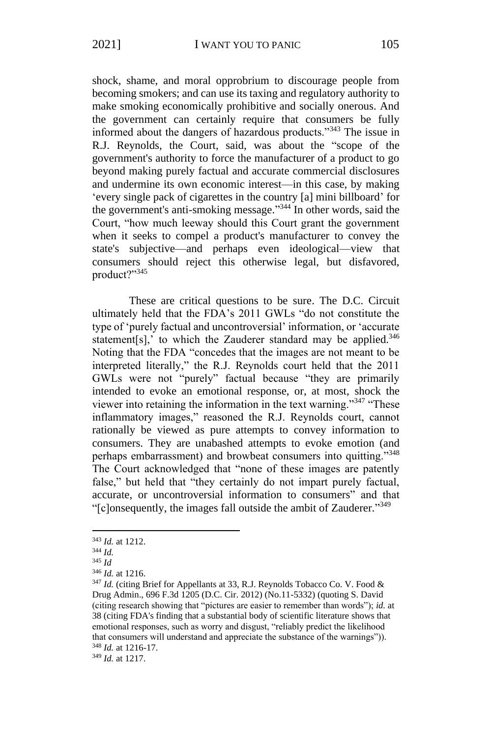shock, shame, and moral opprobrium to discourage people from becoming smokers; and can use its taxing and regulatory authority to make smoking economically prohibitive and socially onerous. And the government can certainly require that consumers be fully informed about the dangers of hazardous products."[343] The issue in R.J. Reynolds, the Court, said, was about the "scope of the government's authority to force the manufacturer of a product to go beyond making purely factual and accurate commercial disclosures and undermine its own economic interest—in this case, by making 'every single pack of cigarettes in the country [a] mini billboard' for the government's anti-smoking message."[344] In other words, said the Court, "how much leeway should this Court grant the government when it seeks to compel a product's manufacturer to convey the state's subjective—and perhaps even ideological—view that consumers should reject this otherwise legal, but disfavored, product?"[345]

These are critical questions to be sure. The D.C. Circuit ultimately held that the FDA's 2011 GWLs "do not constitute the type of 'purely factual and uncontroversial' information, or 'accurate statement[s],' to which the Zauderer standard may be applied.[346] Noting that the FDA "concedes that the images are not meant to be interpreted literally," the R.J. Reynolds court held that the 2011 GWLs were not "purely" factual because "they are primarily intended to evoke an emotional response, or, at most, shock the viewer into retaining the information in the text warning."[347] "These inflammatory images," reasoned the R.J. Reynolds court, cannot rationally be viewed as pure attempts to convey information to consumers. They are unabashed attempts to evoke emotion (and perhaps embarrassment) and browbeat consumers into quitting."[348] The Court acknowledged that "none of these images are patently false," but held that "they certainly do not impart purely factual, accurate, or uncontroversial information to consumers" and that "[c]onsequently, the images fall outside the ambit of Zauderer."[349]

---

[343] *Id.* at 1212.

[344] *Id.*

[345] *Id*

[346] *Id.* at 1216.

[347] *Id.* (citing Brief for Appellants at 33, R.J. Reynolds Tobacco Co. V. Food & Drug Admin., 696 F.3d 1205 (D.C. Cir. 2012) (No.11-5332) (quoting S. David (citing research showing that "pictures are easier to remember than words"); *id.* at 38 (citing FDA's finding that a substantial body of scientific literature shows that emotional responses, such as worry and disgust, "reliably predict the likelihood that consumers will understand and appreciate the substance of the warnings")).

[348] *Id.* at 1216-17.

[349] *Id.* at 1217.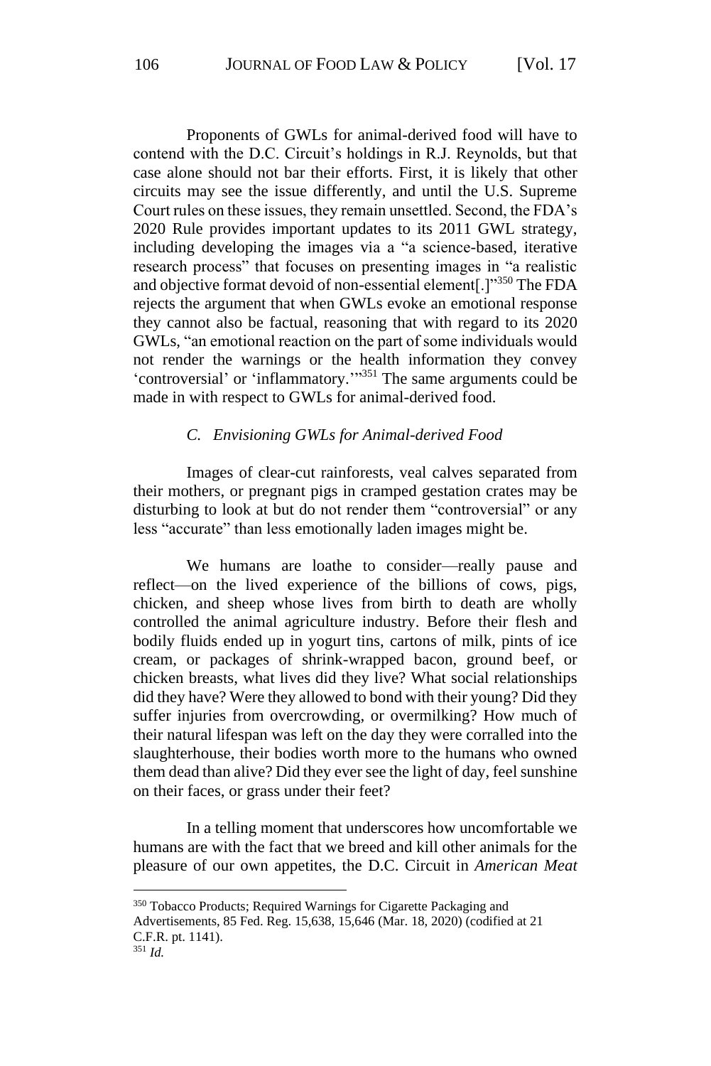Proponents of GWLs for animal-derived food will have to contend with the D.C. Circuit's holdings in R.J. Reynolds, but that case alone should not bar their efforts. First, it is likely that other circuits may see the issue differently, and until the U.S. Supreme Court rules on these issues, they remain unsettled. Second, the FDA's 2020 Rule provides important updates to its 2011 GWL strategy, including developing the images via a "a science-based, iterative research process" that focuses on presenting images in "a realistic and objective format devoid of non-essential element[.]"[350] The FDA rejects the argument that when GWLs evoke an emotional response they cannot also be factual, reasoning that with regard to its 2020 GWLs, "an emotional reaction on the part of some individuals would not render the warnings or the health information they convey 'controversial' or 'inflammatory.'"[351] The same arguments could be made in with respect to GWLs for animal-derived food.

### *C. Envisioning GWLs for Animal-derived Food*

Images of clear-cut rainforests, veal calves separated from their mothers, or pregnant pigs in cramped gestation crates may be disturbing to look at but do not render them "controversial" or any less "accurate" than less emotionally laden images might be.

We humans are loathe to consider—really pause and reflect—on the lived experience of the billions of cows, pigs, chicken, and sheep whose lives from birth to death are wholly controlled the animal agriculture industry. Before their flesh and bodily fluids ended up in yogurt tins, cartons of milk, pints of ice cream, or packages of shrink-wrapped bacon, ground beef, or chicken breasts, what lives did they live? What social relationships did they have? Were they allowed to bond with their young? Did they suffer injuries from overcrowding, or overmilking? How much of their natural lifespan was left on the day they were corralled into the slaughterhouse, their bodies worth more to the humans who owned them dead than alive? Did they ever see the light of day, feel sunshine on their faces, or grass under their feet?

In a telling moment that underscores how uncomfortable we humans are with the fact that we breed and kill other animals for the pleasure of our own appetites, the D.C. Circuit in *American Meat*

---

[350] Tobacco Products; Required Warnings for Cigarette Packaging and Advertisements, 85 Fed. Reg. 15,638, 15,646 (Mar. 18, 2020) (codified at 21 C.F.R. pt. 1141).

[351] *Id.*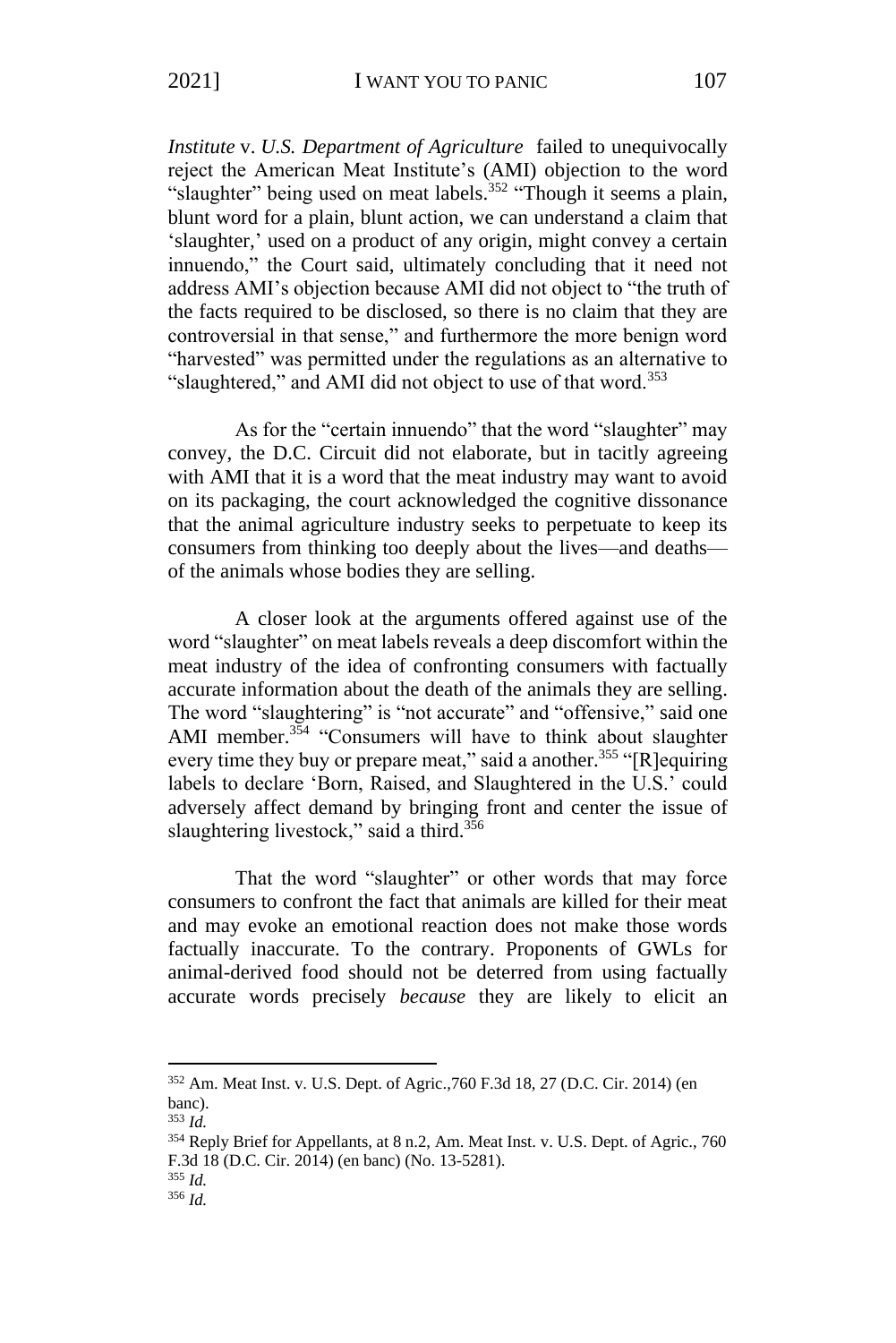*Institute* v. *U.S. Department of Agriculture* failed to unequivocally reject the American Meat Institute's (AMI) objection to the word "slaughter" being used on meat labels.[352] "Though it seems a plain, blunt word for a plain, blunt action, we can understand a claim that 'slaughter,' used on a product of any origin, might convey a certain innuendo," the Court said, ultimately concluding that it need not address AMI's objection because AMI did not object to "the truth of the facts required to be disclosed, so there is no claim that they are controversial in that sense," and furthermore the more benign word "harvested" was permitted under the regulations as an alternative to "slaughtered," and AMI did not object to use of that word.[353]

As for the "certain innuendo" that the word "slaughter" may convey, the D.C. Circuit did not elaborate, but in tacitly agreeing with AMI that it is a word that the meat industry may want to avoid on its packaging, the court acknowledged the cognitive dissonance that the animal agriculture industry seeks to perpetuate to keep its consumers from thinking too deeply about the lives—and deaths—of the animals whose bodies they are selling.

A closer look at the arguments offered against use of the word "slaughter" on meat labels reveals a deep discomfort within the meat industry of the idea of confronting consumers with factually accurate information about the death of the animals they are selling. The word "slaughtering" is "not accurate" and "offensive," said one AMI member.[354] "Consumers will have to think about slaughter every time they buy or prepare meat," said a another.[355] "[R]equiring labels to declare 'Born, Raised, and Slaughtered in the U.S.' could adversely affect demand by bringing front and center the issue of slaughtering livestock," said a third.[356]

That the word "slaughter" or other words that may force consumers to confront the fact that animals are killed for their meat and may evoke an emotional reaction does not make those words factually inaccurate. To the contrary. Proponents of GWLs for animal-derived food should not be deterred from using factually accurate words precisely *because* they are likely to elicit an

---

[352] Am. Meat Inst. v. U.S. Dept. of Agric.,760 F.3d 18, 27 (D.C. Cir. 2014) (en banc).

[353] *Id.*

[354] Reply Brief for Appellants, at 8 n.2, Am. Meat Inst. v. U.S. Dept. of Agric., 760 F.3d 18 (D.C. Cir. 2014) (en banc) (No. 13-5281).

[355] *Id.*

[356] *Id.*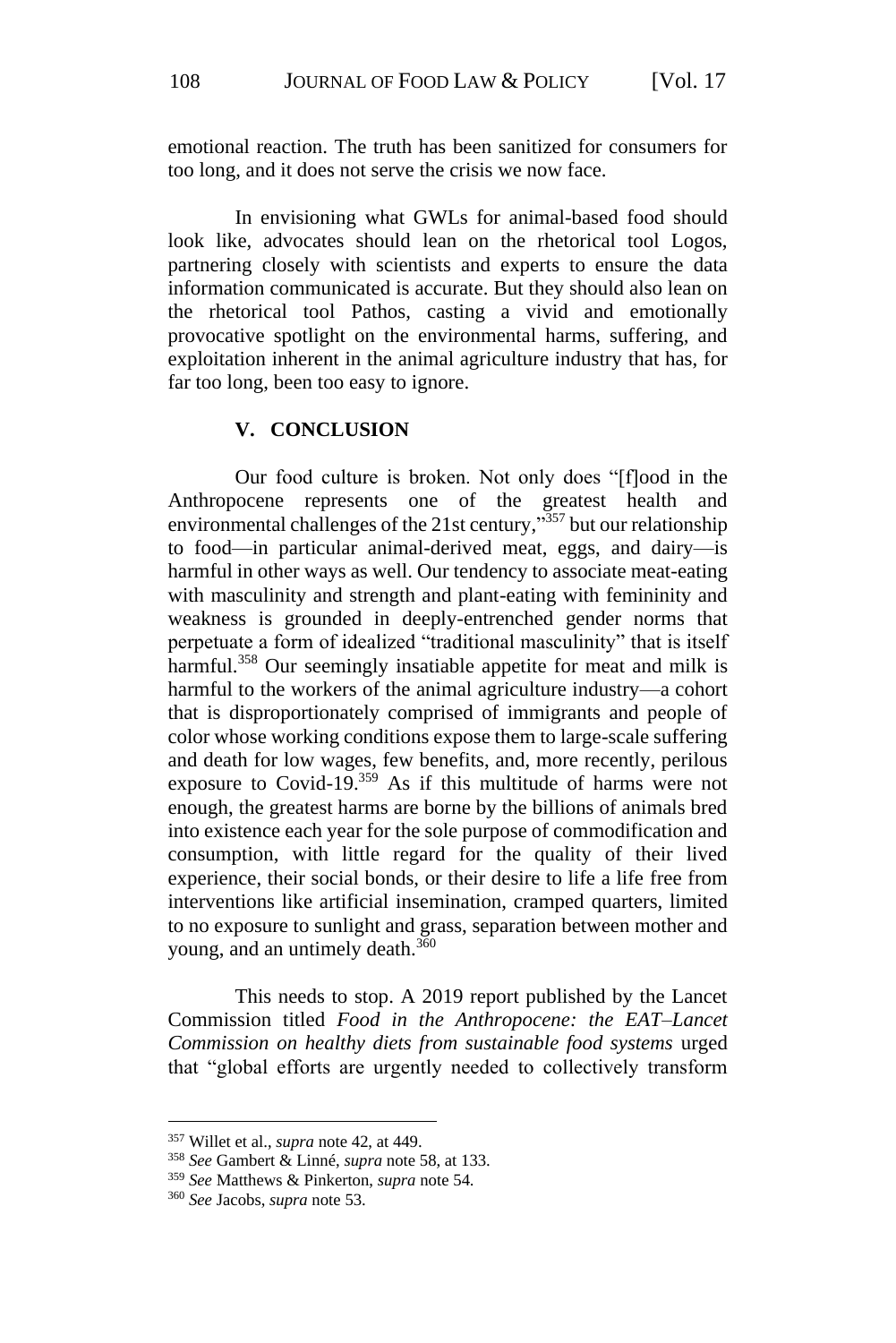emotional reaction. The truth has been sanitized for consumers for too long, and it does not serve the crisis we now face.

In envisioning what GWLs for animal-based food should look like, advocates should lean on the rhetorical tool Logos, partnering closely with scientists and experts to ensure the data information communicated is accurate. But they should also lean on the rhetorical tool Pathos, casting a vivid and emotionally provocative spotlight on the environmental harms, suffering, and exploitation inherent in the animal agriculture industry that has, for far too long, been too easy to ignore.

## V. CONCLUSION

Our food culture is broken. Not only does "[f]ood in the Anthropocene represents one of the greatest health and environmental challenges of the 21st century,"[357] but our relationship to food—in particular animal-derived meat, eggs, and dairy—is harmful in other ways as well. Our tendency to associate meat-eating with masculinity and strength and plant-eating with femininity and weakness is grounded in deeply-entrenched gender norms that perpetuate a form of idealized "traditional masculinity" that is itself harmful.[358] Our seemingly insatiable appetite for meat and milk is harmful to the workers of the animal agriculture industry—a cohort that is disproportionately comprised of immigrants and people of color whose working conditions expose them to large-scale suffering and death for low wages, few benefits, and, more recently, perilous exposure to Covid-19.[359] As if this multitude of harms were not enough, the greatest harms are borne by the billions of animals bred into existence each year for the sole purpose of commodification and consumption, with little regard for the quality of their lived experience, their social bonds, or their desire to life a life free from interventions like artificial insemination, cramped quarters, limited to no exposure to sunlight and grass, separation between mother and young, and an untimely death.[360]

This needs to stop. A 2019 report published by the Lancet Commission titled *Food in the Anthropocene: the EAT–Lancet Commission on healthy diets from sustainable food systems* urged that "global efforts are urgently needed to collectively transform

---

[357] Willet et al., *supra* note 42, at 449.

[358] *See* Gambert & Linné, *supra* note 58, at 133.

[359] *See* Matthews & Pinkerton, *supra* note 54.

[360] *See* Jacobs, *supra* note 53.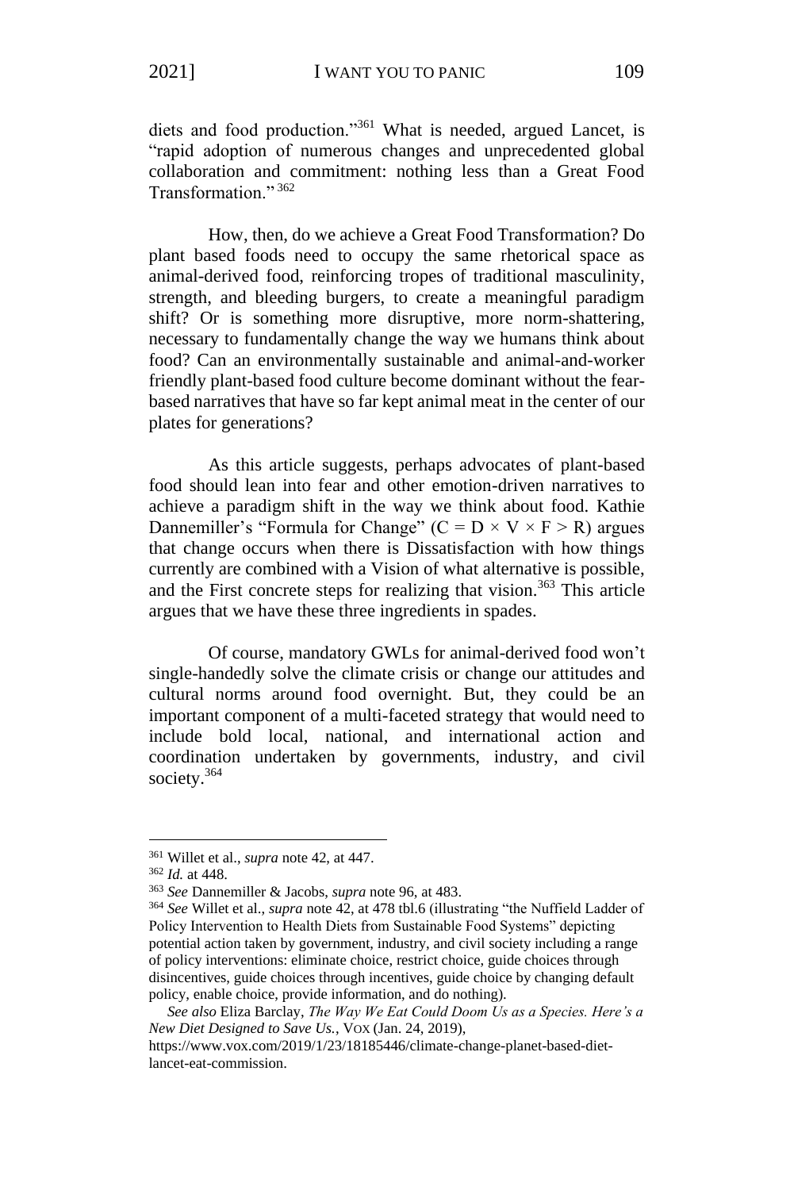diets and food production."[361] What is needed, argued Lancet, is "rapid adoption of numerous changes and unprecedented global collaboration and commitment: nothing less than a Great Food Transformation."[362]

How, then, do we achieve a Great Food Transformation? Do plant based foods need to occupy the same rhetorical space as animal-derived food, reinforcing tropes of traditional masculinity, strength, and bleeding burgers, to create a meaningful paradigm shift? Or is something more disruptive, more norm-shattering, necessary to fundamentally change the way we humans think about food? Can an environmentally sustainable and animal-and-worker friendly plant-based food culture become dominant without the fear-based narratives that have so far kept animal meat in the center of our plates for generations?

As this article suggests, perhaps advocates of plant-based food should lean into fear and other emotion-driven narratives to achieve a paradigm shift in the way we think about food. Kathie Dannemiller's "Formula for Change" ($C = D \times V \times F > R$) argues that change occurs when there is Dissatisfaction with how things currently are combined with a Vision of what alternative is possible, and the First concrete steps for realizing that vision.[363] This article argues that we have these three ingredients in spades.

Of course, mandatory GWLs for animal-derived food won't single-handedly solve the climate crisis or change our attitudes and cultural norms around food overnight. But, they could be an important component of a multi-faceted strategy that would need to include bold local, national, and international action and coordination undertaken by governments, industry, and civil society.[364]

---

[361] Willet et al., *supra* note 42, at 447.

[362] *Id.* at 448.

[363] *See* Dannemiller & Jacobs, *supra* note 96, at 483.

[364] *See* Willet et al., *supra* note 42, at 478 tbl.6 (illustrating "the Nuffield Ladder of Policy Intervention to Health Diets from Sustainable Food Systems" depicting potential action taken by government, industry, and civil society including a range of policy interventions: eliminate choice, restrict choice, guide choices through disincentives, guide choices through incentives, guide choice by changing default policy, enable choice, provide information, and do nothing).

*See also* Eliza Barclay, *The Way We Eat Could Doom Us as a Species. Here's a New Diet Designed to Save Us.*, VOX (Jan. 24, 2019), https://www.vox.com/2019/1/23/18185446/climate-change-planet-based-diet-lancet-eat-commission.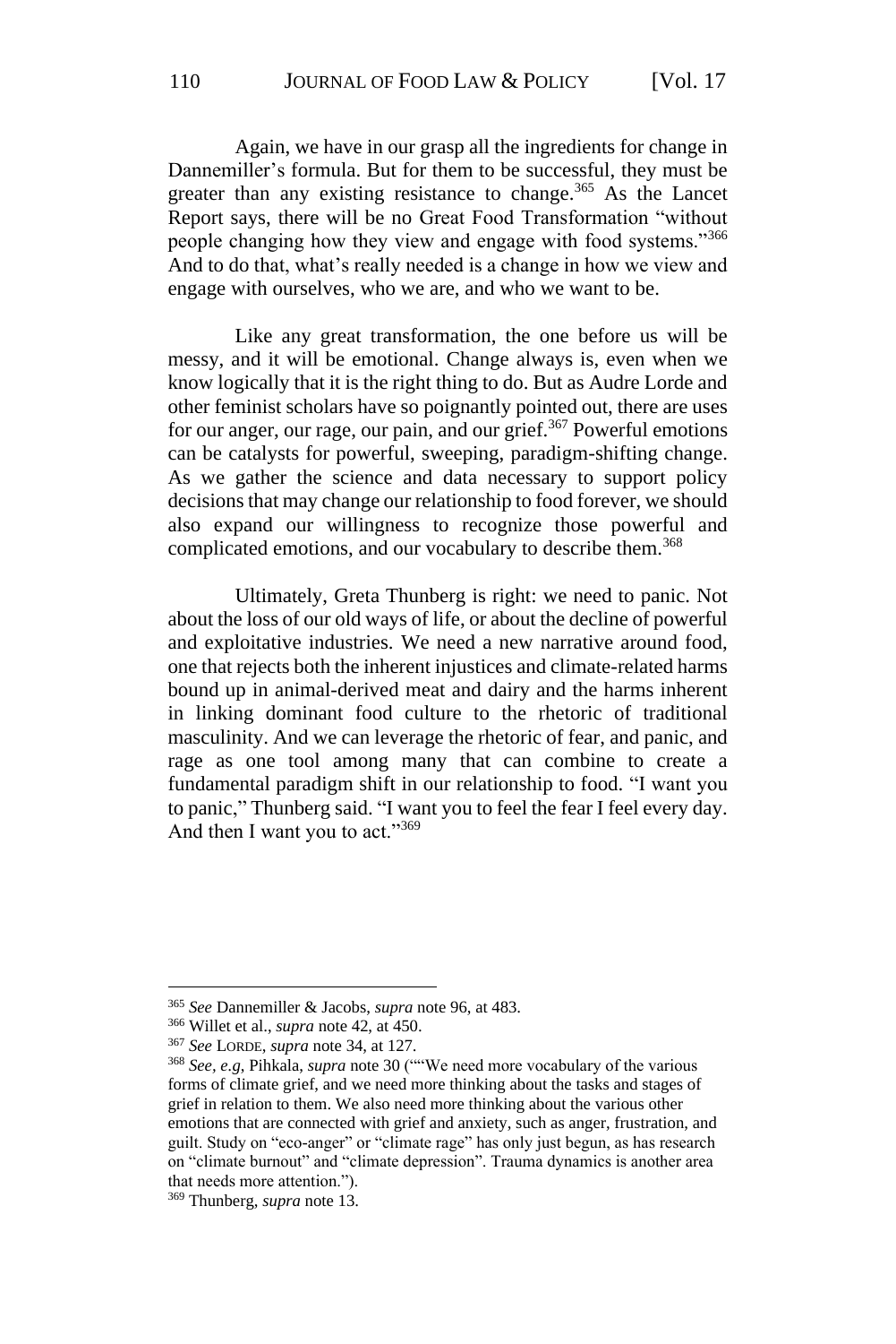Again, we have in our grasp all the ingredients for change in Dannemiller's formula. But for them to be successful, they must be greater than any existing resistance to change.[365] As the Lancet Report says, there will be no Great Food Transformation "without people changing how they view and engage with food systems."[366] And to do that, what's really needed is a change in how we view and engage with ourselves, who we are, and who we want to be.

Like any great transformation, the one before us will be messy, and it will be emotional. Change always is, even when we know logically that it is the right thing to do. But as Audre Lorde and other feminist scholars have so poignantly pointed out, there are uses for our anger, our rage, our pain, and our grief.[367] Powerful emotions can be catalysts for powerful, sweeping, paradigm-shifting change. As we gather the science and data necessary to support policy decisions that may change our relationship to food forever, we should also expand our willingness to recognize those powerful and complicated emotions, and our vocabulary to describe them.[368]

Ultimately, Greta Thunberg is right: we need to panic. Not about the loss of our old ways of life, or about the decline of powerful and exploitative industries. We need a new narrative around food, one that rejects both the inherent injustices and climate-related harms bound up in animal-derived meat and dairy and the harms inherent in linking dominant food culture to the rhetoric of traditional masculinity. And we can leverage the rhetoric of fear, and panic, and rage as one tool among many that can combine to create a fundamental paradigm shift in our relationship to food. "I want you to panic," Thunberg said. "I want you to feel the fear I feel every day. And then I want you to act."[369]

---

[365] *See* Dannemiller & Jacobs, *supra* note 96, at 483.

[366] Willet et al., *supra* note 42, at 450.

[367] *See* LORDE, *supra* note 34, at 127.

[368] *See*, *e.g*, Pihkala, *supra* note 30 (""We need more vocabulary of the various forms of climate grief, and we need more thinking about the tasks and stages of grief in relation to them. We also need more thinking about the various other emotions that are connected with grief and anxiety, such as anger, frustration, and guilt. Study on "eco-anger" or "climate rage" has only just begun, as has research on "climate burnout" and "climate depression". Trauma dynamics is another area that needs more attention.").

[369] Thunberg, *supra* note 13.